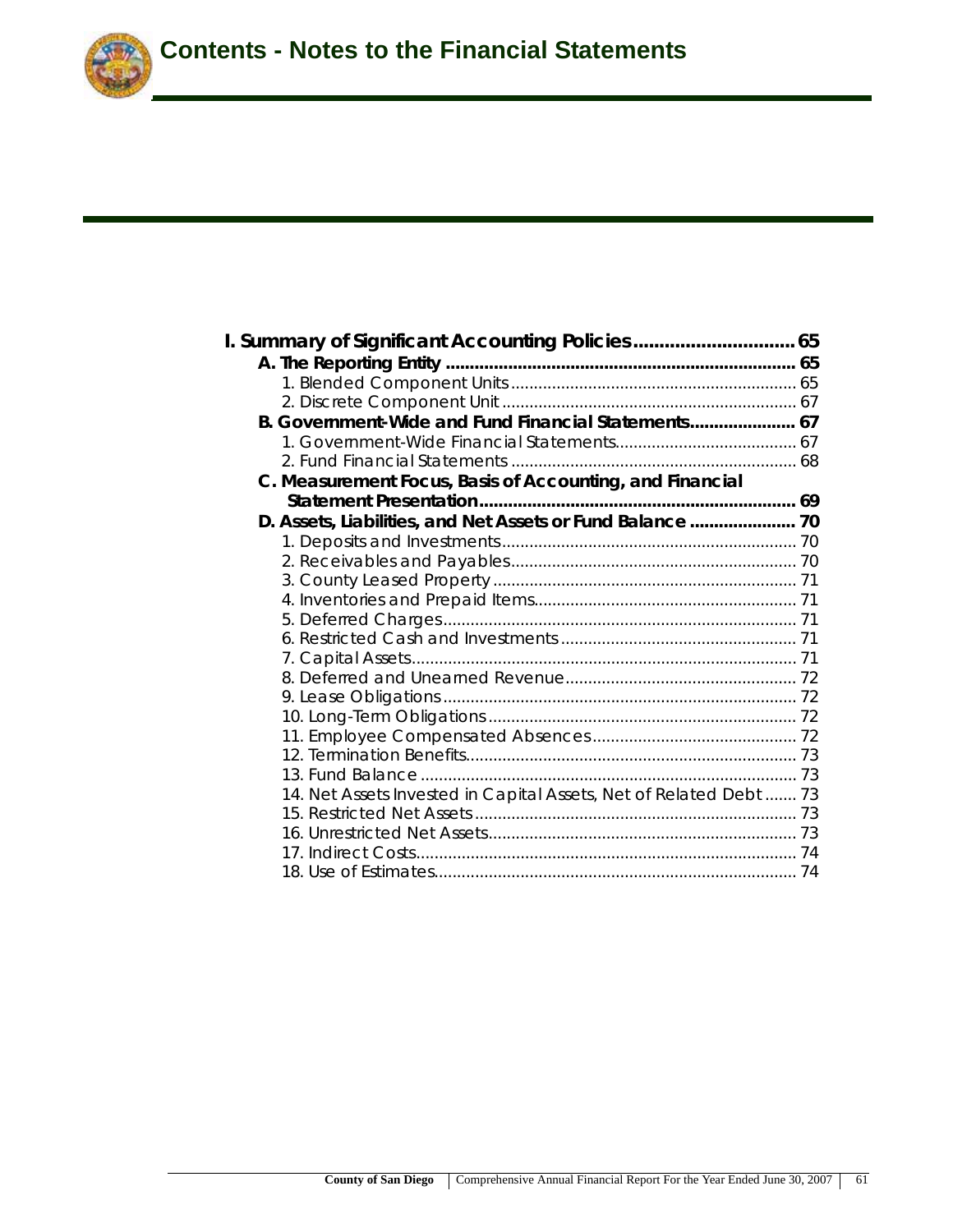# Contents - Notes to the Financial Statements

**I. Summary of Significant Accounting Policies ..................................... 65**

- **A. The Reporting Entity ........................................................................ 65**
  - 1. Blended Component Units ............................................................ 65
  - 2. Discrete Component Unit .............................................................. 67
- **B. Government-Wide and Fund Financial Statements...................... 67**
  - 1. Government-Wide Financial Statements....................................... 67
  - 2. Fund Financial Statements ............................................................ 68
- **C. Measurement Focus, Basis of Accounting, and Financial Statement Presentation............................................................... 69**
- **D. Assets, Liabilities, and Net Assets or Fund Balance ...................... 70**
  - 1. Deposits and Investments.............................................................. 70
  - 2. Receivables and Payables.............................................................. 70
  - 3. County Leased Property ................................................................. 71
  - 4. Inventories and Prepaid Items........................................................ 71
  - 5. Deferred Charges............................................................................ 71
  - 6. Restricted Cash and Investments ................................................. 71
  - 7. Capital Assets.................................................................................. 71
  - 8. Deferred and Unearned Revenue.................................................. 72
  - 9. Lease Obligations............................................................................ 72
  - 10. Long-Term Obligations.................................................................. 72
  - 11. Employee Compensated Absences............................................ 72
  - 12. Termination Benefits..................................................................... 73
  - 13. Fund Balance ................................................................................ 73
  - 14. Net Assets Invested in Capital Assets, Net of Related Debt....... 73
  - 15. Restricted Net Assets.................................................................... 73
  - 16. Unrestricted Net Assets................................................................. 73
  - 17. Indirect Costs................................................................................. 74
  - 18. Use of Estimates............................................................................. 74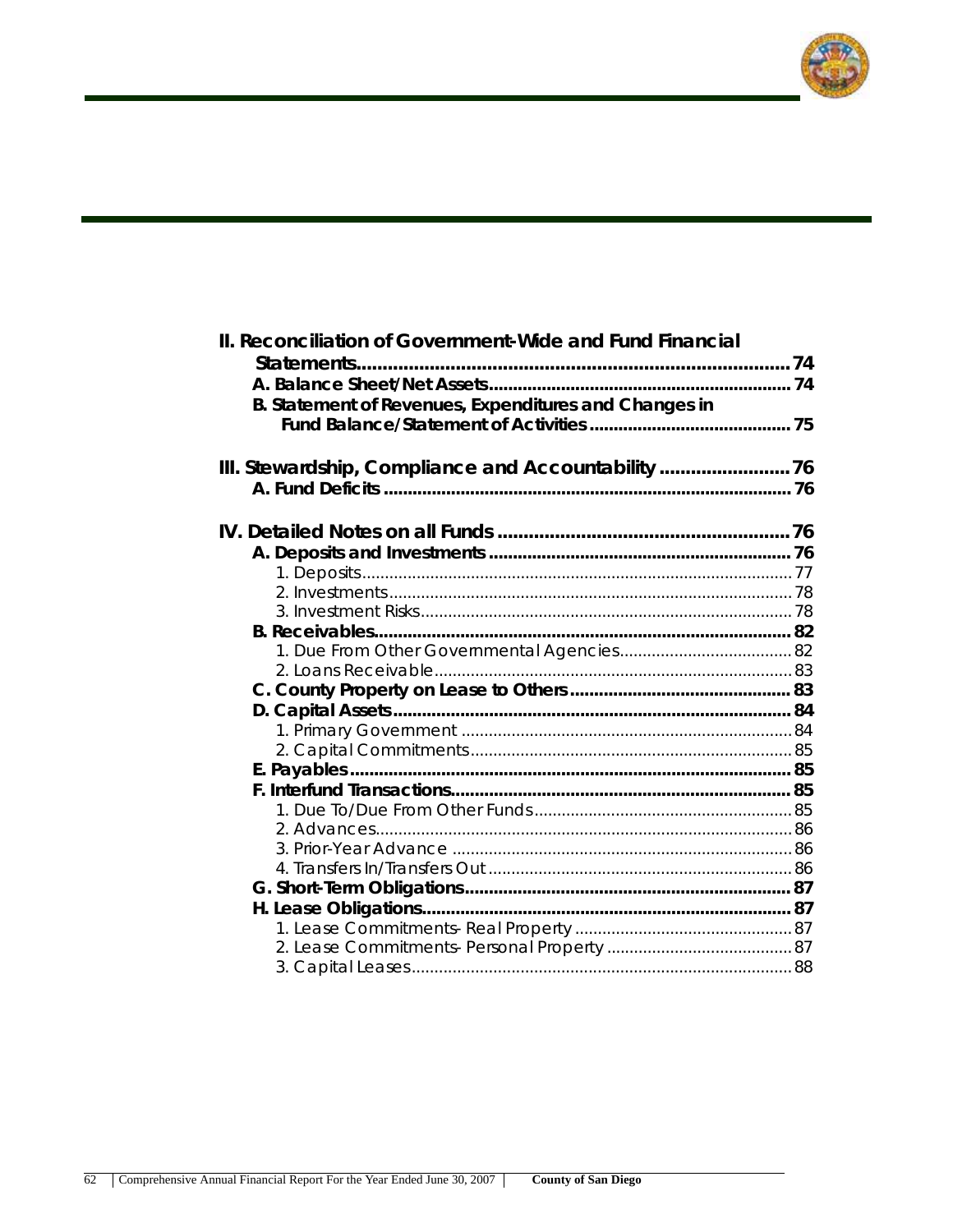**II. Reconciliation of Government-Wide and Fund Financial Statements** ........ 74

**A. Balance Sheet/Net Assets** ........ 74

**B. Statement of Revenues, Expenditures and Changes in Fund Balance/Statement of Activities** ........ 75

**III. Stewardship, Compliance and Accountability** ........ 76

**A. Fund Deficits** ........ 76

**IV. Detailed Notes on all Funds** ........ 76

**A. Deposits and Investments** ........ 76

1. Deposits ........ 77
2. Investments ........ 78
3. Investment Risks ........ 78

**B. Receivables** ........ 82

1. Due From Other Governmental Agencies ........ 82
2. Loans Receivable ........ 83

**C. County Property on Lease to Others** ........ 83

**D. Capital Assets** ........ 84

1. Primary Government ........ 84
2. Capital Commitments ........ 85

**E. Payables** ........ 85

**F. Interfund Transactions** ........ 85

1. Due To/Due From Other Funds ........ 85
2. Advances ........ 86
3. Prior-Year Advance ........ 86
4. Transfers In/Transfers Out ........ 86

**G. Short-Term Obligations** ........ 87

**H. Lease Obligations** ........ 87

1. Lease Commitments- Real Property ........ 87
2. Lease Commitments- Personal Property ........ 87
3. Capital Leases ........ 88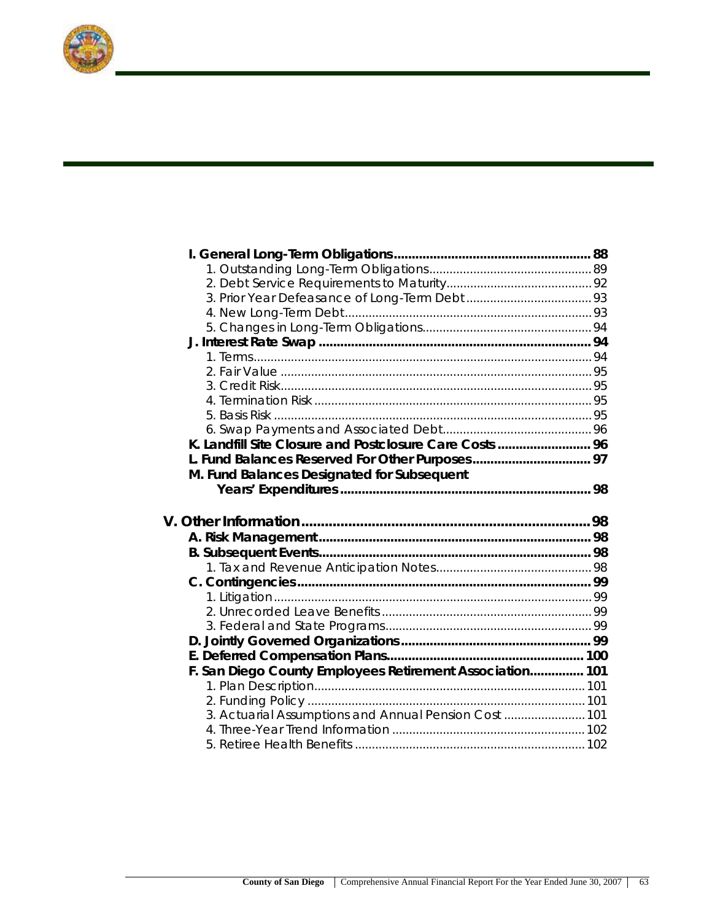| | |
|---|---|
| **I. General Long-Term Obligations** | **88** |
| 1. Outstanding Long-Term Obligations | 89 |
| 2. Debt Service Requirements to Maturity | 92 |
| 3. Prior Year Defeasance of Long-Term Debt | 93 |
| 4. New Long-Term Debt | 93 |
| 5. Changes in Long-Term Obligations | 94 |
| **J. Interest Rate Swap** | **94** |
| 1. Terms | 94 |
| 2. Fair Value | 95 |
| 3. Credit Risk | 95 |
| 4. Termination Risk | 95 |
| 5. Basis Risk | 95 |
| 6. Swap Payments and Associated Debt | 96 |
| **K. Landfill Site Closure and Postclosure Care Costs** | **96** |
| **L. Fund Balances Reserved For Other Purposes** | **97** |
| **M. Fund Balances Designated for Subsequent Years' Expenditures** | **98** |
| **V. Other Information** | **98** |
| **A. Risk Management** | **98** |
| **B. Subsequent Events** | **98** |
| 1. Tax and Revenue Anticipation Notes | 98 |
| **C. Contingencies** | **99** |
| 1. Litigation | 99 |
| 2. Unrecorded Leave Benefits | 99 |
| 3. Federal and State Programs | 99 |
| **D. Jointly Governed Organizations** | **99** |
| **E. Deferred Compensation Plans** | **100** |
| **F. San Diego County Employees Retirement Association** | **101** |
| 1. Plan Description | 101 |
| 2. Funding Policy | 101 |
| 3. Actuarial Assumptions and Annual Pension Cost | 101 |
| 4. Three-Year Trend Information | 102 |
| 5. Retiree Health Benefits | 102 |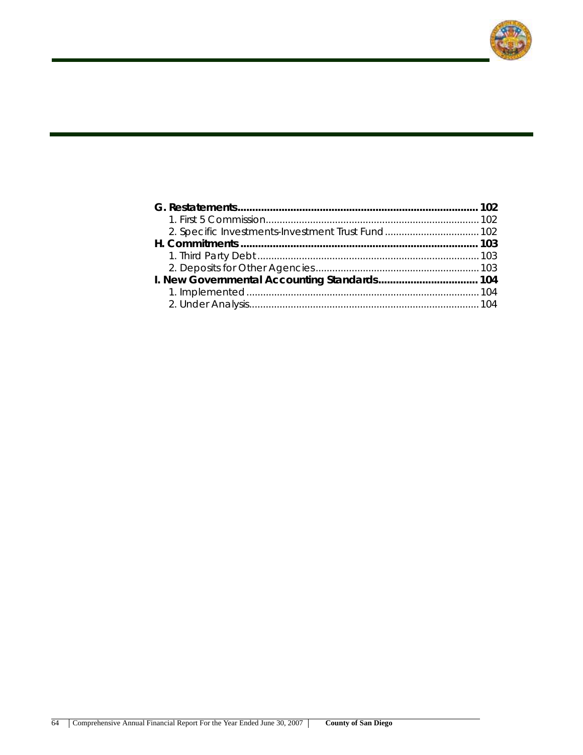**G. Restatements................................................................................ 102**

1. First 5 Commission............................................................................ 102
2. Specific Investments-Investment Trust Fund .................................. 102

**H. Commitments ................................................................................ 103**

1. Third Party Debt ............................................................................... 103
2. Deposits for Other Agencies........................................................... 103

**I. New Governmental Accounting Standards.................................. 104**

1. Implemented ................................................................................... 104
2. Under Analysis.................................................................................. 104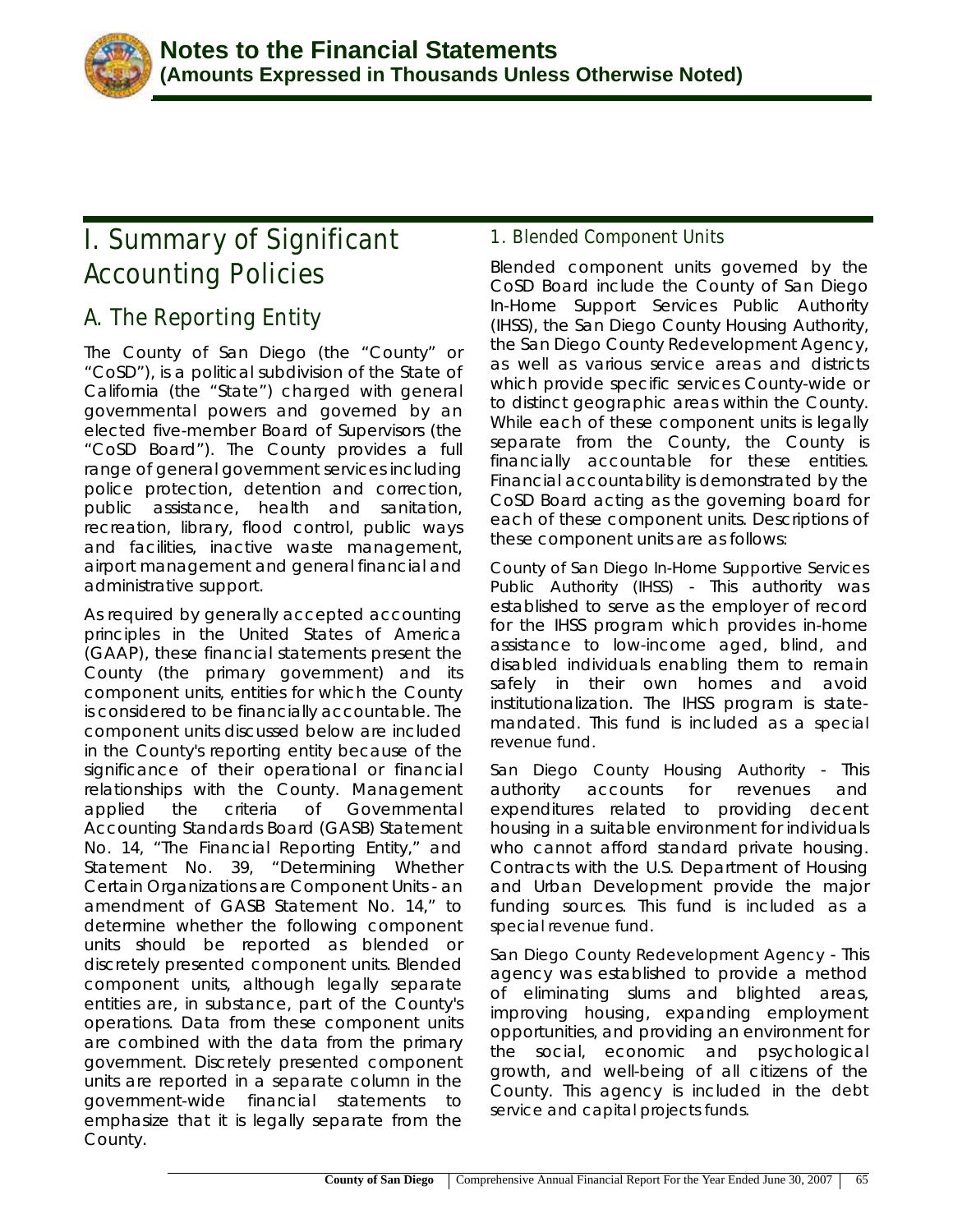# I. Summary of Significant Accounting Policies

## A. The Reporting Entity

The County of San Diego (the "County" or "CoSD"), is a political subdivision of the State of California (the "State") charged with general governmental powers and governed by an elected five-member Board of Supervisors (the "CoSD Board"). The County provides a full range of general government services including police protection, detention and correction, public assistance, health and sanitation, recreation, library, flood control, public ways and facilities, inactive waste management, airport management and general financial and administrative support.

As required by generally accepted accounting principles in the United States of America (GAAP), these financial statements present the County (the primary government) and its component units, entities for which the County is considered to be financially accountable. The component units discussed below are included in the County's reporting entity because of the significance of their operational or financial relationships with the County. Management applied the criteria of Governmental Accounting Standards Board (GASB) Statement No. 14, "The Financial Reporting Entity," and Statement No. 39, "Determining Whether Certain Organizations are Component Units - an amendment of GASB Statement No. 14," to determine whether the following component units should be reported as blended or discretely presented component units. Blended component units, although legally separate entities are, in substance, part of the County's operations. Data from these component units are combined with the data from the primary government. Discretely presented component units are reported in a separate column in the government-wide financial statements to emphasize that it is legally separate from the County.

### 1. Blended Component Units

Blended component units governed by the CoSD Board include the County of San Diego In-Home Support Services Public Authority (IHSS), the San Diego County Housing Authority, the San Diego County Redevelopment Agency, as well as various service areas and districts which provide specific services County-wide or to distinct geographic areas within the County. While each of these component units is legally separate from the County, the County is financially accountable for these entities. Financial accountability is demonstrated by the CoSD Board acting as the governing board for each of these component units. Descriptions of these component units are as follows:

County of San Diego In-Home Supportive Services Public Authority (IHSS) - This authority was established to serve as the employer of record for the IHSS program which provides in-home assistance to low-income aged, blind, and disabled individuals enabling them to remain safely in their own homes and avoid institutionalization. The IHSS program is state-mandated. This fund is included as a special revenue fund.

San Diego County Housing Authority - This authority accounts for revenues and expenditures related to providing decent housing in a suitable environment for individuals who cannot afford standard private housing. Contracts with the U.S. Department of Housing and Urban Development provide the major funding sources. This fund is included as a special revenue fund.

San Diego County Redevelopment Agency - This agency was established to provide a method of eliminating slums and blighted areas, improving housing, expanding employment opportunities, and providing an environment for the social, economic and psychological growth, and well-being of all citizens of the County. This agency is included in the debt service and capital projects funds.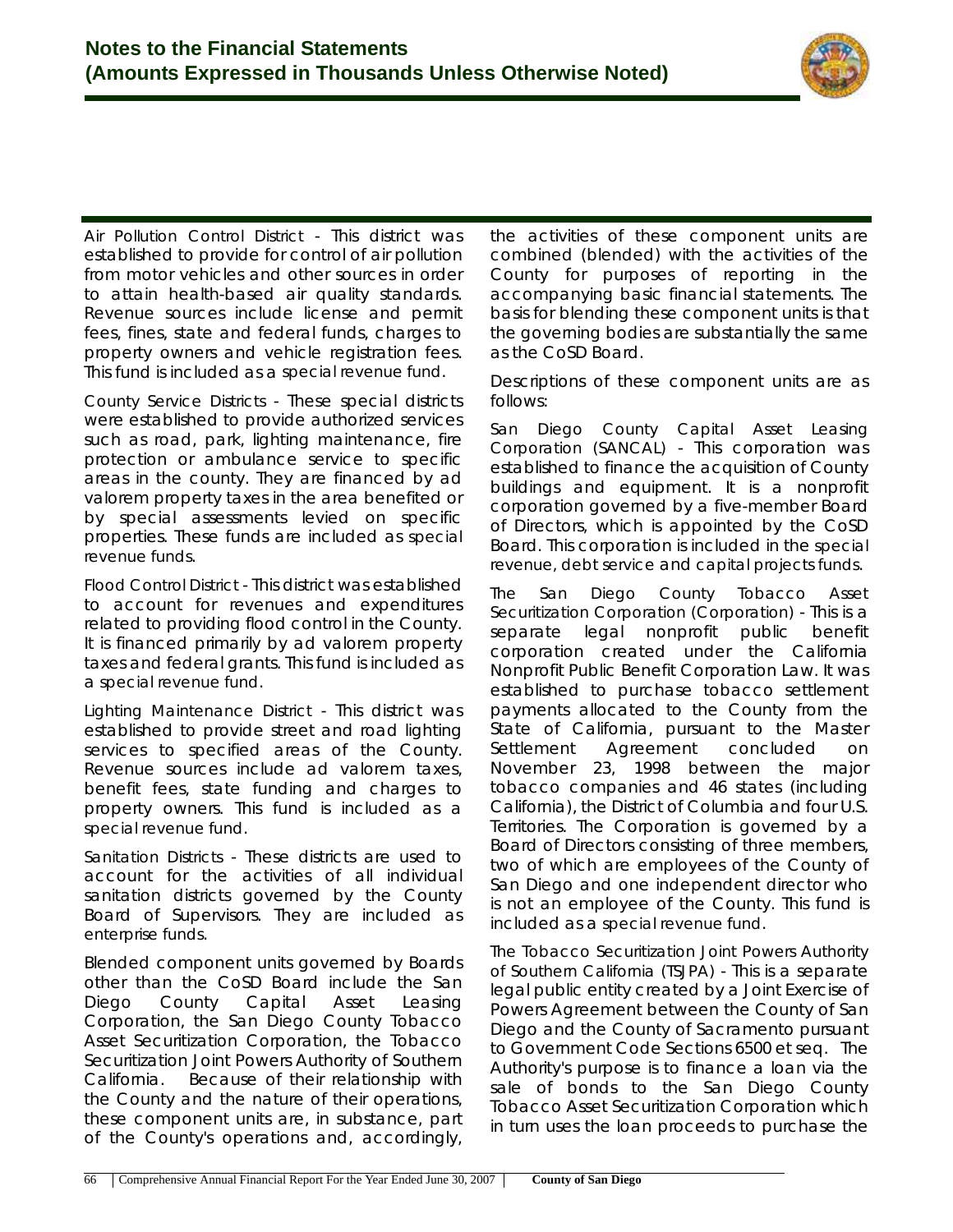Air Pollution Control District - This district was established to provide for control of air pollution from motor vehicles and other sources in order to attain health-based air quality standards. Revenue sources include license and permit fees, fines, state and federal funds, charges to property owners and vehicle registration fees. This fund is included as a special revenue fund.

County Service Districts - These special districts were established to provide authorized services such as road, park, lighting maintenance, fire protection or ambulance service to specific areas in the county. They are financed by ad valorem property taxes in the area benefited or by special assessments levied on specific properties. These funds are included as special revenue funds.

Flood Control District - This district was established to account for revenues and expenditures related to providing flood control in the County. It is financed primarily by ad valorem property taxes and federal grants. This fund is included as a special revenue fund.

Lighting Maintenance District - This district was established to provide street and road lighting services to specified areas of the County. Revenue sources include ad valorem taxes, benefit fees, state funding and charges to property owners. This fund is included as a special revenue fund.

Sanitation Districts - These districts are used to account for the activities of all individual sanitation districts governed by the County Board of Supervisors. They are included as enterprise funds.

Blended component units governed by Boards other than the CoSD Board include the San Diego County Capital Asset Leasing Corporation, the San Diego County Tobacco Asset Securitization Corporation, the Tobacco Securitization Joint Powers Authority of Southern California. Because of their relationship with the County and the nature of their operations, these component units are, in substance, part of the County's operations and, accordingly, the activities of these component units are combined (blended) with the activities of the County for purposes of reporting in the accompanying basic financial statements. The basis for blending these component units is that the governing bodies are substantially the same as the CoSD Board.

Descriptions of these component units are as follows:

San Diego County Capital Asset Leasing Corporation (SANCAL) - This corporation was established to finance the acquisition of County buildings and equipment. It is a nonprofit corporation governed by a five-member Board of Directors, which is appointed by the CoSD Board. This corporation is included in the special revenue, debt service and capital projects funds.

The San Diego County Tobacco Asset Securitization Corporation (Corporation) - This is a separate legal nonprofit public benefit corporation created under the California Nonprofit Public Benefit Corporation Law. It was established to purchase tobacco settlement payments allocated to the County from the State of California, pursuant to the Master Settlement Agreement concluded on November 23, 1998 between the major tobacco companies and 46 states (including California), the District of Columbia and four U.S. Territories. The Corporation is governed by a Board of Directors consisting of three members, two of which are employees of the County of San Diego and one independent director who is not an employee of the County. This fund is included as a special revenue fund.

The Tobacco Securitization Joint Powers Authority of Southern California (TSJPA) - This is a separate legal public entity created by a Joint Exercise of Powers Agreement between the County of San Diego and the County of Sacramento pursuant to Government Code Sections 6500 et seq. The Authority's purpose is to finance a loan via the sale of bonds to the San Diego County Tobacco Asset Securitization Corporation which in turn uses the loan proceeds to purchase the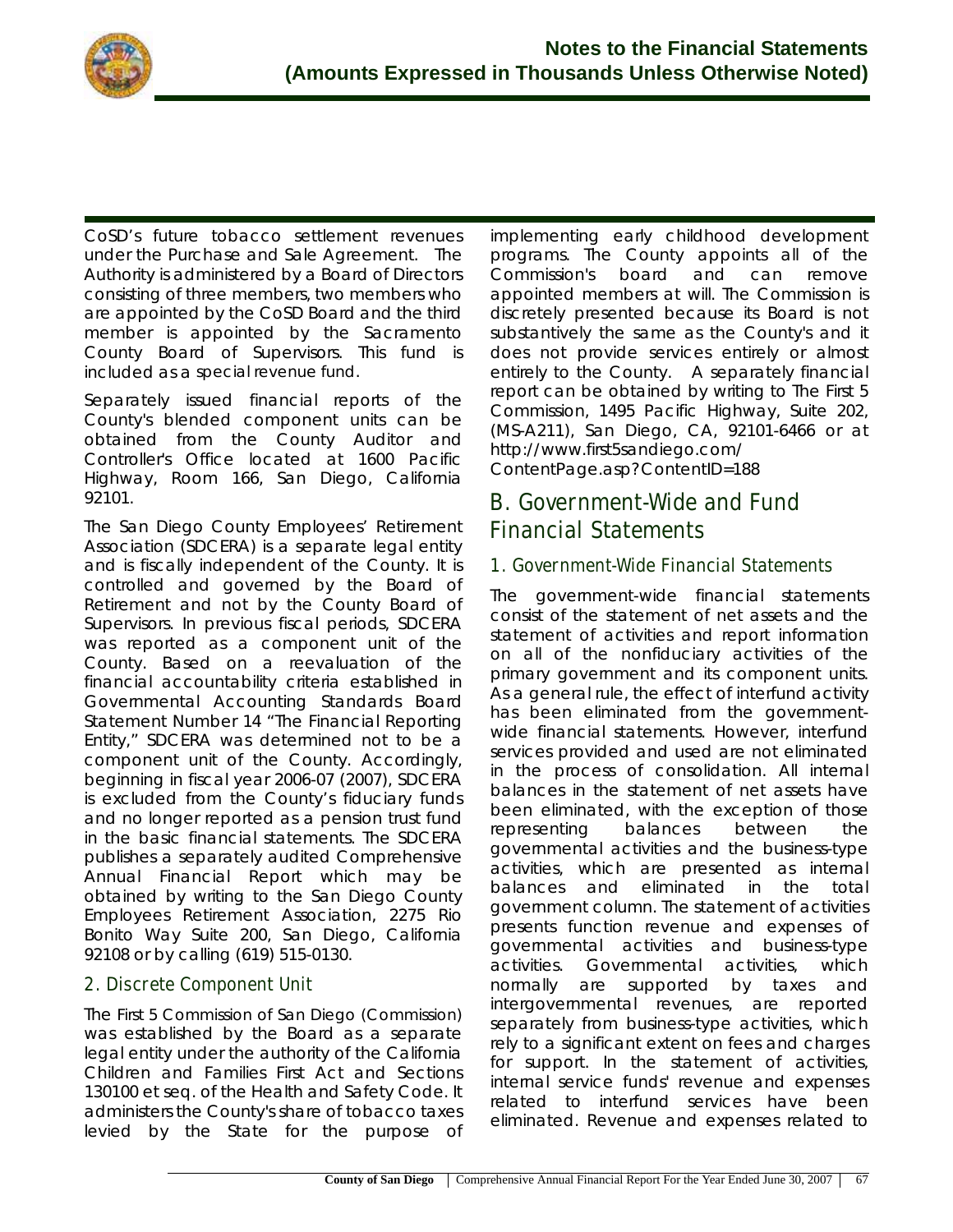CoSD's future tobacco settlement revenues under the Purchase and Sale Agreement. The Authority is administered by a Board of Directors consisting of three members, two members who are appointed by the CoSD Board and the third member is appointed by the Sacramento County Board of Supervisors. This fund is included as a special revenue fund.

Separately issued financial reports of the County's blended component units can be obtained from the County Auditor and Controller's Office located at 1600 Pacific Highway, Room 166, San Diego, California 92101.

The San Diego County Employees' Retirement Association (SDCERA) is a separate legal entity and is fiscally independent of the County. It is controlled and governed by the Board of Retirement and not by the County Board of Supervisors. In previous fiscal periods, SDCERA was reported as a component unit of the County. Based on a reevaluation of the financial accountability criteria established in Governmental Accounting Standards Board Statement Number 14 "The Financial Reporting Entity," SDCERA was determined not to be a component unit of the County. Accordingly, beginning in fiscal year 2006-07 (2007), SDCERA is excluded from the County's fiduciary funds and no longer reported as a pension trust fund in the basic financial statements. The SDCERA publishes a separately audited Comprehensive Annual Financial Report which may be obtained by writing to the San Diego County Employees Retirement Association, 2275 Rio Bonito Way Suite 200, San Diego, California 92108 or by calling (619) 515-0130.

### 2. Discrete Component Unit

The First 5 Commission of San Diego (Commission) was established by the Board as a separate legal entity under the authority of the California Children and Families First Act and Sections 130100 et seq. of the Health and Safety Code. It administers the County's share of tobacco taxes levied by the State for the purpose of implementing early childhood development programs. The County appoints all of the Commission's board and can remove appointed members at will. The Commission is discretely presented because its Board is not substantively the same as the County's and it does not provide services entirely or almost entirely to the County. A separately financial report can be obtained by writing to The First 5 Commission, 1495 Pacific Highway, Suite 202, (MS-A211), San Diego, CA, 92101-6466 or at http://www.first5sandiego.com/ContentPage.asp?ContentID=188

## B. Government-Wide and Fund Financial Statements

### 1. Government-Wide Financial Statements

The government-wide financial statements consist of the statement of net assets and the statement of activities and report information on all of the nonfiduciary activities of the primary government and its component units. As a general rule, the effect of interfund activity has been eliminated from the government-wide financial statements. However, interfund services provided and used are not eliminated in the process of consolidation. All internal balances in the statement of net assets have been eliminated, with the exception of those representing balances between the governmental activities and the business-type activities, which are presented as internal balances and eliminated in the total government column. The statement of activities presents function revenue and expenses of governmental activities and business-type activities. Governmental activities, which normally are supported by taxes and intergovernmental revenues, are reported separately from business-type activities, which rely to a significant extent on fees and charges for support. In the statement of activities, internal service funds' revenue and expenses related to interfund services have been eliminated. Revenue and expenses related to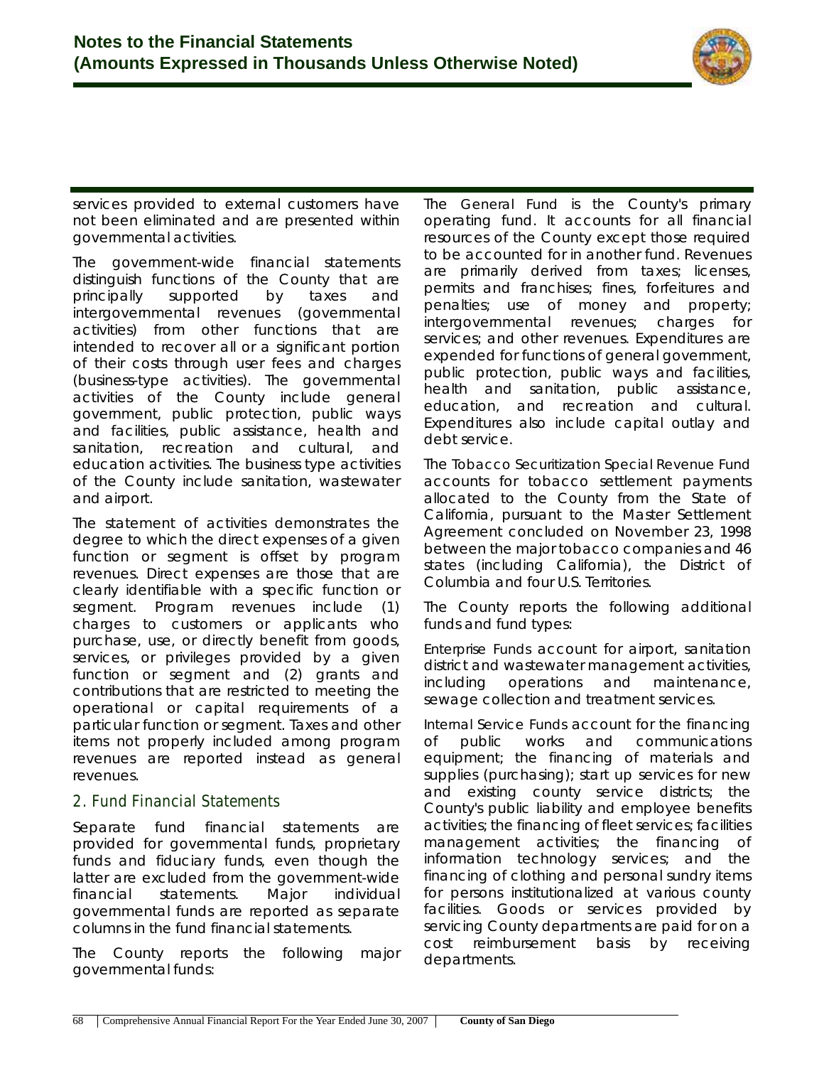services provided to external customers have not been eliminated and are presented within governmental activities.

The government-wide financial statements distinguish functions of the County that are principally supported by taxes and intergovernmental revenues (governmental activities) from other functions that are intended to recover all or a significant portion of their costs through user fees and charges (business-type activities). The governmental activities of the County include general government, public protection, public ways and facilities, public assistance, health and sanitation, recreation and cultural, and education activities. The business type activities of the County include sanitation, wastewater and airport.

The statement of activities demonstrates the degree to which the direct expenses of a given function or segment is offset by program revenues. Direct expenses are those that are clearly identifiable with a specific function or segment. Program revenues include (1) charges to customers or applicants who purchase, use, or directly benefit from goods, services, or privileges provided by a given function or segment and (2) grants and contributions that are restricted to meeting the operational or capital requirements of a particular function or segment. Taxes and other items not properly included among program revenues are reported instead as general revenues.

## 2. Fund Financial Statements

Separate fund financial statements are provided for governmental funds, proprietary funds and fiduciary funds, even though the latter are excluded from the government-wide financial statements. Major individual governmental funds are reported as separate columns in the fund financial statements.

The County reports the following major governmental funds:

*The General Fund* is the County's primary operating fund. It accounts for all financial resources of the County except those required to be accounted for in another fund. Revenues are primarily derived from taxes; licenses, permits and franchises; fines, forfeitures and penalties; use of money and property; intergovernmental revenues; charges for services; and other revenues. Expenditures are expended for functions of general government, public protection, public ways and facilities, health and sanitation, public assistance, education, and recreation and cultural. Expenditures also include capital outlay and debt service.

*The Tobacco Securitization Special Revenue Fund* accounts for tobacco settlement payments allocated to the County from the State of California, pursuant to the Master Settlement Agreement concluded on November 23, 1998 between the major tobacco companies and 46 states (including California), the District of Columbia and four U.S. Territories.

The County reports the following additional funds and fund types:

*Enterprise Funds* account for airport, sanitation district and wastewater management activities, including operations and maintenance, sewage collection and treatment services.

*Internal Service Funds* account for the financing of public works and communications equipment; the financing of materials and supplies (purchasing); start up services for new and existing county service districts; the County's public liability and employee benefits activities; the financing of fleet services; facilities management activities; the financing of information technology services; and the financing of clothing and personal sundry items for persons institutionalized at various county facilities. Goods or services provided by servicing County departments are paid for on a cost reimbursement basis by receiving departments.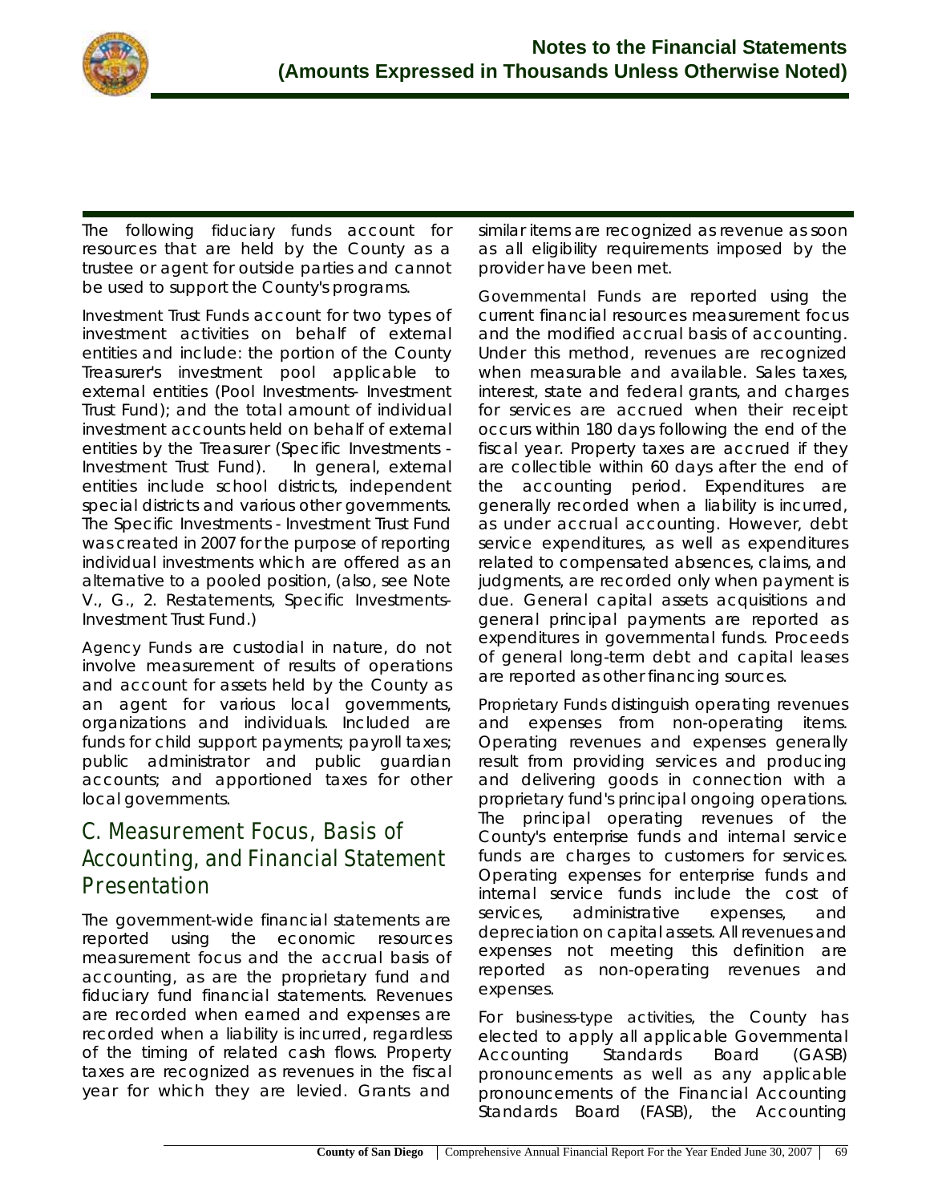The following fiduciary funds account for resources that are held by the County as a trustee or agent for outside parties and cannot be used to support the County's programs.

Investment Trust Funds account for two types of investment activities on behalf of external entities and include: the portion of the County Treasurer's investment pool applicable to external entities (Pool Investments- Investment Trust Fund); and the total amount of individual investment accounts held on behalf of external entities by the Treasurer (Specific Investments - Investment Trust Fund). In general, external entities include school districts, independent special districts and various other governments. The Specific Investments - Investment Trust Fund was created in 2007 for the purpose of reporting individual investments which are offered as an alternative to a pooled position, (also, see Note V., G., 2. Restatements, Specific Investments- Investment Trust Fund.)

Agency Funds are custodial in nature, do not involve measurement of results of operations and account for assets held by the County as an agent for various local governments, organizations and individuals. Included are funds for child support payments; payroll taxes; public administrator and public guardian accounts; and apportioned taxes for other local governments.

## C. Measurement Focus, Basis of Accounting, and Financial Statement Presentation

The government-wide financial statements are reported using the economic resources measurement focus and the accrual basis of accounting, as are the proprietary fund and fiduciary fund financial statements. Revenues are recorded when earned and expenses are recorded when a liability is incurred, regardless of the timing of related cash flows. Property taxes are recognized as revenues in the fiscal year for which they are levied. Grants and similar items are recognized as revenue as soon as all eligibility requirements imposed by the provider have been met.

Governmental Funds are reported using the current financial resources measurement focus and the modified accrual basis of accounting. Under this method, revenues are recognized when measurable and available. Sales taxes, interest, state and federal grants, and charges for services are accrued when their receipt occurs within 180 days following the end of the fiscal year. Property taxes are accrued if they are collectible within 60 days after the end of the accounting period. Expenditures are generally recorded when a liability is incurred, as under accrual accounting. However, debt service expenditures, as well as expenditures related to compensated absences, claims, and judgments, are recorded only when payment is due. General capital assets acquisitions and general principal payments are reported as expenditures in governmental funds. Proceeds of general long-term debt and capital leases are reported as other financing sources.

Proprietary Funds distinguish operating revenues and expenses from non-operating items. Operating revenues and expenses generally result from providing services and producing and delivering goods in connection with a proprietary fund's principal ongoing operations. The principal operating revenues of the County's enterprise funds and internal service funds are charges to customers for services. Operating expenses for enterprise funds and internal service funds include the cost of services, administrative expenses, and depreciation on capital assets. All revenues and expenses not meeting this definition are reported as non-operating revenues and expenses.

For business-type activities, the County has elected to apply all applicable Governmental Accounting Standards Board (GASB) pronouncements as well as any applicable pronouncements of the Financial Accounting Standards Board (FASB), the Accounting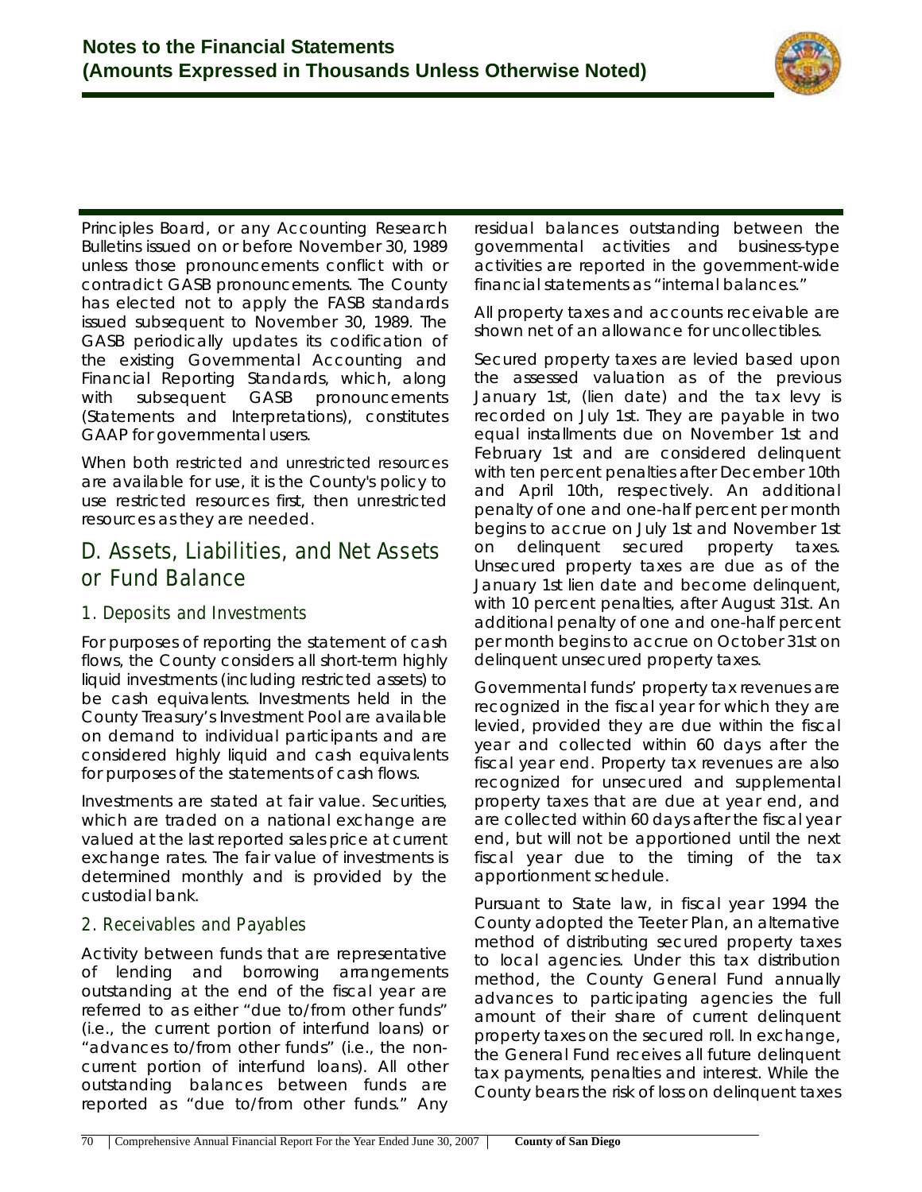Principles Board, or any Accounting Research Bulletins issued on or before November 30, 1989 unless those pronouncements conflict with or contradict GASB pronouncements. The County has elected not to apply the FASB standards issued subsequent to November 30, 1989. The GASB periodically updates its codification of the existing Governmental Accounting and Financial Reporting Standards, which, along with subsequent GASB pronouncements (Statements and Interpretations), constitutes GAAP for governmental users.

When both restricted and unrestricted resources are available for use, it is the County's policy to use restricted resources first, then unrestricted resources as they are needed.

## D. Assets, Liabilities, and Net Assets or Fund Balance

### 1. Deposits and Investments

For purposes of reporting the statement of cash flows, the County considers all short-term highly liquid investments (including restricted assets) to be cash equivalents. Investments held in the County Treasury's Investment Pool are available on demand to individual participants and are considered highly liquid and cash equivalents for purposes of the statements of cash flows.

Investments are stated at fair value. Securities, which are traded on a national exchange are valued at the last reported sales price at current exchange rates. The fair value of investments is determined monthly and is provided by the custodial bank.

### 2. Receivables and Payables

Activity between funds that are representative of lending and borrowing arrangements outstanding at the end of the fiscal year are referred to as either "due to/from other funds" (i.e., the current portion of interfund loans) or "advances to/from other funds" (i.e., the non-current portion of interfund loans). All other outstanding balances between funds are reported as "due to/from other funds." Any residual balances outstanding between the governmental activities and business-type activities are reported in the government-wide financial statements as "internal balances."

All property taxes and accounts receivable are shown net of an allowance for uncollectibles.

Secured property taxes are levied based upon the assessed valuation as of the previous January 1st, (lien date) and the tax levy is recorded on July 1st. They are payable in two equal installments due on November 1st and February 1st and are considered delinquent with ten percent penalties after December 10th and April 10th, respectively. An additional penalty of one and one-half percent per month begins to accrue on July 1st and November 1st on delinquent secured property taxes. Unsecured property taxes are due as of the January 1st lien date and become delinquent, with 10 percent penalties, after August 31st. An additional penalty of one and one-half percent per month begins to accrue on October 31st on delinquent unsecured property taxes.

Governmental funds' property tax revenues are recognized in the fiscal year for which they are levied, provided they are due within the fiscal year and collected within 60 days after the fiscal year end. Property tax revenues are also recognized for unsecured and supplemental property taxes that are due at year end, and are collected within 60 days after the fiscal year end, but will not be apportioned until the next fiscal year due to the timing of the tax apportionment schedule.

Pursuant to State law, in fiscal year 1994 the County adopted the Teeter Plan, an alternative method of distributing secured property taxes to local agencies. Under this tax distribution method, the County General Fund annually advances to participating agencies the full amount of their share of current delinquent property taxes on the secured roll. In exchange, the General Fund receives all future delinquent tax payments, penalties and interest. While the County bears the risk of loss on delinquent taxes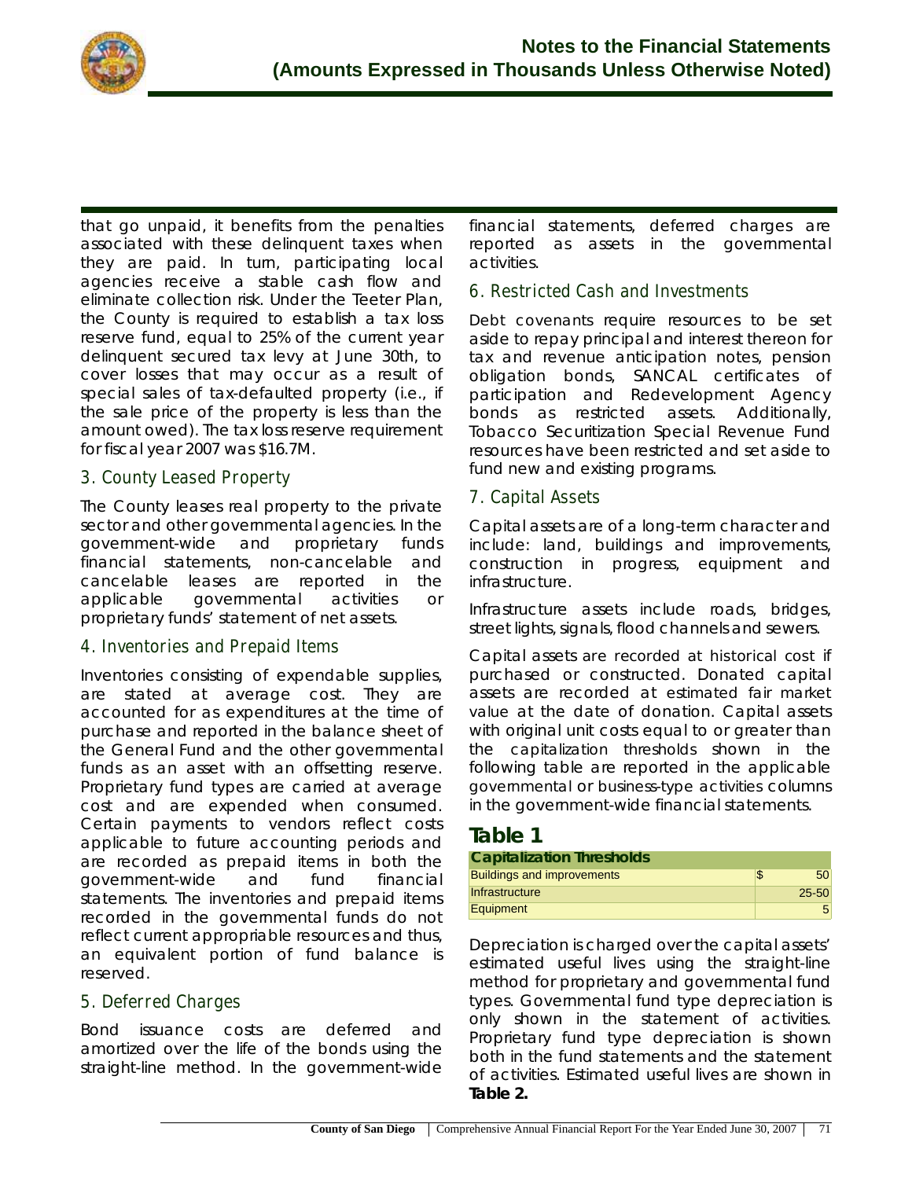that go unpaid, it benefits from the penalties associated with these delinquent taxes when they are paid. In turn, participating local agencies receive a stable cash flow and eliminate collection risk. Under the Teeter Plan, the County is required to establish a tax loss reserve fund, equal to 25% of the current year delinquent secured tax levy at June 30th, to cover losses that may occur as a result of special sales of tax-defaulted property (i.e., if the sale price of the property is less than the amount owed). The tax loss reserve requirement for fiscal year 2007 was $16.7M.

### 3. County Leased Property

The County leases real property to the private sector and other governmental agencies. In the government-wide and proprietary funds financial statements, non-cancelable and cancelable leases are reported in the applicable governmental activities or proprietary funds' statement of net assets.

### 4. Inventories and Prepaid Items

Inventories consisting of expendable supplies, are stated at average cost. They are accounted for as expenditures at the time of purchase and reported in the balance sheet of the General Fund and the other governmental funds as an asset with an offsetting reserve. Proprietary fund types are carried at average cost and are expended when consumed. Certain payments to vendors reflect costs applicable to future accounting periods and are recorded as prepaid items in both the government-wide and fund financial statements. The inventories and prepaid items recorded in the governmental funds do not reflect current appropriable resources and thus, an equivalent portion of fund balance is reserved.

### 5. Deferred Charges

Bond issuance costs are deferred and amortized over the life of the bonds using the straight-line method. In the government-wide financial statements, deferred charges are reported as assets in the governmental activities.

### 6. Restricted Cash and Investments

Debt covenants require resources to be set aside to repay principal and interest thereon for tax and revenue anticipation notes, pension obligation bonds, SANCAL certificates of participation and Redevelopment Agency bonds as restricted assets. Additionally, Tobacco Securitization Special Revenue Fund resources have been restricted and set aside to fund new and existing programs.

### 7. Capital Assets

Capital assets are of a long-term character and include: land, buildings and improvements, construction in progress, equipment and infrastructure.

Infrastructure assets include roads, bridges, street lights, signals, flood channels and sewers.

Capital assets are recorded at historical cost if purchased or constructed. Donated capital assets are recorded at estimated fair market value at the date of donation. Capital assets with original unit costs equal to or greater than the capitalization thresholds shown in the following table are reported in the applicable governmental or business-type activities columns in the government-wide financial statements.

## Table 1

| Capitalization Thresholds | |
|---|---|
| Buildings and improvements | $ 50 |
| Infrastructure | 25-50 |
| Equipment | 5 |

Depreciation is charged over the capital assets' estimated useful lives using the straight-line method for proprietary and governmental fund types. Governmental fund type depreciation is only shown in the statement of activities. Proprietary fund type depreciation is shown both in the fund statements and the statement of activities. Estimated useful lives are shown in **Table 2.**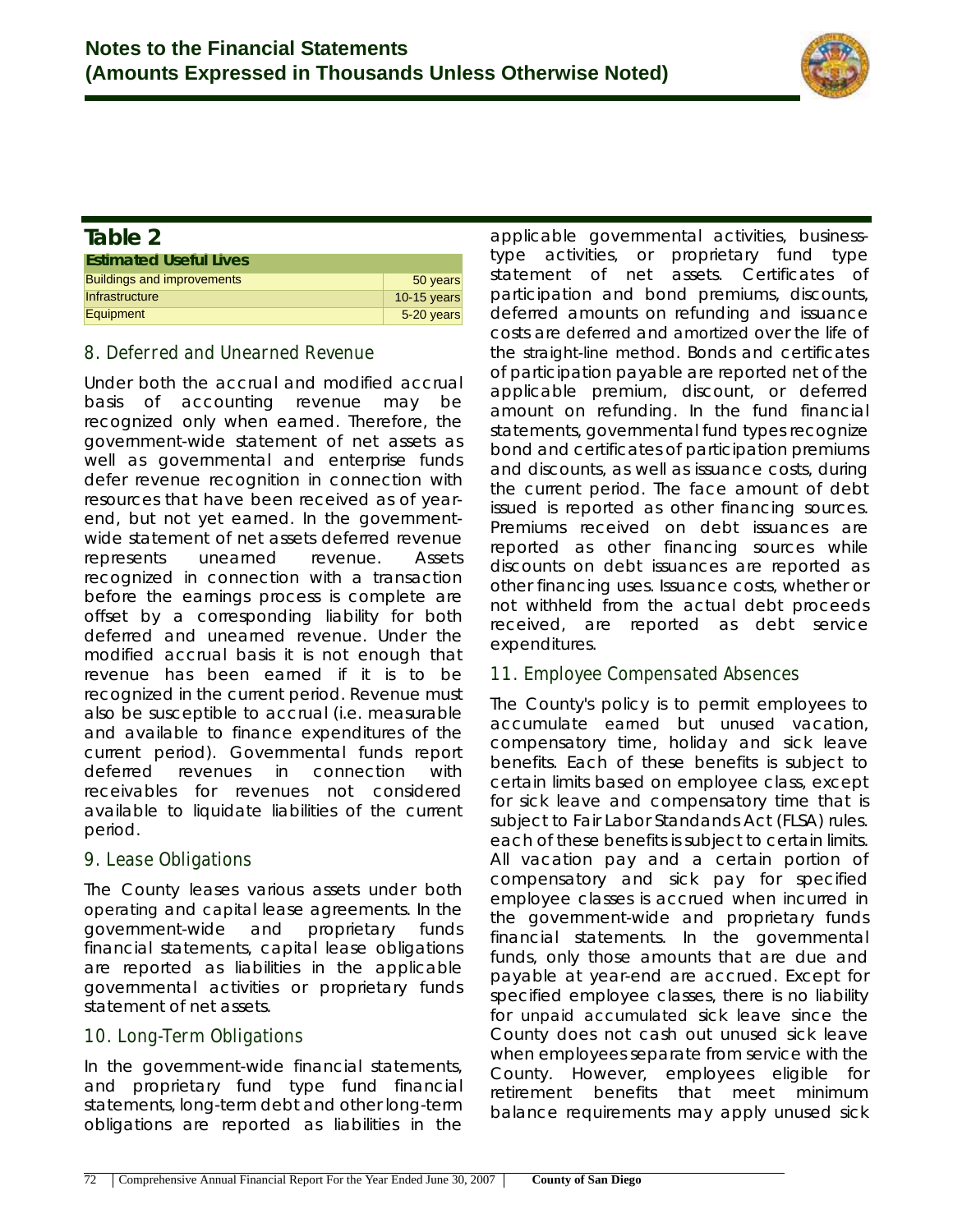## Table 2

| Estimated Useful Lives | |
|---|---|
| Buildings and improvements | 50 years |
| Infrastructure | 10-15 years |
| Equipment | 5-20 years |

### 8. Deferred and Unearned Revenue

Under both the accrual and modified accrual basis of accounting revenue may be recognized only when earned. Therefore, the government-wide statement of net assets as well as governmental and enterprise funds defer revenue recognition in connection with resources that have been received as of year-end, but not yet earned. In the government-wide statement of net assets deferred revenue represents unearned revenue. Assets recognized in connection with a transaction before the earnings process is complete are offset by a corresponding liability for both deferred and unearned revenue. Under the modified accrual basis it is not enough that revenue has been earned if it is to be recognized in the current period. Revenue must also be susceptible to accrual (i.e. measurable and available to finance expenditures of the current period). Governmental funds report deferred revenues in connection with receivables for revenues not considered available to liquidate liabilities of the current period.

### 9. Lease Obligations

The County leases various assets under both operating and capital lease agreements. In the government-wide and proprietary funds financial statements, capital lease obligations are reported as liabilities in the applicable governmental activities or proprietary funds statement of net assets.

### 10. Long-Term Obligations

In the government-wide financial statements, and proprietary fund type fund financial statements, long-term debt and other long-term obligations are reported as liabilities in the applicable governmental activities, business-type activities, or proprietary fund type statement of net assets. Certificates of participation and bond premiums, discounts, deferred amounts on refunding and issuance costs are deferred and amortized over the life of the straight-line method. Bonds and certificates of participation payable are reported net of the applicable premium, discount, or deferred amount on refunding. In the fund financial statements, governmental fund types recognize bond and certificates of participation premiums and discounts, as well as issuance costs, during the current period. The face amount of debt issued is reported as other financing sources. Premiums received on debt issuances are reported as other financing sources while discounts on debt issuances are reported as other financing uses. Issuance costs, whether or not withheld from the actual debt proceeds received, are reported as debt service expenditures.

### 11. Employee Compensated Absences

The County's policy is to permit employees to accumulate earned but unused vacation, compensatory time, holiday and sick leave benefits. Each of these benefits is subject to certain limits based on employee class, except for sick leave and compensatory time that is subject to Fair Labor Standards Act (FLSA) rules. each of these benefits is subject to certain limits. All vacation pay and a certain portion of compensatory and sick pay for specified employee classes is accrued when incurred in the government-wide and proprietary funds financial statements. In the governmental funds, only those amounts that are due and payable at year-end are accrued. Except for specified employee classes, there is no liability for unpaid accumulated sick leave since the County does not cash out unused sick leave when employees separate from service with the County. However, employees eligible for retirement benefits that meet minimum balance requirements may apply unused sick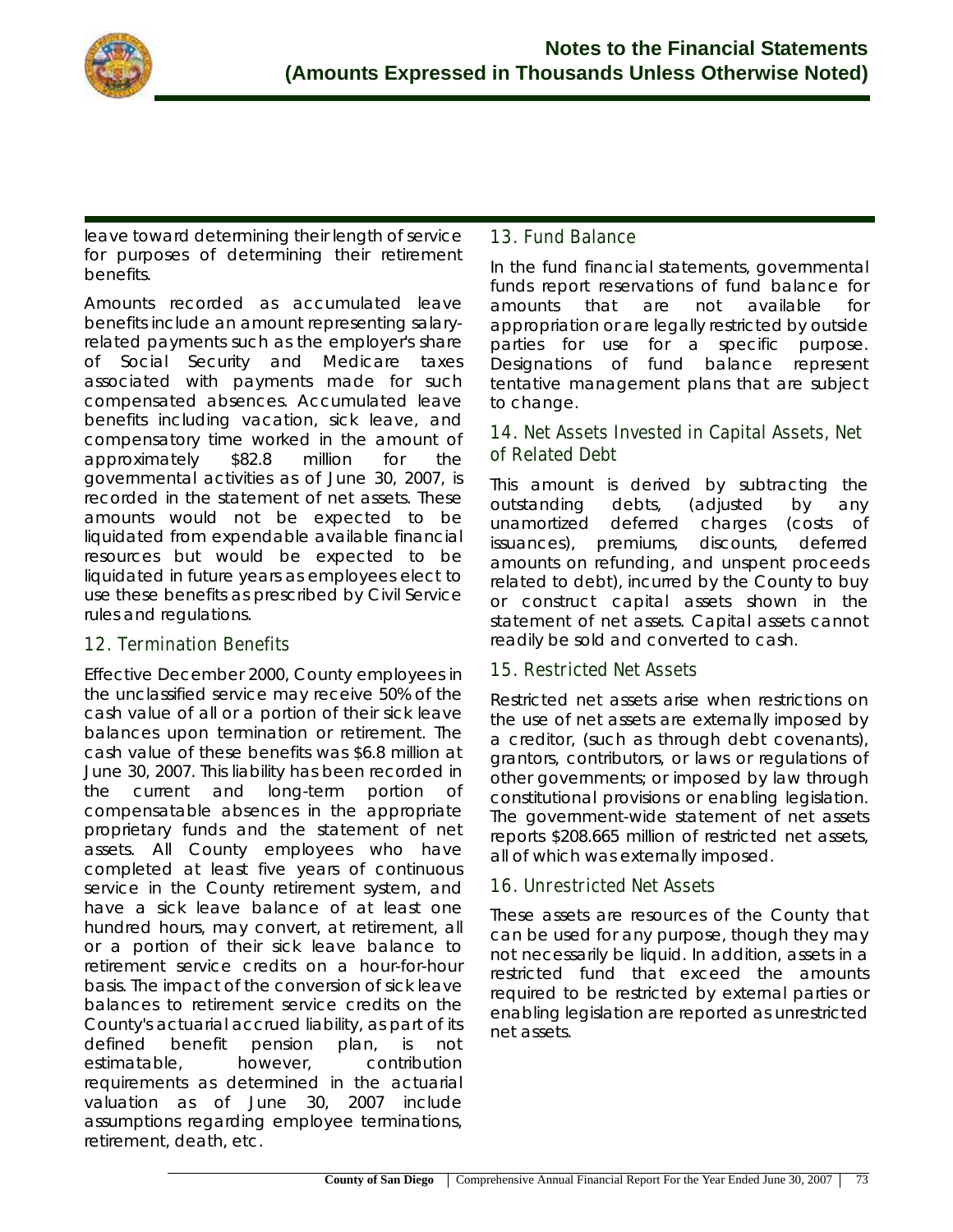leave toward determining their length of service for purposes of determining their retirement benefits.

Amounts recorded as accumulated leave benefits include an amount representing salary-related payments such as the employer's share of Social Security and Medicare taxes associated with payments made for such compensated absences. Accumulated leave benefits including vacation, sick leave, and compensatory time worked in the amount of approximately $82.8 million for the governmental activities as of June 30, 2007, is recorded in the statement of net assets. These amounts would not be expected to be liquidated from expendable available financial resources but would be expected to be liquidated in future years as employees elect to use these benefits as prescribed by Civil Service rules and regulations.

### 12. Termination Benefits

Effective December 2000, County employees in the unclassified service may receive 50% of the cash value of all or a portion of their sick leave balances upon termination or retirement. The cash value of these benefits was $6.8 million at June 30, 2007. This liability has been recorded in the current and long-term portion of compensatable absences in the appropriate proprietary funds and the statement of net assets. All County employees who have completed at least five years of continuous service in the County retirement system, and have a sick leave balance of at least one hundred hours, may convert, at retirement, all or a portion of their sick leave balance to retirement service credits on a hour-for-hour basis. The impact of the conversion of sick leave balances to retirement service credits on the County's actuarial accrued liability, as part of its defined benefit pension plan, is not estimatable, however, contribution requirements as determined in the actuarial valuation as of June 30, 2007 include assumptions regarding employee terminations, retirement, death, etc.

### 13. Fund Balance

In the fund financial statements, governmental funds report reservations of fund balance for amounts that are not available for appropriation or are legally restricted by outside parties for use for a specific purpose. Designations of fund balance represent tentative management plans that are subject to change.

### 14. Net Assets Invested in Capital Assets, Net of Related Debt

This amount is derived by subtracting the outstanding debts, (adjusted by any unamortized deferred charges (costs of issuances), premiums, discounts, deferred amounts on refunding, and unspent proceeds related to debt), incurred by the County to buy or construct capital assets shown in the statement of net assets. Capital assets cannot readily be sold and converted to cash.

### 15. Restricted Net Assets

Restricted net assets arise when restrictions on the use of net assets are externally imposed by a creditor, (such as through debt covenants), grantors, contributors, or laws or regulations of other governments; or imposed by law through constitutional provisions or enabling legislation. The government-wide statement of net assets reports $208.665 million of restricted net assets, all of which was externally imposed.

### 16. Unrestricted Net Assets

These assets are resources of the County that can be used for any purpose, though they may not necessarily be liquid. In addition, assets in a restricted fund that exceed the amounts required to be restricted by external parties or enabling legislation are reported as unrestricted net assets.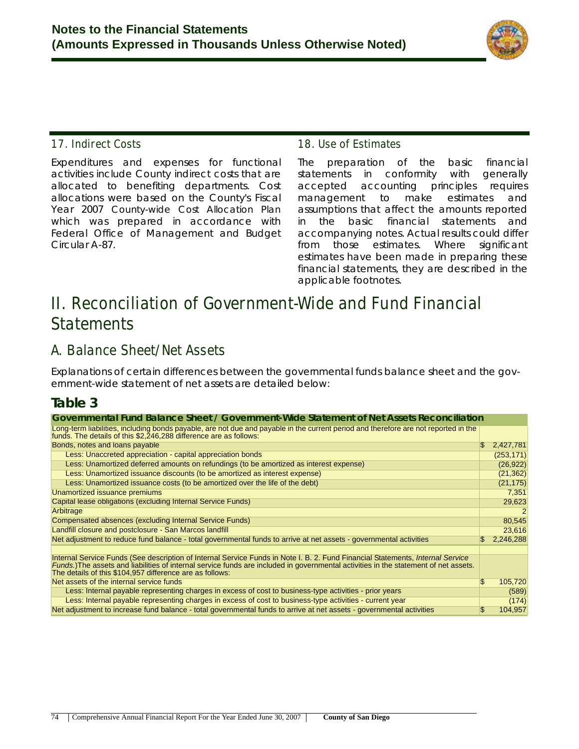## 17. Indirect Costs

Expenditures and expenses for functional activities include County indirect costs that are allocated to benefiting departments. Cost allocations were based on the County's Fiscal Year 2007 County-wide Cost Allocation Plan which was prepared in accordance with Federal Office of Management and Budget Circular A-87.

## 18. Use of Estimates

The preparation of the basic financial statements in conformity with generally accepted accounting principles requires management to make estimates and assumptions that affect the amounts reported in the basic financial statements and accompanying notes. Actual results could differ from those estimates. Where significant estimates have been made in preparing these financial statements, they are described in the applicable footnotes.

# II. Reconciliation of Government-Wide and Fund Financial Statements

## A. Balance Sheet/Net Assets

Explanations of certain differences between the governmental funds balance sheet and the government-wide statement of net assets are detailed below:

### Table 3

| Governmental Fund Balance Sheet / Government-Wide Statement of Net Assets Reconciliation | |
|---|---|
| Long-term liabilities, including bonds payable, are not due and payable in the current period and therefore are not reported in the funds. The details of this $2,246,288 difference are as follows: | |
| Bonds, notes and loans payable | $ 2,427,781 |
| Less: Unaccreted appreciation - capital appreciation bonds | (253,171) |
| Less: Unamortized deferred amounts on refundings (to be amortized as interest expense) | (26,922) |
| Less: Unamortized issuance discounts (to be amortized as interest expense) | (21,362) |
| Less: Unamortized issuance costs (to be amortized over the life of the debt) | (21,175) |
| Unamortized issuance premiums | 7,351 |
| Capital lease obligations (excluding Internal Service Funds) | 29,623 |
| Arbitrage | 2 |
| Compensated absences (excluding Internal Service Funds) | 80,545 |
| Landfill closure and postclosure - San Marcos landfill | 23,616 |
| Net adjustment to reduce fund balance - total governmental funds to arrive at net assets - governmental activities | $ 2,246,288 |
| | |
| Internal Service Funds (See description of Internal Service Funds in Note I. B. 2. Fund Financial Statements, *Internal Service Funds.*)The assets and liabilities of internal service funds are included in governmental activities in the statement of net assets. The details of this $104,957 difference are as follows: | |
| Net assets of the internal service funds | $ 105,720 |
| Less: Internal payable representing charges in excess of cost to business-type activities - prior years | (589) |
| Less: Internal payable representing charges in excess of cost to business-type activities - current year | (174) |
| Net adjustment to increase fund balance - total governmental funds to arrive at net assets - governmental activities | $ 104,957 |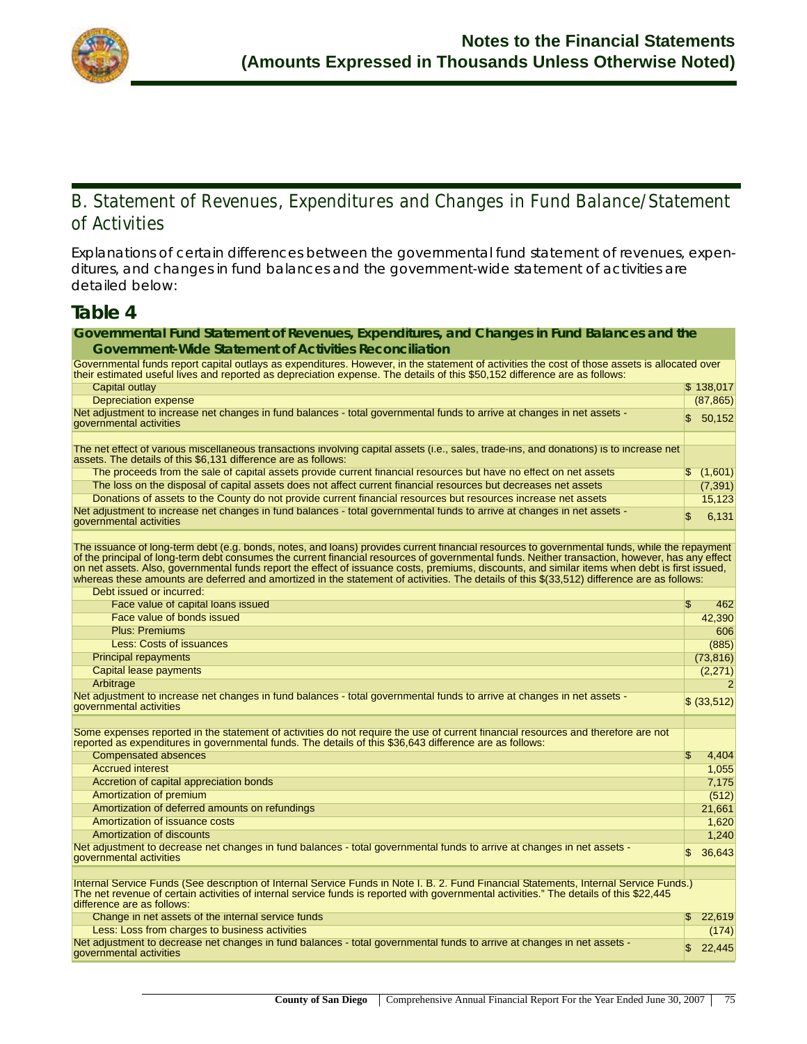## B. Statement of Revenues, Expenditures and Changes in Fund Balance/Statement of Activities

Explanations of certain differences between the governmental fund statement of revenues, expenditures, and changes in fund balances and the government-wide statement of activities are detailed below:

### Table 4

| Governmental Fund Statement of Revenues, Expenditures, and Changes in Fund Balances and the Government-Wide Statement of Activities Reconciliation | |
|---|---|
| Governmental funds report capital outlays as expenditures. However, in the statement of activities the cost of those assets is allocated over their estimated useful lives and reported as depreciation expense. The details of this $50,152 difference are as follows: | |
| Capital outlay | $ 138,017 |
| Depreciation expense | (87,865) |
| Net adjustment to increase net changes in fund balances - total governmental funds to arrive at changes in net assets - governmental activities | $ 50,152 |
| | |
| The net effect of various miscellaneous transactions involving capital assets (i.e., sales, trade-ins, and donations) is to increase net assets. The details of this $6,131 difference are as follows: | |
| The proceeds from the sale of capital assets provide current financial resources but have no effect on net assets | $ (1,601) |
| The loss on the disposal of capital assets does not affect current financial resources but decreases net assets | (7,391) |
| Donations of assets to the County do not provide current financial resources but resources increase net assets | 15,123 |
| Net adjustment to increase net changes in fund balances - total governmental funds to arrive at changes in net assets - governmental activities | $ 6,131 |
| | |
| The issuance of long-term debt (e.g. bonds, notes, and loans) provides current financial resources to governmental funds, while the repayment of the principal of long-term debt consumes the current financial resources of governmental funds. Neither transaction, however, has any effect on net assets. Also, governmental funds report the effect of issuance costs, premiums, discounts, and similar items when debt is first issued, whereas these amounts are deferred and amortized in the statement of activities. The details of this $(33,512) difference are as follows: | |
| Debt issued or incurred: | |
| Face value of capital loans issued | $ 462 |
| Face value of bonds issued | 42,390 |
| Plus: Premiums | 606 |
| Less: Costs of issuances | (885) |
| Principal repayments | (73,816) |
| Capital lease payments | (2,271) |
| Arbitrage | 2 |
| Net adjustment to increase net changes in fund balances - total governmental funds to arrive at changes in net assets - governmental activities | $ (33,512) |
| | |
| Some expenses reported in the statement of activities do not require the use of current financial resources and therefore are not reported as expenditures in governmental funds. The details of this $36,643 difference are as follows: | |
| Compensated absences | $ 4,404 |
| Accrued interest | 1,055 |
| Accretion of capital appreciation bonds | 7,175 |
| Amortization of premium | (512) |
| Amortization of deferred amounts on refundings | 21,661 |
| Amortization of issuance costs | 1,620 |
| Amortization of discounts | 1,240 |
| Net adjustment to decrease net changes in fund balances - total governmental funds to arrive at changes in net assets - governmental activities | $ 36,643 |
| | |
| Internal Service Funds (See description of Internal Service Funds in Note I. B. 2. Fund Financial Statements, Internal Service Funds.) The net revenue of certain activities of internal service funds is reported with governmental activities." The details of this $22,445 difference are as follows: | |
| Change in net assets of the internal service funds | $ 22,619 |
| Less: Loss from charges to business activities | (174) |
| Net adjustment to decrease net changes in fund balances - total governmental funds to arrive at changes in net assets - governmental activities | $ 22,445 |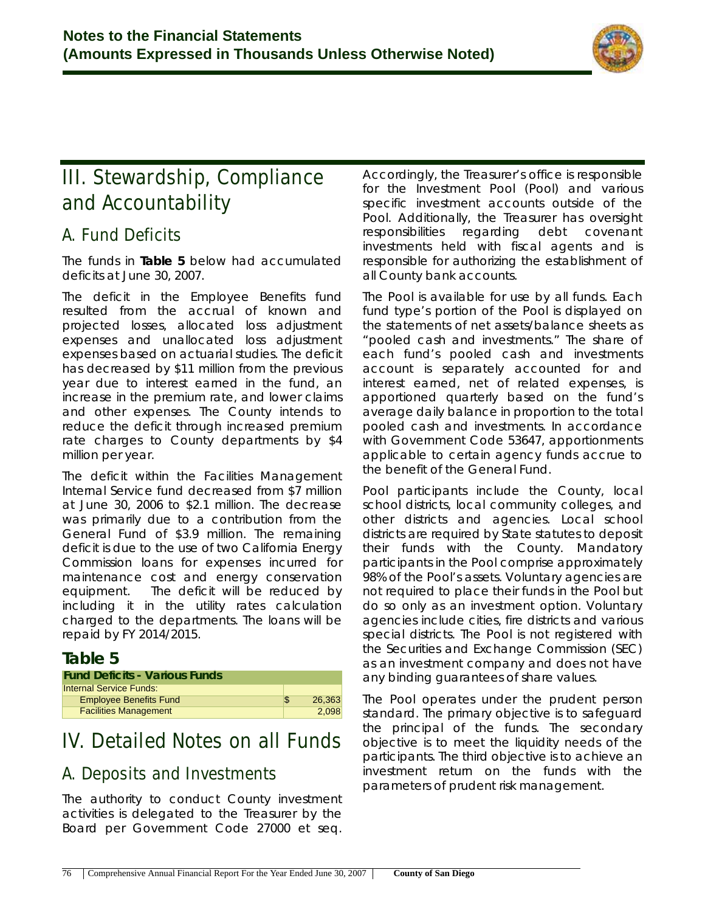# III. Stewardship, Compliance and Accountability

## A. Fund Deficits

The funds in **Table 5** below had accumulated deficits at June 30, 2007.

The deficit in the Employee Benefits fund resulted from the accrual of known and projected losses, allocated loss adjustment expenses and unallocated loss adjustment expenses based on actuarial studies. The deficit has decreased by $11 million from the previous year due to interest earned in the fund, an increase in the premium rate, and lower claims and other expenses. The County intends to reduce the deficit through increased premium rate charges to County departments by $4 million per year.

The deficit within the Facilities Management Internal Service fund decreased from $7 million at June 30, 2006 to $2.1 million. The decrease was primarily due to a contribution from the General Fund of $3.9 million. The remaining deficit is due to the use of two California Energy Commission loans for expenses incurred for maintenance cost and energy conservation equipment. The deficit will be reduced by including it in the utility rates calculation charged to the departments. The loans will be repaid by FY 2014/2015.

### Table 5

| Fund Deficits - Various Funds | |
|---|---|
| Internal Service Funds: | |
| Employee Benefits Fund | $ 26,363 |
| Facilities Management | 2,098 |

# IV. Detailed Notes on all Funds

## A. Deposits and Investments

The authority to conduct County investment activities is delegated to the Treasurer by the Board per Government Code 27000 et seq. Accordingly, the Treasurer's office is responsible for the Investment Pool (Pool) and various specific investment accounts outside of the Pool. Additionally, the Treasurer has oversight responsibilities regarding debt covenant investments held with fiscal agents and is responsible for authorizing the establishment of all County bank accounts.

The Pool is available for use by all funds. Each fund type's portion of the Pool is displayed on the statements of net assets/balance sheets as "pooled cash and investments." The share of each fund's pooled cash and investments account is separately accounted for and interest earned, net of related expenses, is apportioned quarterly based on the fund's average daily balance in proportion to the total pooled cash and investments. In accordance with Government Code 53647, apportionments applicable to certain agency funds accrue to the benefit of the General Fund.

Pool participants include the County, local school districts, local community colleges, and other districts and agencies. Local school districts are required by State statutes to deposit their funds with the County. Mandatory participants in the Pool comprise approximately 98% of the Pool's assets. Voluntary agencies are not required to place their funds in the Pool but do so only as an investment option. Voluntary agencies include cities, fire districts and various special districts. The Pool is not registered with the Securities and Exchange Commission (SEC) as an investment company and does not have any binding guarantees of share values.

The Pool operates under the prudent person standard. The primary objective is to safeguard the principal of the funds. The secondary objective is to meet the liquidity needs of the participants. The third objective is to achieve an investment return on the funds with the parameters of prudent risk management.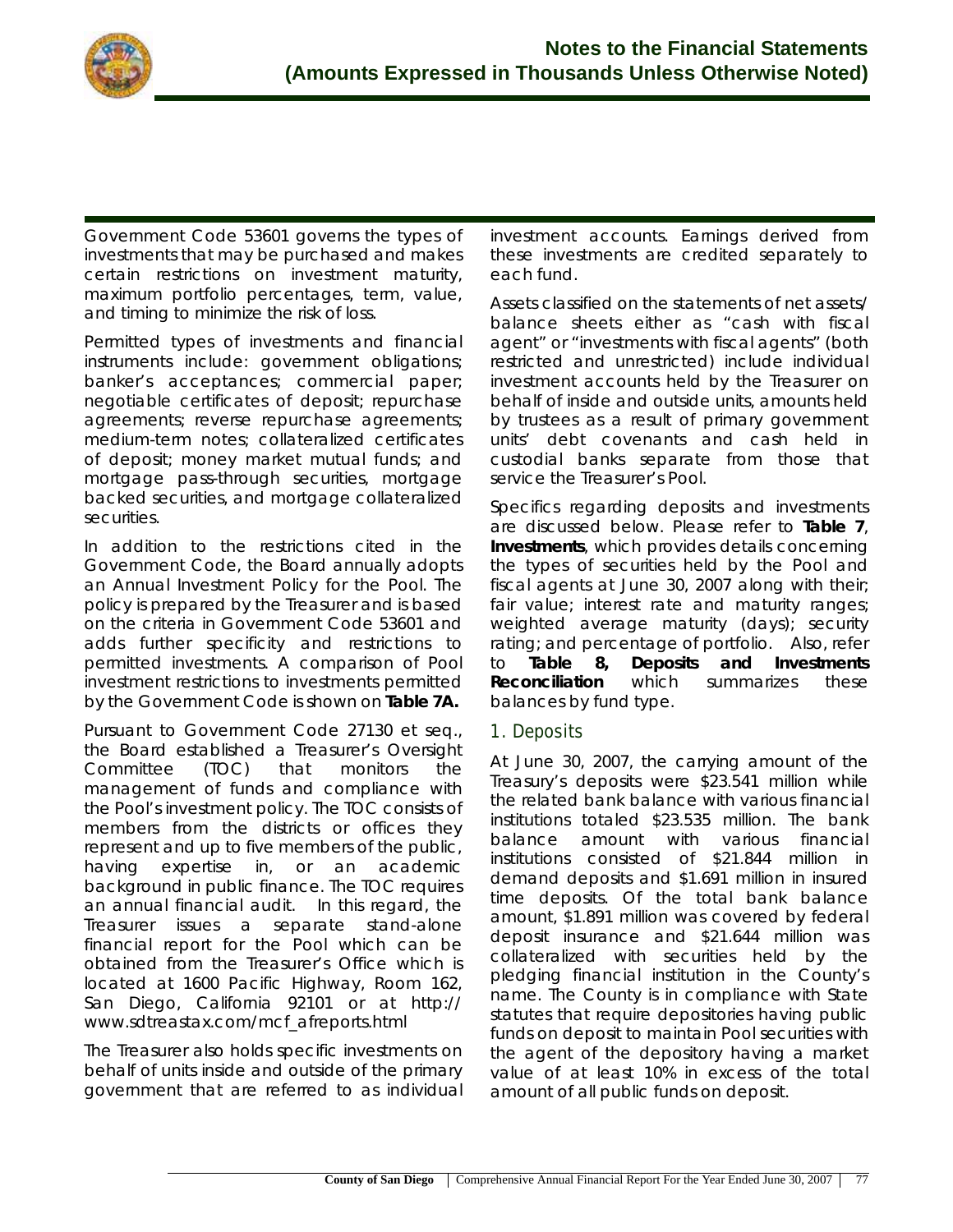Government Code 53601 governs the types of investments that may be purchased and makes certain restrictions on investment maturity, maximum portfolio percentages, term, value, and timing to minimize the risk of loss.

Permitted types of investments and financial instruments include: government obligations; banker's acceptances; commercial paper; negotiable certificates of deposit; repurchase agreements; reverse repurchase agreements; medium-term notes; collateralized certificates of deposit; money market mutual funds; and mortgage pass-through securities, mortgage backed securities, and mortgage collateralized securities.

In addition to the restrictions cited in the Government Code, the Board annually adopts an Annual Investment Policy for the Pool. The policy is prepared by the Treasurer and is based on the criteria in Government Code 53601 and adds further specificity and restrictions to permitted investments. A comparison of Pool investment restrictions to investments permitted by the Government Code is shown on **Table 7A.**

Pursuant to Government Code 27130 et seq., the Board established a Treasurer's Oversight Committee (TOC) that monitors the management of funds and compliance with the Pool's investment policy. The TOC consists of members from the districts or offices they represent and up to five members of the public, having expertise in, or an academic background in public finance. The TOC requires an annual financial audit. In this regard, the Treasurer issues a separate stand-alone financial report for the Pool which can be obtained from the Treasurer's Office which is located at 1600 Pacific Highway, Room 162, San Diego, California 92101 or at http://www.sdtreastax.com/mcf_afreports.html

The Treasurer also holds specific investments on behalf of units inside and outside of the primary government that are referred to as individual investment accounts. Earnings derived from these investments are credited separately to each fund.

Assets classified on the statements of net assets/balance sheets either as "cash with fiscal agent" or "investments with fiscal agents" (both restricted and unrestricted) include individual investment accounts held by the Treasurer on behalf of inside and outside units, amounts held by trustees as a result of primary government units' debt covenants and cash held in custodial banks separate from those that service the Treasurer's Pool.

Specifics regarding deposits and investments are discussed below. Please refer to **Table 7**, **Investments**, which provides details concerning the types of securities held by the Pool and fiscal agents at June 30, 2007 along with their; fair value; interest rate and maturity ranges; weighted average maturity (days); security rating; and percentage of portfolio. Also, refer to **Table 8, Deposits and Investments Reconciliation** which summarizes these balances by fund type.

### 1. Deposits

At June 30, 2007, the carrying amount of the Treasury's deposits were $23.541 million while the related bank balance with various financial institutions totaled $23.535 million. The bank balance amount with various financial institutions consisted of $21.844 million in demand deposits and $1.691 million in insured time deposits. Of the total bank balance amount, $1.891 million was covered by federal deposit insurance and $21.644 million was collateralized with securities held by the pledging financial institution in the County's name. The County is in compliance with State statutes that require depositories having public funds on deposit to maintain Pool securities with the agent of the depository having a market value of at least 10% in excess of the total amount of all public funds on deposit.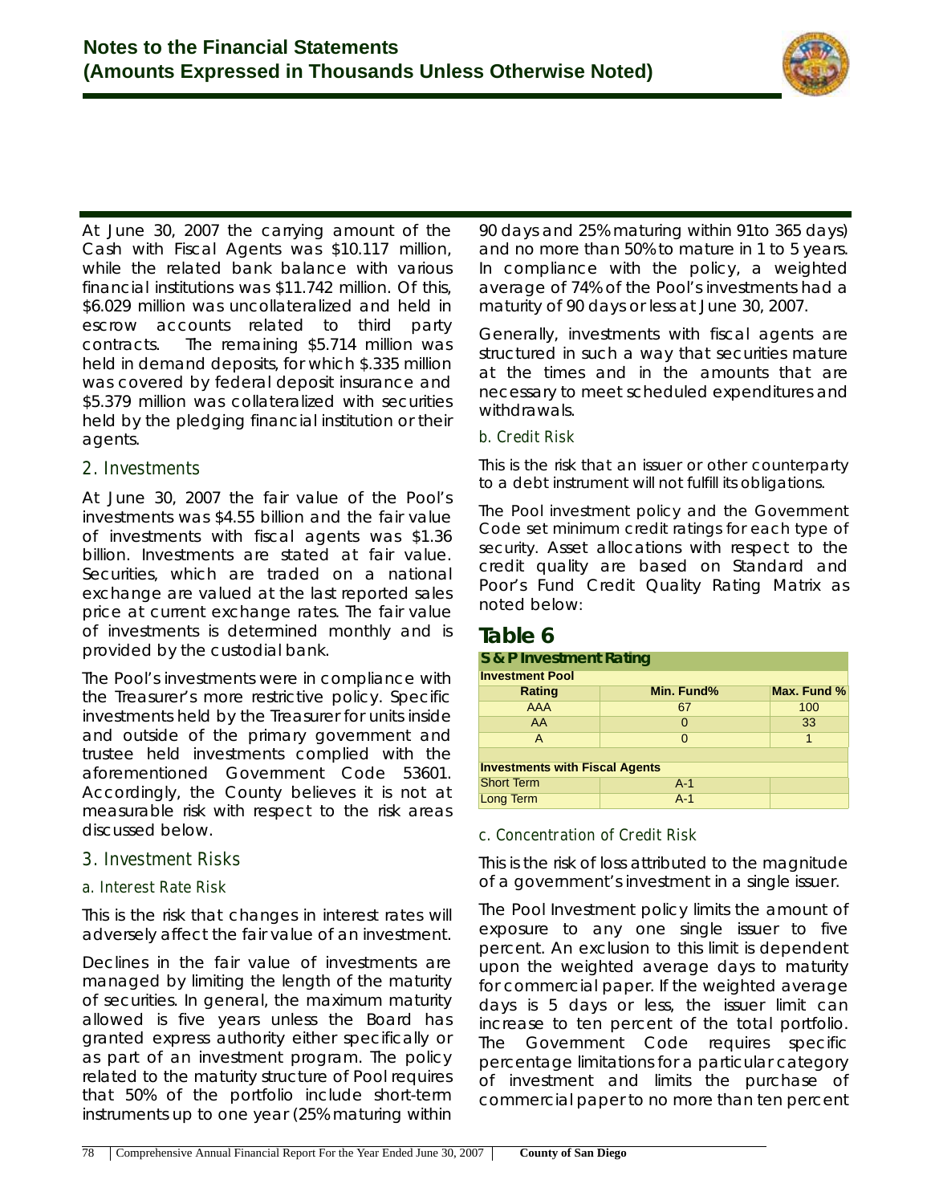At June 30, 2007 the carrying amount of the Cash with Fiscal Agents was $10.117 million, while the related bank balance with various financial institutions was $11.742 million. Of this, $6.029 million was uncollateralized and held in escrow accounts related to third party contracts. The remaining $5.714 million was held in demand deposits, for which $.335 million was covered by federal deposit insurance and $5.379 million was collateralized with securities held by the pledging financial institution or their agents.

## 2. Investments

At June 30, 2007 the fair value of the Pool's investments was $4.55 billion and the fair value of investments with fiscal agents was $1.36 billion. Investments are stated at fair value. Securities, which are traded on a national exchange are valued at the last reported sales price at current exchange rates. The fair value of investments is determined monthly and is provided by the custodial bank.

The Pool's investments were in compliance with the Treasurer's more restrictive policy. Specific investments held by the Treasurer for units inside and outside of the primary government and trustee held investments complied with the aforementioned Government Code 53601. Accordingly, the County believes it is not at measurable risk with respect to the risk areas discussed below.

## 3. Investment Risks

### a. Interest Rate Risk

This is the risk that changes in interest rates will adversely affect the fair value of an investment.

Declines in the fair value of investments are managed by limiting the length of the maturity of securities. In general, the maximum maturity allowed is five years unless the Board has granted express authority either specifically or as part of an investment program. The policy related to the maturity structure of Pool requires that 50% of the portfolio include short-term instruments up to one year (25% maturing within 90 days and 25% maturing within 91to 365 days) and no more than 50% to mature in 1 to 5 years. In compliance with the policy, a weighted average of 74% of the Pool's investments had a maturity of 90 days or less at June 30, 2007.

Generally, investments with fiscal agents are structured in such a way that securities mature at the times and in the amounts that are necessary to meet scheduled expenditures and withdrawals.

### b. Credit Risk

This is the risk that an issuer or other counterparty to a debt instrument will not fulfill its obligations.

The Pool investment policy and the Government Code set minimum credit ratings for each type of security. Asset allocations with respect to the credit quality are based on Standard and Poor's Fund Credit Quality Rating Matrix as noted below:

## Table 6

**S & P Investment Rating**

| Investment Pool | | |
|---|---|---|
| **Rating** | **Min. Fund%** | **Max. Fund %** |
| AAA | 67 | 100 |
| AA | 0 | 33 |
| A | 0 | 1 |
| | | |
| **Investments with Fiscal Agents** | | |
| Short Term | A-1 | |
| Long Term | A-1 | |

### c. Concentration of Credit Risk

This is the risk of loss attributed to the magnitude of a government's investment in a single issuer.

The Pool Investment policy limits the amount of exposure to any one single issuer to five percent. An exclusion to this limit is dependent upon the weighted average days to maturity for commercial paper. If the weighted average days is 5 days or less, the issuer limit can increase to ten percent of the total portfolio. The Government Code requires specific percentage limitations for a particular category of investment and limits the purchase of commercial paper to no more than ten percent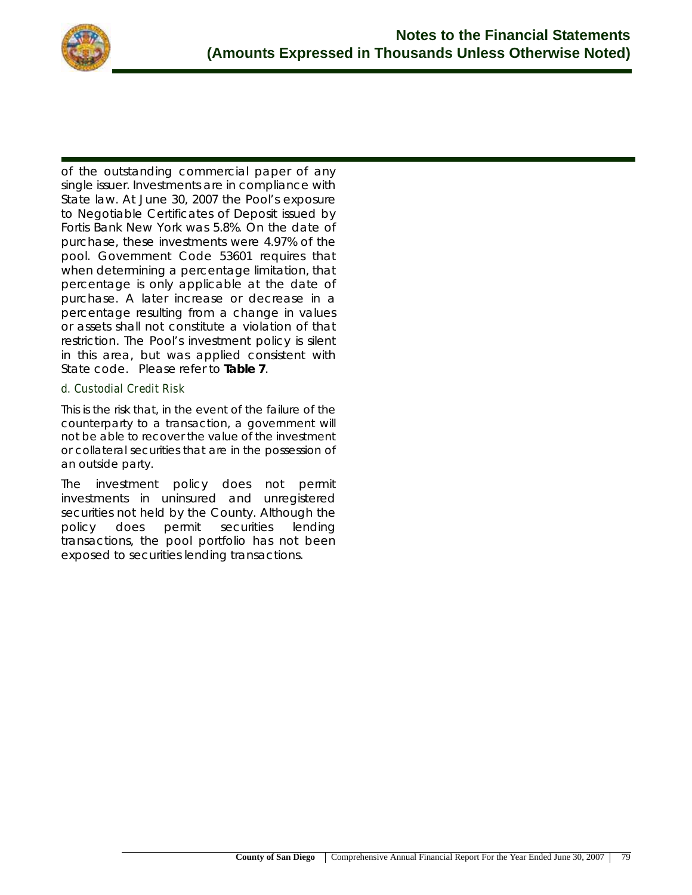of the outstanding commercial paper of any single issuer. Investments are in compliance with State law. At June 30, 2007 the Pool's exposure to Negotiable Certificates of Deposit issued by Fortis Bank New York was 5.8%. On the date of purchase, these investments were 4.97% of the pool. Government Code 53601 requires that when determining a percentage limitation, that percentage is only applicable at the date of purchase. A later increase or decrease in a percentage resulting from a change in values or assets shall not constitute a violation of that restriction. The Pool's investment policy is silent in this area, but was applied consistent with State code. Please refer to **Table 7**.

### d. Custodial Credit Risk

This is the risk that, in the event of the failure of the counterparty to a transaction, a government will not be able to recover the value of the investment or collateral securities that are in the possession of an outside party.

The investment policy does not permit investments in uninsured and unregistered securities not held by the County. Although the policy does permit securities lending transactions, the pool portfolio has not been exposed to securities lending transactions.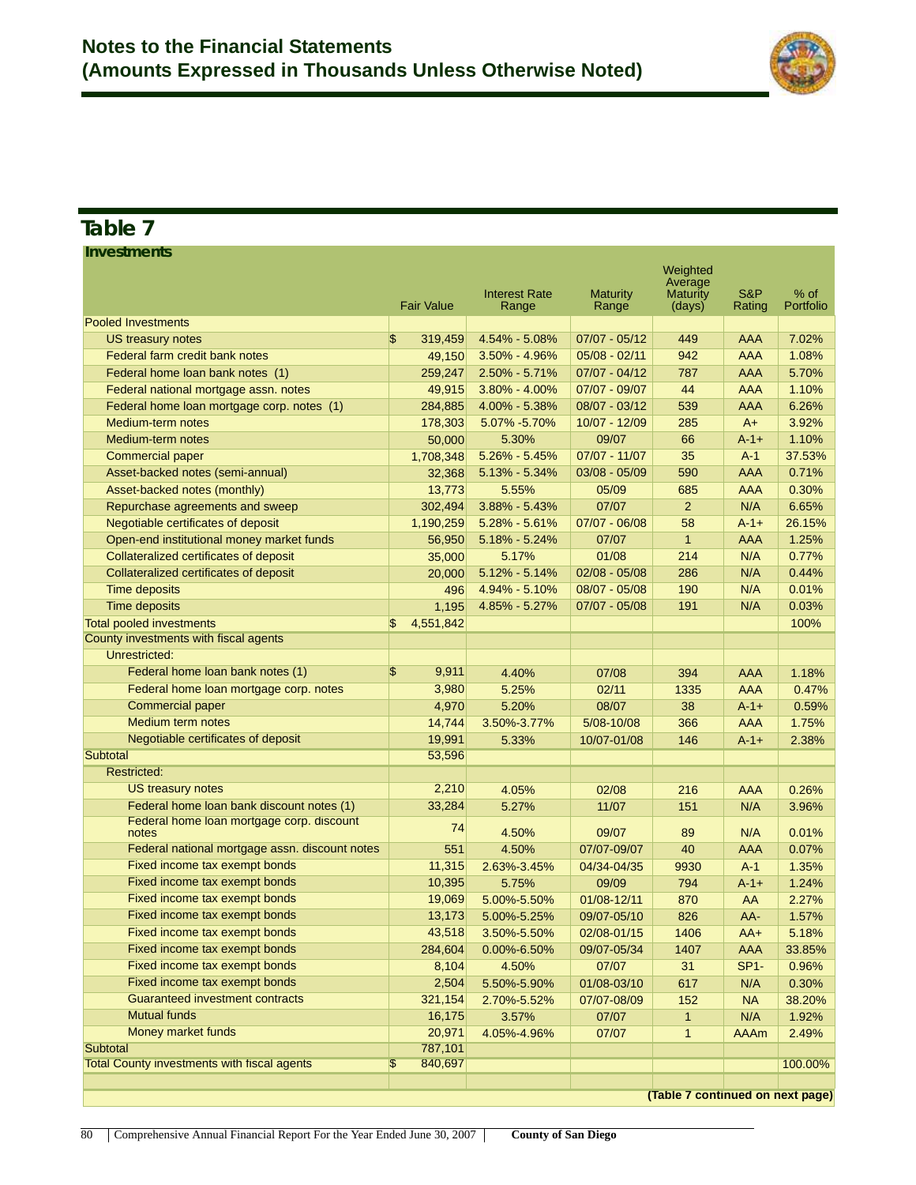# Notes to the Financial Statements
# (Amounts Expressed in Thousands Unless Otherwise Noted)

## Table 7

**Investments**

| | Fair Value | Interest Rate Range | Maturity Range | Weighted Average Maturity (days) | S&P Rating | % of Portfolio |
|---|---|---|---|---|---|---|
| Pooled Investments | | | | | | |
| US treasury notes | $ 319,459 | 4.54% - 5.08% | 07/07 - 05/12 | 449 | AAA | 7.02% |
| Federal farm credit bank notes | 49,150 | 3.50% - 4.96% | 05/08 - 02/11 | 942 | AAA | 1.08% |
| Federal home loan bank notes (1) | 259,247 | 2.50% - 5.71% | 07/07 - 04/12 | 787 | AAA | 5.70% |
| Federal national mortgage assn. notes | 49,915 | 3.80% - 4.00% | 07/07 - 09/07 | 44 | AAA | 1.10% |
| Federal home loan mortgage corp. notes (1) | 284,885 | 4.00% - 5.38% | 08/07 - 03/12 | 539 | AAA | 6.26% |
| Medium-term notes | 178,303 | 5.07% -5.70% | 10/07 - 12/09 | 285 | A+ | 3.92% |
| Medium-term notes | 50,000 | 5.30% | 09/07 | 66 | A-1+ | 1.10% |
| Commercial paper | 1,708,348 | 5.26% - 5.45% | 07/07 - 11/07 | 35 | A-1 | 37.53% |
| Asset-backed notes (semi-annual) | 32,368 | 5.13% - 5.34% | 03/08 - 05/09 | 590 | AAA | 0.71% |
| Asset-backed notes (monthly) | 13,773 | 5.55% | 05/09 | 685 | AAA | 0.30% |
| Repurchase agreements and sweep | 302,494 | 3.88% - 5.43% | 07/07 | 2 | N/A | 6.65% |
| Negotiable certificates of deposit | 1,190,259 | 5.28% - 5.61% | 07/07 - 06/08 | 58 | A-1+ | 26.15% |
| Open-end institutional money market funds | 56,950 | 5.18% - 5.24% | 07/07 | 1 | AAA | 1.25% |
| Collateralized certificates of deposit | 35,000 | 5.17% | 01/08 | 214 | N/A | 0.77% |
| Collateralized certificates of deposit | 20,000 | 5.12% - 5.14% | 02/08 - 05/08 | 286 | N/A | 0.44% |
| Time deposits | 496 | 4.94% - 5.10% | 08/07 - 05/08 | 190 | N/A | 0.01% |
| Time deposits | 1,195 | 4.85% - 5.27% | 07/07 - 05/08 | 191 | N/A | 0.03% |
| Total pooled investments | $ 4,551,842 | | | | | 100% |
| County investments with fiscal agents | | | | | | |
| Unrestricted: | | | | | | |
| Federal home loan bank notes (1) | $ 9,911 | 4.40% | 07/08 | 394 | AAA | 1.18% |
| Federal home loan mortgage corp. notes | 3,980 | 5.25% | 02/11 | 1335 | AAA | 0.47% |
| Commercial paper | 4,970 | 5.20% | 08/07 | 38 | A-1+ | 0.59% |
| Medium term notes | 14,744 | 3.50%-3.77% | 5/08-10/08 | 366 | AAA | 1.75% |
| Negotiable certificates of deposit | 19,991 | 5.33% | 10/07-01/08 | 146 | A-1+ | 2.38% |
| Subtotal | 53,596 | | | | | |
| Restricted: | | | | | | |
| US treasury notes | 2,210 | 4.05% | 02/08 | 216 | AAA | 0.26% |
| Federal home loan bank discount notes (1) | 33,284 | 5.27% | 11/07 | 151 | N/A | 3.96% |
| Federal home loan mortgage corp. discount notes | 74 | 4.50% | 09/07 | 89 | N/A | 0.01% |
| Federal national mortgage assn. discount notes | 551 | 4.50% | 07/07-09/07 | 40 | AAA | 0.07% |
| Fixed income tax exempt bonds | 11,315 | 2.63%-3.45% | 04/34-04/35 | 9930 | A-1 | 1.35% |
| Fixed income tax exempt bonds | 10,395 | 5.75% | 09/09 | 794 | A-1+ | 1.24% |
| Fixed income tax exempt bonds | 19,069 | 5.00%-5.50% | 01/08-12/11 | 870 | AA | 2.27% |
| Fixed income tax exempt bonds | 13,173 | 5.00%-5.25% | 09/07-05/10 | 826 | AA- | 1.57% |
| Fixed income tax exempt bonds | 43,518 | 3.50%-5.50% | 02/08-01/15 | 1406 | AA+ | 5.18% |
| Fixed income tax exempt bonds | 284,604 | 0.00%-6.50% | 09/07-05/34 | 1407 | AAA | 33.85% |
| Fixed income tax exempt bonds | 8,104 | 4.50% | 07/07 | 31 | SP1- | 0.96% |
| Fixed income tax exempt bonds | 2,504 | 5.50%-5.90% | 01/08-03/10 | 617 | N/A | 0.30% |
| Guaranteed investment contracts | 321,154 | 2.70%-5.52% | 07/07-08/09 | 152 | NA | 38.20% |
| Mutual funds | 16,175 | 3.57% | 07/07 | 1 | N/A | 1.92% |
| Money market funds | 20,971 | 4.05%-4.96% | 07/07 | 1 | AAAm | 2.49% |
| Subtotal | 787,101 | | | | | |
| Total County investments with fiscal agents | $ 840,697 | | | | | 100.00% |

**(Table 7 continued on next page)**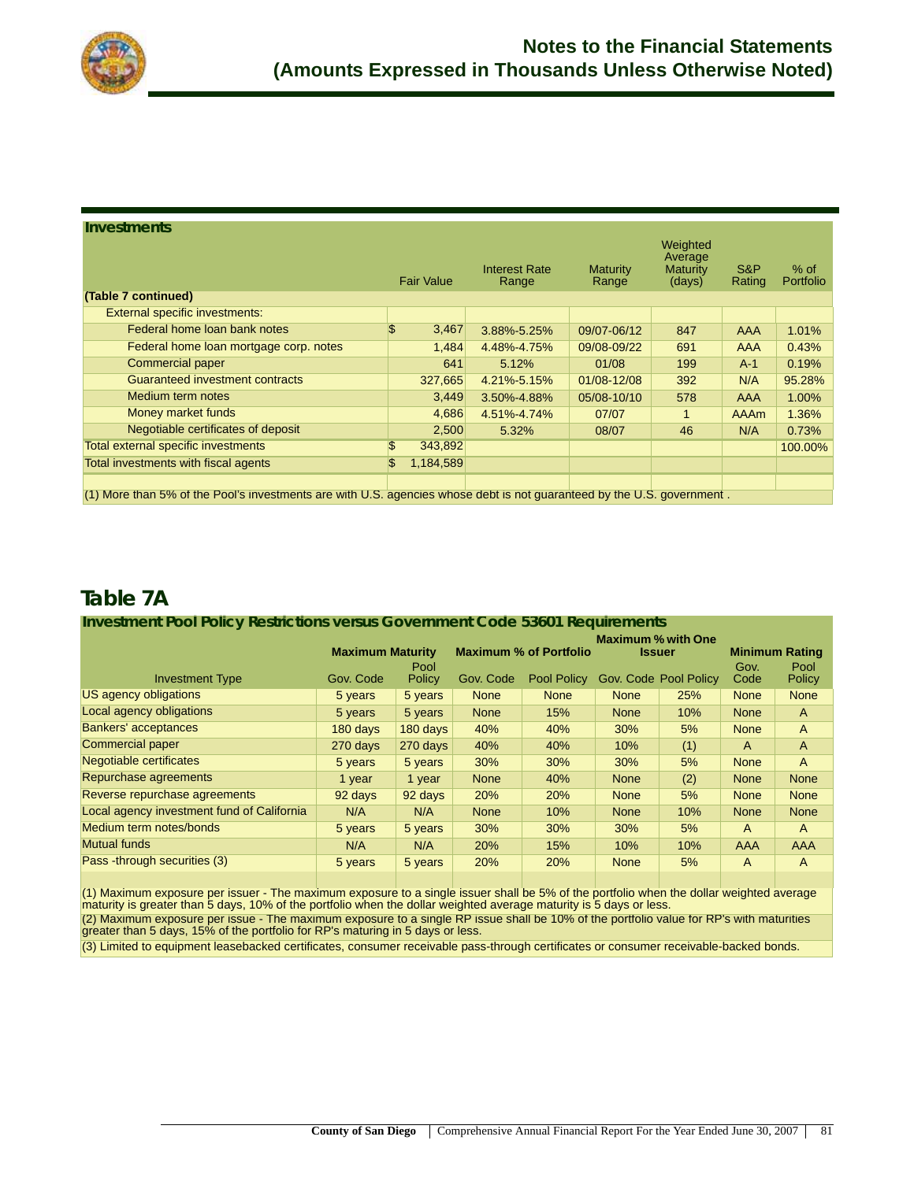# Notes to the Financial Statements
## (Amounts Expressed in Thousands Unless Otherwise Noted)

### Investments

| | Fair Value | Interest Rate Range | Maturity Range | Weighted Average Maturity (days) | S&P Rating | % of Portfolio |
|---|---|---|---|---|---|---|
| **(Table 7 continued)** | | | | | | |
| External specific investments: | | | | | | |
| Federal home loan bank notes | $ 3,467 | 3.88%-5.25% | 09/07-06/12 | 847 | AAA | 1.01% |
| Federal home loan mortgage corp. notes | 1,484 | 4.48%-4.75% | 09/08-09/22 | 691 | AAA | 0.43% |
| Commercial paper | 641 | 5.12% | 01/08 | 199 | A-1 | 0.19% |
| Guaranteed investment contracts | 327,665 | 4.21%-5.15% | 01/08-12/08 | 392 | N/A | 95.28% |
| Medium term notes | 3,449 | 3.50%-4.88% | 05/08-10/10 | 578 | AAA | 1.00% |
| Money market funds | 4,686 | 4.51%-4.74% | 07/07 | 1 | AAAm | 1.36% |
| Negotiable certificates of deposit | 2,500 | 5.32% | 08/07 | 46 | N/A | 0.73% |
| Total external specific investments | $ 343,892 | | | | | 100.00% |
| Total investments with fiscal agents | $ 1,184,589 | | | | | |

(1) More than 5% of the Pool's investments are with U.S. agencies whose debt is not guaranteed by the U.S. government .

## Table 7A

### Investment Pool Policy Restrictions versus Government Code 53601 Requirements

| | Maximum Maturity | | Maximum % of Portfolio | | Maximum % with One Issuer | | Minimum Rating | |
|---|---|---|---|---|---|---|---|---|
| Investment Type | Gov. Code | Pool Policy | Gov. Code | Pool Policy | Gov. Code | Pool Policy | Gov. Code | Pool Policy |
| US agency obligations | 5 years | 5 years | None | None | None | 25% | None | None |
| Local agency obligations | 5 years | 5 years | None | 15% | None | 10% | None | A |
| Bankers' acceptances | 180 days | 180 days | 40% | 40% | 30% | 5% | None | A |
| Commercial paper | 270 days | 270 days | 40% | 40% | 10% | (1) | A | A |
| Negotiable certificates | 5 years | 5 years | 30% | 30% | 30% | 5% | None | A |
| Repurchase agreements | 1 year | 1 year | None | 40% | None | (2) | None | None |
| Reverse repurchase agreements | 92 days | 92 days | 20% | 20% | None | 5% | None | None |
| Local agency investment fund of California | N/A | N/A | None | 10% | None | 10% | None | None |
| Medium term notes/bonds | 5 years | 5 years | 30% | 30% | 30% | 5% | A | A |
| Mutual funds | N/A | N/A | 20% | 15% | 10% | 10% | AAA | AAA |
| Pass -through securities (3) | 5 years | 5 years | 20% | 20% | None | 5% | A | A |

(1) Maximum exposure per issuer - The maximum exposure to a single issuer shall be 5% of the portfolio when the dollar weighted average maturity is greater than 5 days, 10% of the portfolio when the dollar weighted average maturity is 5 days or less.

(2) Maximum exposure per issue - The maximum exposure to a single RP issue shall be 10% of the portfolio value for RP's with maturities greater than 5 days, 15% of the portfolio for RP's maturing in 5 days or less.

(3) Limited to equipment leasebacked certificates, consumer receivable pass-through certificates or consumer receivable-backed bonds.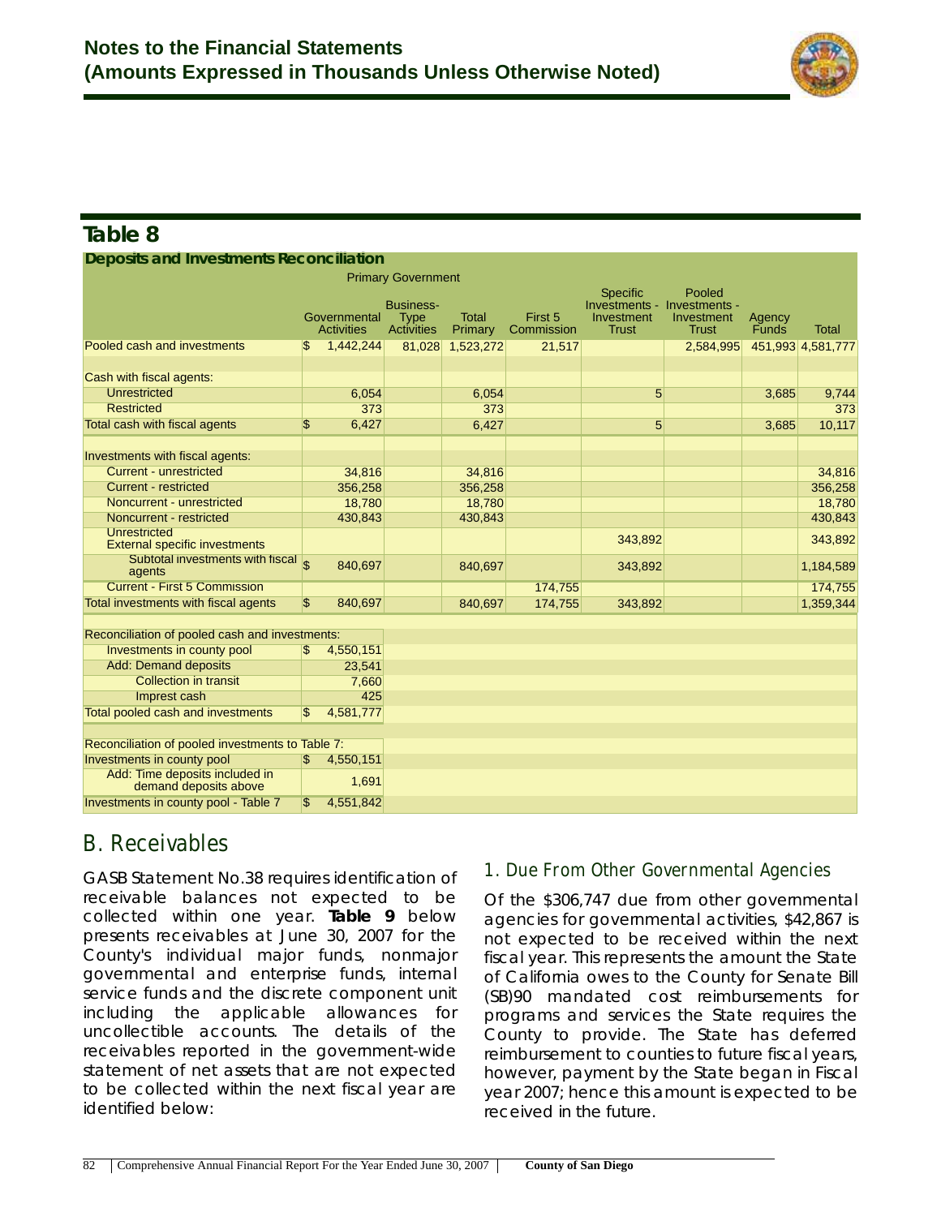## Notes to the Financial Statements
## (Amounts Expressed in Thousands Unless Otherwise Noted)

## Table 8

**Deposits and Investments Reconciliation**

| | Primary Government | | | | | | | |
|---|---|---|---|---|---|---|---|---|
| | Governmental Activities | Business-Type Activities | Total Primary | First 5 Commission | Specific Investments - Investment Trust | Pooled Investments - Investment Trust | Agency Funds | Total |
| Pooled cash and investments | $ 1,442,244 | 81,028 | 1,523,272 | 21,517 | | 2,584,995 | 451,993 | 4,581,777 |
| | | | | | | | | |
| Cash with fiscal agents: | | | | | | | | |
| Unrestricted | 6,054 | | 6,054 | | 5 | | 3,685 | 9,744 |
| Restricted | 373 | | 373 | | | | | 373 |
| Total cash with fiscal agents | $ 6,427 | | 6,427 | | 5 | | 3,685 | 10,117 |
| | | | | | | | | |
| Investments with fiscal agents: | | | | | | | | |
| Current - unrestricted | 34,816 | | 34,816 | | | | | 34,816 |
| Current - restricted | 356,258 | | 356,258 | | | | | 356,258 |
| Noncurrent - unrestricted | 18,780 | | 18,780 | | | | | 18,780 |
| Noncurrent - restricted | 430,843 | | 430,843 | | | | | 430,843 |
| Unrestricted External specific investments | | | | | 343,892 | | | 343,892 |
| Subtotal investments with fiscal agents | $ 840,697 | | 840,697 | | 343,892 | | | 1,184,589 |
| Current - First 5 Commission | | | | 174,755 | | | | 174,755 |
| Total investments with fiscal agents | $ 840,697 | | 840,697 | 174,755 | 343,892 | | | 1,359,344 |
| | | | | | | | | |
| Reconciliation of pooled cash and investments: | | | | | | | | |
| Investments in county pool | $ 4,550,151 | | | | | | | |
| Add: Demand deposits | 23,541 | | | | | | | |
| Collection in transit | 7,660 | | | | | | | |
| Imprest cash | 425 | | | | | | | |
| Total pooled cash and investments | $ 4,581,777 | | | | | | | |
| | | | | | | | | |
| Reconciliation of pooled investments to Table 7: | | | | | | | | |
| Investments in county pool | $ 4,550,151 | | | | | | | |
| Add: Time deposits included in demand deposits above | 1,691 | | | | | | | |
| Investments in county pool - Table 7 | $ 4,551,842 | | | | | | | |

## B. Receivables

GASB Statement No.38 requires identification of receivable balances not expected to be collected within one year. **Table 9** below presents receivables at June 30, 2007 for the County's individual major funds, nonmajor governmental and enterprise funds, internal service funds and the discrete component unit including the applicable allowances for uncollectible accounts. The details of the receivables reported in the government-wide statement of net assets that are not expected to be collected within the next fiscal year are identified below:

### 1. Due From Other Governmental Agencies

Of the $306,747 due from other governmental agencies for governmental activities, $42,867 is not expected to be received within the next fiscal year. This represents the amount the State of California owes to the County for Senate Bill (SB)90 mandated cost reimbursements for programs and services the State requires the County to provide. The State has deferred reimbursement to counties to future fiscal years, however, payment by the State began in Fiscal year 2007; hence this amount is expected to be received in the future.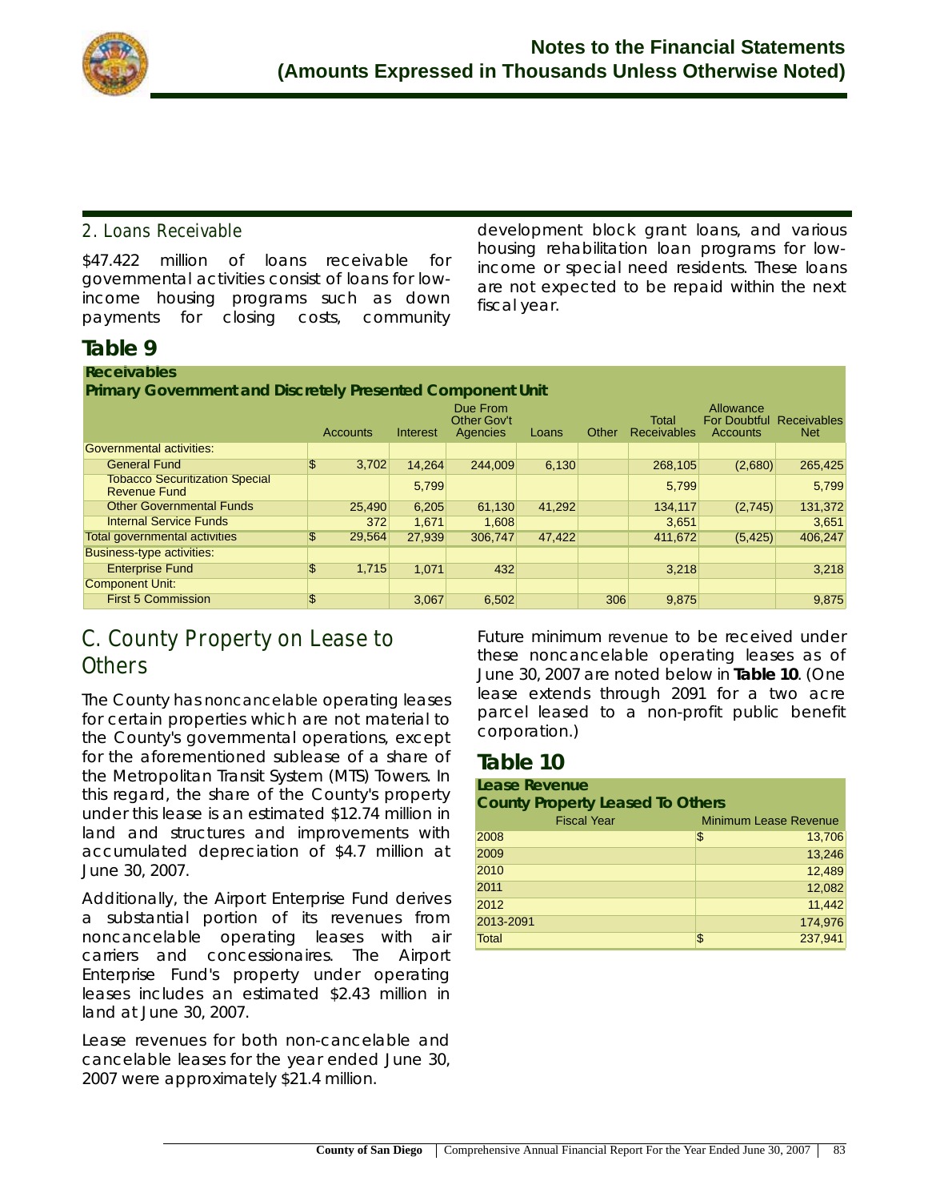## 2. Loans Receivable

$47.422 million of loans receivable for governmental activities consist of loans for low-income housing programs such as down payments for closing costs, community development block grant loans, and various housing rehabilitation loan programs for low-income or special need residents. These loans are not expected to be repaid within the next fiscal year.

## Table 9

**Receivables**
**Primary Government and Discretely Presented Component Unit**

| | Accounts | Interest | Due From Other Gov't Agencies | Loans | Other | Total Receivables | Allowance For Doubtful Accounts | Receivables Net |
|---|---|---|---|---|---|---|---|---|
| Governmental activities: | | | | | | | | |
| General Fund | $ 3,702 | 14,264 | 244,009 | 6,130 | | 268,105 | (2,680) | 265,425 |
| Tobacco Securitization Special Revenue Fund | | 5,799 | | | | 5,799 | | 5,799 |
| Other Governmental Funds | 25,490 | 6,205 | 61,130 | 41,292 | | 134,117 | (2,745) | 131,372 |
| Internal Service Funds | 372 | 1,671 | 1,608 | | | 3,651 | | 3,651 |
| Total governmental activities | $ 29,564 | 27,939 | 306,747 | 47,422 | | 411,672 | (5,425) | 406,247 |
| Business-type activities: | | | | | | | | |
| Enterprise Fund | $ 1,715 | 1,071 | 432 | | | 3,218 | | 3,218 |
| Component Unit: | | | | | | | | |
| First 5 Commission | $ | 3,067 | 6,502 | | 306 | 9,875 | | 9,875 |

## C. County Property on Lease to Others

The County has noncancelable operating leases for certain properties which are not material to the County's governmental operations, except for the aforementioned sublease of a share of the Metropolitan Transit System (MTS) Towers. In this regard, the share of the County's property under this lease is an estimated $12.74 million in land and structures and improvements with accumulated depreciation of $4.7 million at June 30, 2007.

Additionally, the Airport Enterprise Fund derives a substantial portion of its revenues from noncancelable operating leases with air carriers and concessionaires. The Airport Enterprise Fund's property under operating leases includes an estimated $2.43 million in land at June 30, 2007.

Lease revenues for both non-cancelable and cancelable leases for the year ended June 30, 2007 were approximately $21.4 million.

Future minimum revenue to be received under these noncancelable operating leases as of June 30, 2007 are noted below in **Table 10**. (One lease extends through 2091 for a two acre parcel leased to a non-profit public benefit corporation.)

## Table 10

**Lease Revenue**
**County Property Leased To Others**

| Fiscal Year | Minimum Lease Revenue |
|---|---|
| 2008 | $ 13,706 |
| 2009 | 13,246 |
| 2010 | 12,489 |
| 2011 | 12,082 |
| 2012 | 11,442 |
| 2013-2091 | 174,976 |
| Total | $ 237,941 |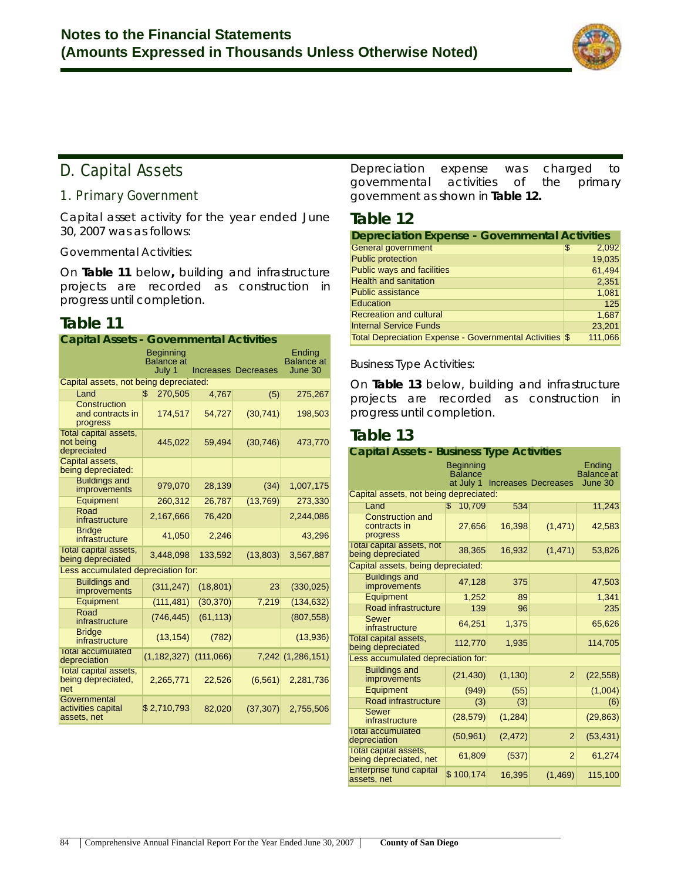## D. Capital Assets

### 1. Primary Government

Capital asset activity for the year ended June 30, 2007 was as follows:

Governmental Activities:

On **Table 11** below**,** building and infrastructure projects are recorded as construction in progress until completion.

## Table 11

| Capital Assets - Governmental Activities | Beginning Balance at July 1 | Increases | Decreases | Ending Balance at June 30 |
|---|---|---|---|---|
| Capital assets, not being depreciated: | | | | |
| Land | $ 270,505 | 4,767 | (5) | 275,267 |
| Construction and contracts in progress | 174,517 | 54,727 | (30,741) | 198,503 |
| Total capital assets, not being depreciated | 445,022 | 59,494 | (30,746) | 473,770 |
| Capital assets, being depreciated: | | | | |
| Buildings and improvements | 979,070 | 28,139 | (34) | 1,007,175 |
| Equipment | 260,312 | 26,787 | (13,769) | 273,330 |
| Road infrastructure | 2,167,666 | 76,420 | | 2,244,086 |
| Bridge infrastructure | 41,050 | 2,246 | | 43,296 |
| Total capital assets, being depreciated | 3,448,098 | 133,592 | (13,803) | 3,567,887 |
| Less accumulated depreciation for: | | | | |
| Buildings and improvements | (311,247) | (18,801) | 23 | (330,025) |
| Equipment | (111,481) | (30,370) | 7,219 | (134,632) |
| Road infrastructure | (746,445) | (61,113) | | (807,558) |
| Bridge infrastructure | (13,154) | (782) | | (13,936) |
| Total accumulated depreciation | (1,182,327) | (111,066) | 7,242 | (1,286,151) |
| Total capital assets, being depreciated, net | 2,265,771 | 22,526 | (6,561) | 2,281,736 |
| Governmental activities capital assets, net | $ 2,710,793 | 82,020 | (37,307) | 2,755,506 |

Depreciation expense was charged to governmental activities of the primary government as shown in **Table 12.**

## Table 12

| Depreciation Expense - Governmental Activities | |
|---|---|
| General government | $ 2,092 |
| Public protection | 19,035 |
| Public ways and facilities | 61,494 |
| Health and sanitation | 2,351 |
| Public assistance | 1,081 |
| Education | 125 |
| Recreation and cultural | 1,687 |
| Internal Service Funds | 23,201 |
| Total Depreciation Expense - Governmental Activities | $ 111,066 |

Business Type Activities:

On **Table 13** below, building and infrastructure projects are recorded as construction in progress until completion.

## Table 13

| Capital Assets - Business Type Activities | Beginning Balance at July 1 | Increases | Decreases | Ending Balance at June 30 |
|---|---|---|---|---|
| Capital assets, not being depreciated: | | | | |
| Land | $ 10,709 | 534 | | 11,243 |
| Construction and contracts in progress | 27,656 | 16,398 | (1,471) | 42,583 |
| Total capital assets, not being depreciated | 38,365 | 16,932 | (1,471) | 53,826 |
| Capital assets, being depreciated: | | | | |
| Buildings and improvements | 47,128 | 375 | | 47,503 |
| Equipment | 1,252 | 89 | | 1,341 |
| Road infrastructure | 139 | 96 | | 235 |
| Sewer infrastructure | 64,251 | 1,375 | | 65,626 |
| Total capital assets, being depreciated | 112,770 | 1,935 | | 114,705 |
| Less accumulated depreciation for: | | | | |
| Buildings and improvements | (21,430) | (1,130) | 2 | (22,558) |
| Equipment | (949) | (55) | | (1,004) |
| Road infrastructure | (3) | (3) | | (6) |
| Sewer infrastructure | (28,579) | (1,284) | | (29,863) |
| Total accumulated depreciation | (50,961) | (2,472) | 2 | (53,431) |
| Total capital assets, being depreciated, net | 61,809 | (537) | 2 | 61,274 |
| Enterprise fund capital assets, net | $ 100,174 | 16,395 | (1,469) | 115,100 |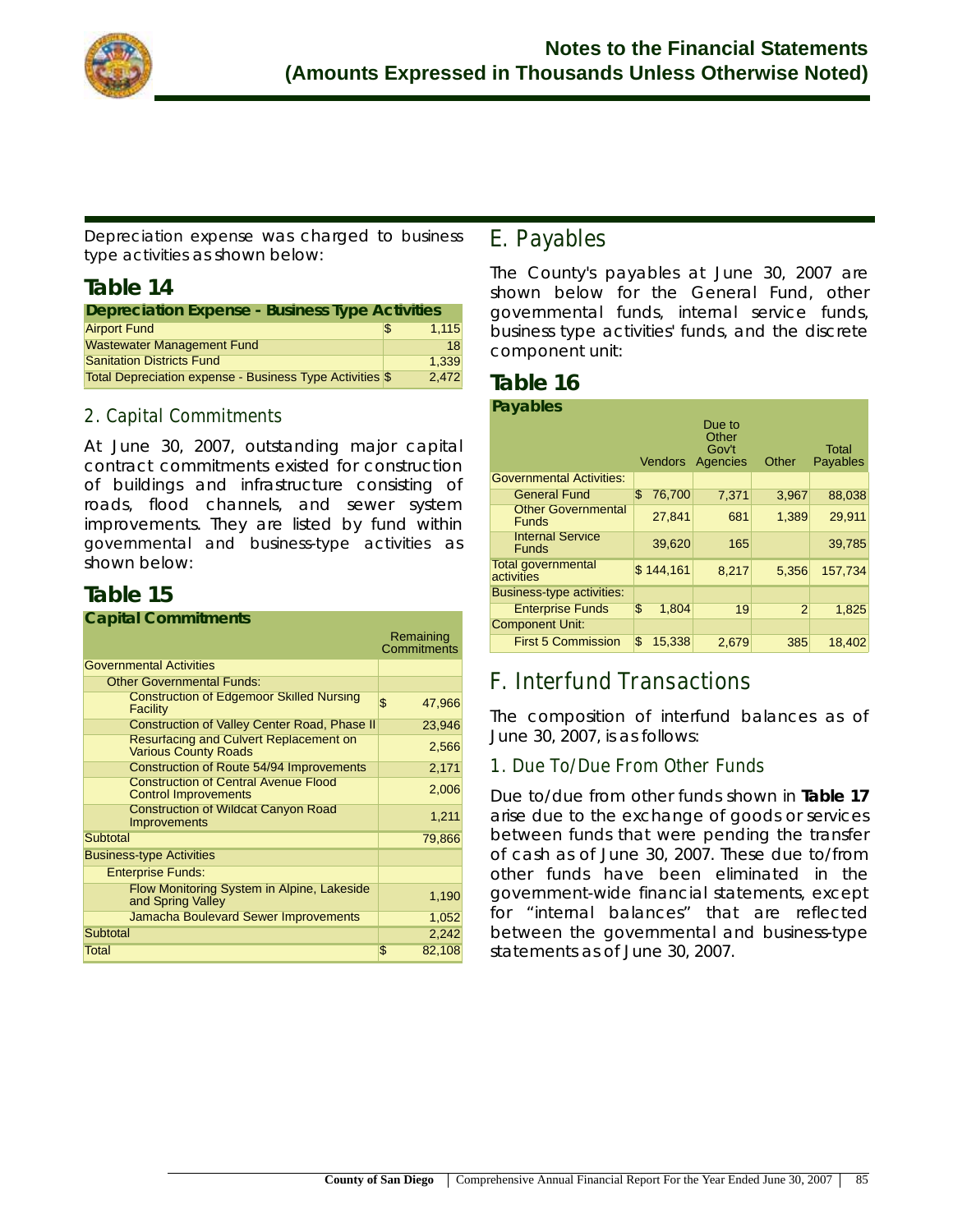Depreciation expense was charged to business type activities as shown below:

## Table 14

| Depreciation Expense - Business Type Activities | |
|---|---|
| Airport Fund | $ 1,115 |
| Wastewater Management Fund | 18 |
| Sanitation Districts Fund | 1,339 |
| Total Depreciation expense - Business Type Activities | $ 2,472 |

### 2. Capital Commitments

At June 30, 2007, outstanding major capital contract commitments existed for construction of buildings and infrastructure consisting of roads, flood channels, and sewer system improvements. They are listed by fund within governmental and business-type activities as shown below:

## Table 15

| Capital Commitments | Remaining Commitments |
|---|---|
| Governmental Activities | |
| Other Governmental Funds: | |
| Construction of Edgemoor Skilled Nursing Facility | $ 47,966 |
| Construction of Valley Center Road, Phase II | 23,946 |
| Resurfacing and Culvert Replacement on Various County Roads | 2,566 |
| Construction of Route 54/94 Improvements | 2,171 |
| Construction of Central Avenue Flood Control Improvements | 2,006 |
| Construction of Wildcat Canyon Road Improvements | 1,211 |
| Subtotal | 79,866 |
| Business-type Activities | |
| Enterprise Funds: | |
| Flow Monitoring System in Alpine, Lakeside and Spring Valley | 1,190 |
| Jamacha Boulevard Sewer Improvements | 1,052 |
| Subtotal | 2,242 |
| Total | $ 82,108 |

## E. Payables

The County's payables at June 30, 2007 are shown below for the General Fund, other governmental funds, internal service funds, business type activities' funds, and the discrete component unit:

## Table 16

| Payables | Vendors | Due to Other Gov't Agencies | Other | Total Payables |
|---|---|---|---|---|
| Governmental Activities: | | | | |
| General Fund | $ 76,700 | 7,371 | 3,967 | 88,038 |
| Other Governmental Funds | 27,841 | 681 | 1,389 | 29,911 |
| Internal Service Funds | 39,620 | 165 | | 39,785 |
| Total governmental activities | $ 144,161 | 8,217 | 5,356 | 157,734 |
| Business-type activities: | | | | |
| Enterprise Funds | $ 1,804 | 19 | 2 | 1,825 |
| Component Unit: | | | | |
| First 5 Commission | $ 15,338 | 2,679 | 385 | 18,402 |

## F. Interfund Transactions

The composition of interfund balances as of June 30, 2007, is as follows:

### 1. Due To/Due From Other Funds

Due to/due from other funds shown in **Table 17** arise due to the exchange of goods or services between funds that were pending the transfer of cash as of June 30, 2007. These due to/from other funds have been eliminated in the government-wide financial statements, except for "internal balances" that are reflected between the governmental and business-type statements as of June 30, 2007.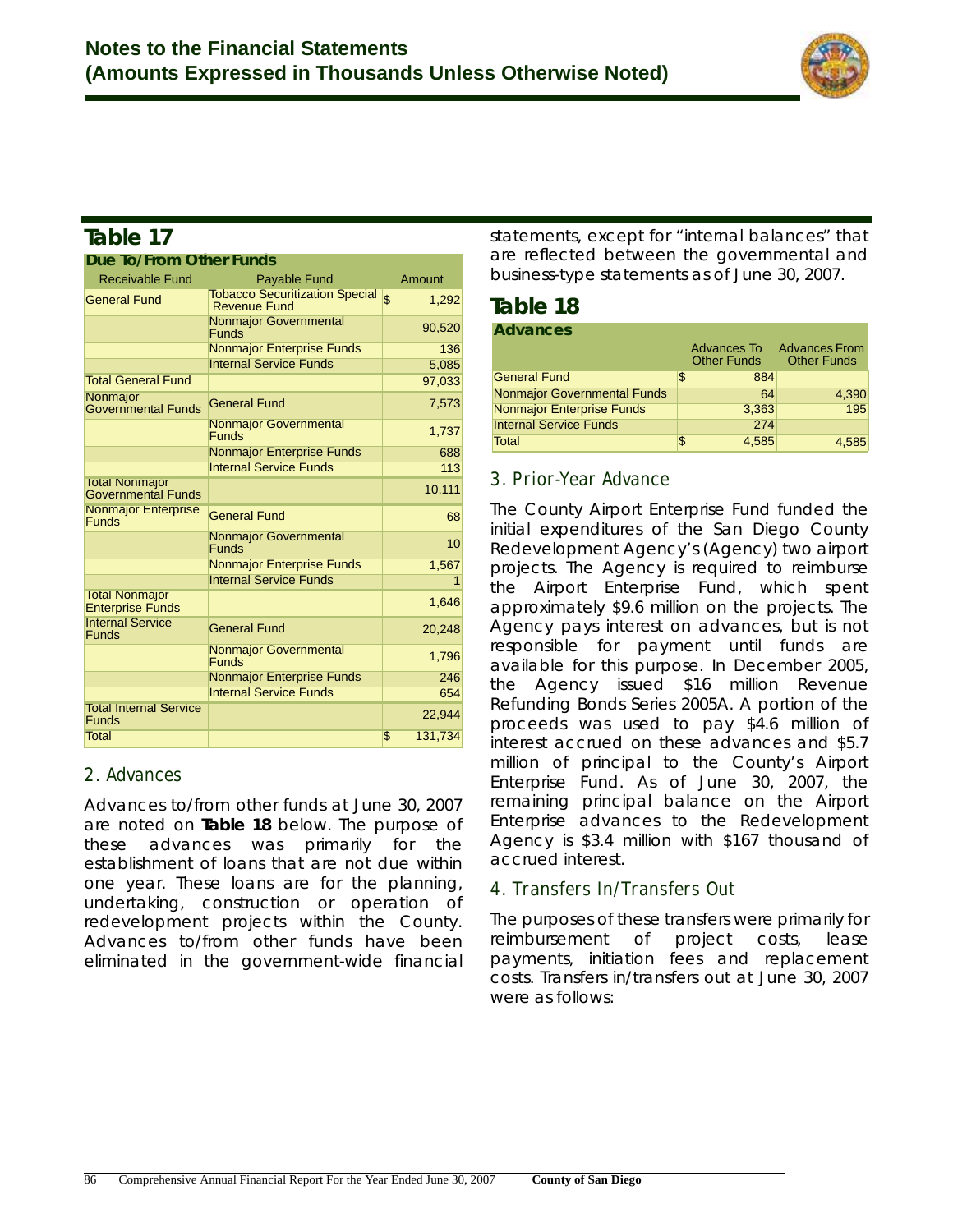## Table 17

**Due To/From Other Funds**

| Receivable Fund | Payable Fund | Amount |
|---|---|---|
| General Fund | Tobacco Securitization Special Revenue Fund | $ 1,292 |
| | Nonmajor Governmental Funds | 90,520 |
| | Nonmajor Enterprise Funds | 136 |
| | Internal Service Funds | 5,085 |
| Total General Fund | | 97,033 |
| Nonmajor Governmental Funds | General Fund | 7,573 |
| | Nonmajor Governmental Funds | 1,737 |
| | Nonmajor Enterprise Funds | 688 |
| | Internal Service Funds | 113 |
| Total Nonmajor Governmental Funds | | 10,111 |
| Nonmajor Enterprise Funds | General Fund | 68 |
| | Nonmajor Governmental Funds | 10 |
| | Nonmajor Enterprise Funds | 1,567 |
| | Internal Service Funds | 1 |
| Total Nonmajor Enterprise Funds | | 1,646 |
| Internal Service Funds | General Fund | 20,248 |
| | Nonmajor Governmental Funds | 1,796 |
| | Nonmajor Enterprise Funds | 246 |
| | Internal Service Funds | 654 |
| Total Internal Service Funds | | 22,944 |
| Total | | $ 131,734 |

### 2. Advances

Advances to/from other funds at June 30, 2007 are noted on **Table 18** below. The purpose of these advances was primarily for the establishment of loans that are not due within one year. These loans are for the planning, undertaking, construction or operation of redevelopment projects within the County. Advances to/from other funds have been eliminated in the government-wide financial statements, except for "internal balances" that are reflected between the governmental and business-type statements as of June 30, 2007.

## Table 18

**Advances**

| | Advances To Other Funds | Advances From Other Funds |
|---|---|---|
| General Fund | $ 884 | |
| Nonmajor Governmental Funds | 64 | 4,390 |
| Nonmajor Enterprise Funds | 3,363 | 195 |
| Internal Service Funds | 274 | |
| Total | $ 4,585 | 4,585 |

### 3. Prior-Year Advance

The County Airport Enterprise Fund funded the initial expenditures of the San Diego County Redevelopment Agency's (Agency) two airport projects. The Agency is required to reimburse the Airport Enterprise Fund, which spent approximately $9.6 million on the projects. The Agency pays interest on advances, but is not responsible for payment until funds are available for this purpose. In December 2005, the Agency issued $16 million Revenue Refunding Bonds Series 2005A. A portion of the proceeds was used to pay $4.6 million of interest accrued on these advances and $5.7 million of principal to the County's Airport Enterprise Fund. As of June 30, 2007, the remaining principal balance on the Airport Enterprise advances to the Redevelopment Agency is $3.4 million with $167 thousand of accrued interest.

### 4. Transfers In/Transfers Out

The purposes of these transfers were primarily for reimbursement of project costs, lease payments, initiation fees and replacement costs. Transfers in/transfers out at June 30, 2007 were as follows: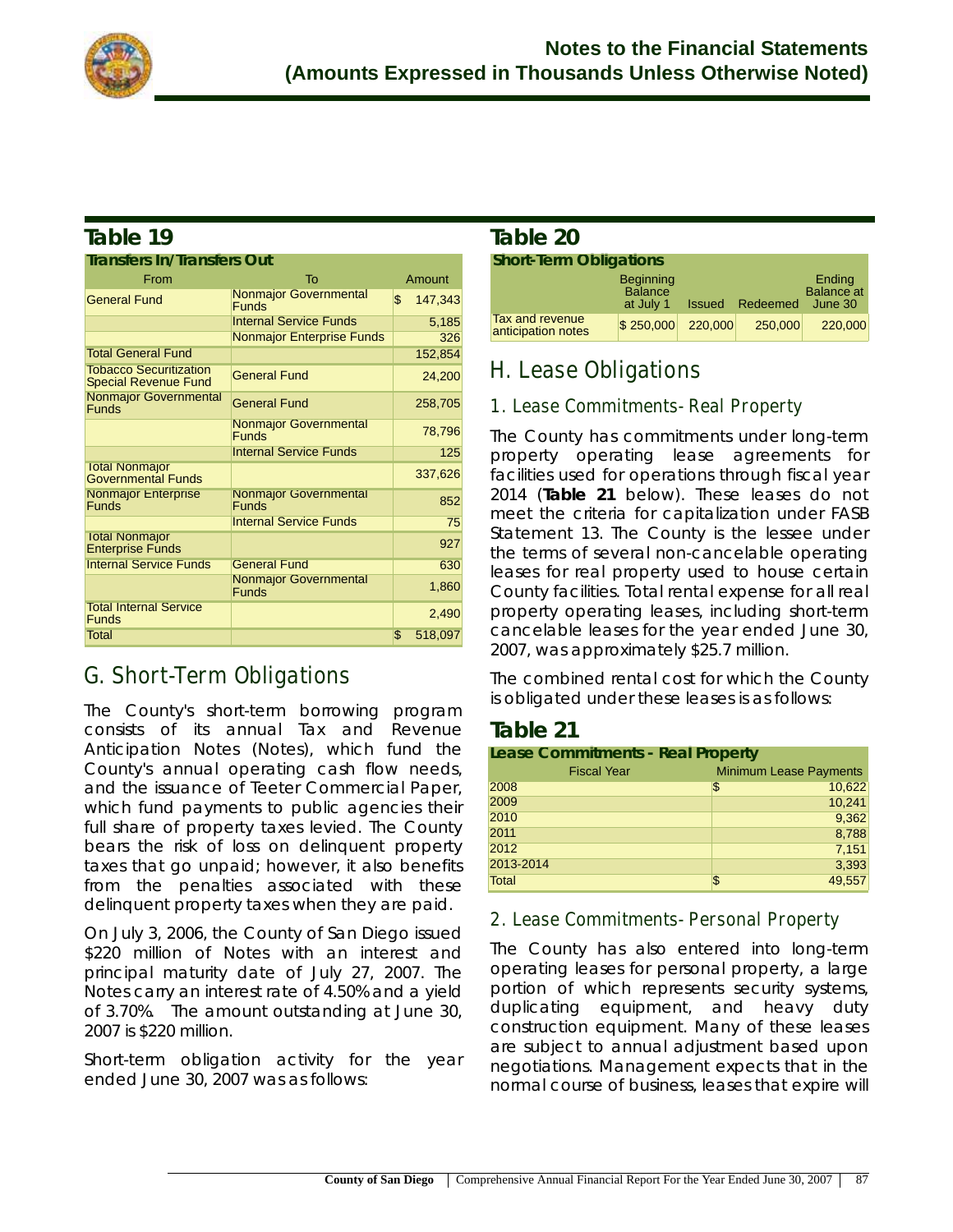## Table 19

**Transfers In/Transfers Out**

| From | To | Amount |
|---|---|---|
| General Fund | Nonmajor Governmental Funds | $ 147,343 |
| | Internal Service Funds | 5,185 |
| | Nonmajor Enterprise Funds | 326 |
| Total General Fund | | 152,854 |
| Tobacco Securitization Special Revenue Fund | General Fund | 24,200 |
| Nonmajor Governmental Funds | General Fund | 258,705 |
| | Nonmajor Governmental Funds | 78,796 |
| | Internal Service Funds | 125 |
| Total Nonmajor Governmental Funds | | 337,626 |
| Nonmajor Enterprise Funds | Nonmajor Governmental Funds | 852 |
| | Internal Service Funds | 75 |
| Total Nonmajor Enterprise Funds | | 927 |
| Internal Service Funds | General Fund | 630 |
| | Nonmajor Governmental Funds | 1,860 |
| Total Internal Service Funds | | 2,490 |
| Total | | $ 518,097 |

## G. Short-Term Obligations

The County's short-term borrowing program consists of its annual Tax and Revenue Anticipation Notes (Notes), which fund the County's annual operating cash flow needs, and the issuance of Teeter Commercial Paper, which fund payments to public agencies their full share of property taxes levied. The County bears the risk of loss on delinquent property taxes that go unpaid; however, it also benefits from the penalties associated with these delinquent property taxes when they are paid.

On July 3, 2006, the County of San Diego issued $220 million of Notes with an interest and principal maturity date of July 27, 2007. The Notes carry an interest rate of 4.50% and a yield of 3.70%. The amount outstanding at June 30, 2007 is $220 million.

Short-term obligation activity for the year ended June 30, 2007 was as follows:

## Table 20

**Short-Term Obligations**

| | Beginning Balance at July 1 | Issued | Redeemed | Ending Balance at June 30 |
|---|---|---|---|---|
| Tax and revenue anticipation notes | $ 250,000 | 220,000 | 250,000 | 220,000 |

## H. Lease Obligations

### 1. Lease Commitments- Real Property

The County has commitments under long-term property operating lease agreements for facilities used for operations through fiscal year 2014 (**Table 21** below). These leases do not meet the criteria for capitalization under FASB Statement 13. The County is the lessee under the terms of several non-cancelable operating leases for real property used to house certain County facilities. Total rental expense for all real property operating leases, including short-term cancelable leases for the year ended June 30, 2007, was approximately $25.7 million.

The combined rental cost for which the County is obligated under these leases is as follows:

## Table 21

**Lease Commitments - Real Property**

| Fiscal Year | Minimum Lease Payments |
|---|---|
| 2008 | $ 10,622 |
| 2009 | 10,241 |
| 2010 | 9,362 |
| 2011 | 8,788 |
| 2012 | 7,151 |
| 2013-2014 | 3,393 |
| Total | $ 49,557 |

### 2. Lease Commitments- Personal Property

The County has also entered into long-term operating leases for personal property, a large portion of which represents security systems, duplicating equipment, and heavy duty construction equipment. Many of these leases are subject to annual adjustment based upon negotiations. Management expects that in the normal course of business, leases that expire will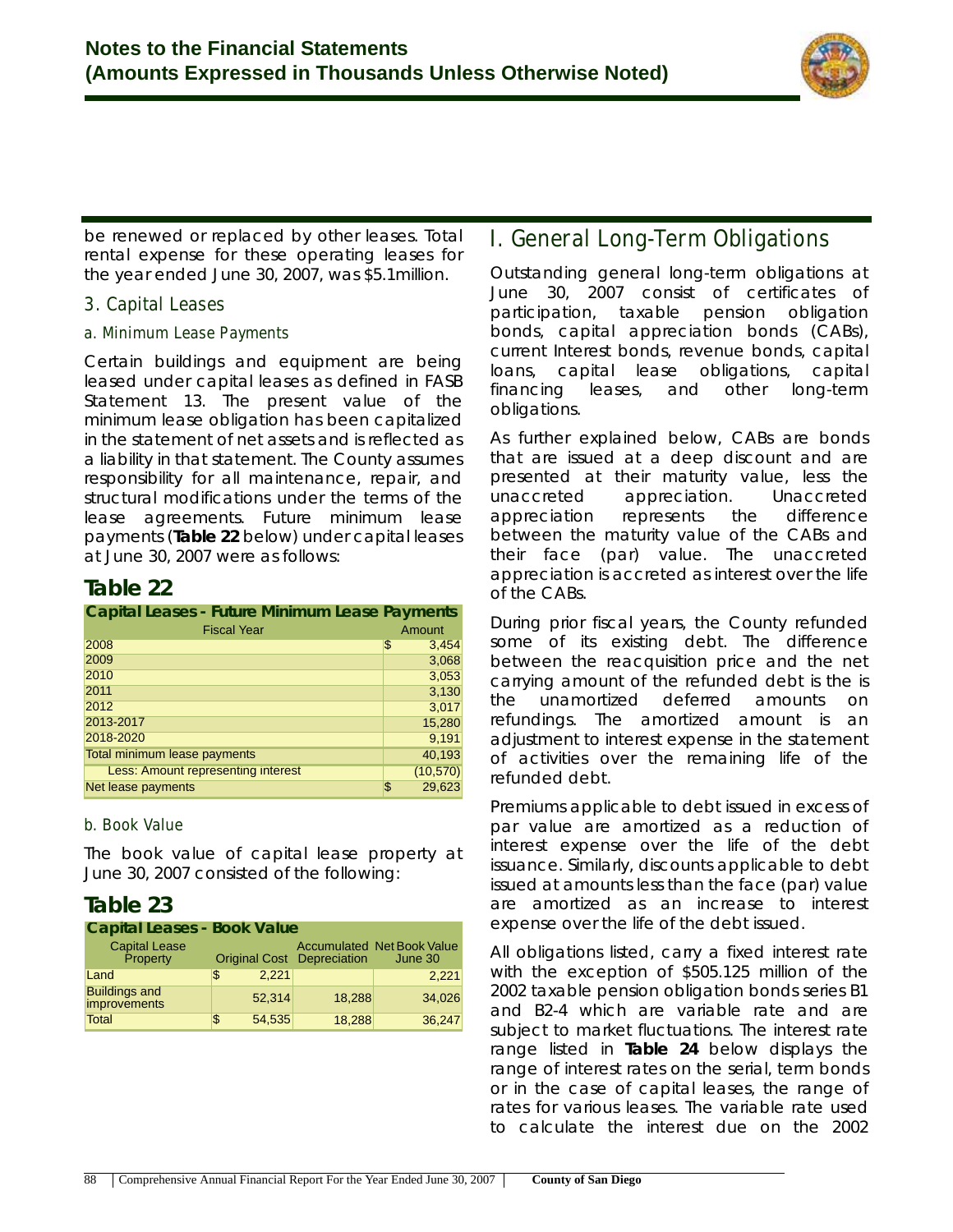be renewed or replaced by other leases. Total rental expense for these operating leases for the year ended June 30, 2007, was $5.1million.

### 3. Capital Leases

#### a. Minimum Lease Payments

Certain buildings and equipment are being leased under capital leases as defined in FASB Statement 13. The present value of the minimum lease obligation has been capitalized in the statement of net assets and is reflected as a liability in that statement. The County assumes responsibility for all maintenance, repair, and structural modifications under the terms of the lease agreements. Future minimum lease payments (**Table 22** below) under capital leases at June 30, 2007 were as follows:

## Table 22

**Capital Leases - Future Minimum Lease Payments**

| Fiscal Year | Amount |
|---|---|
| 2008 | $ 3,454 |
| 2009 | 3,068 |
| 2010 | 3,053 |
| 2011 | 3,130 |
| 2012 | 3,017 |
| 2013-2017 | 15,280 |
| 2018-2020 | 9,191 |
| Total minimum lease payments | 40,193 |
| Less: Amount representing interest | (10,570) |
| Net lease payments | $ 29,623 |

#### b. Book Value

The book value of capital lease property at June 30, 2007 consisted of the following:

## Table 23

**Capital Leases - Book Value**

| Capital Lease Property | Original Cost | Accumulated Depreciation | Net Book Value June 30 |
|---|---|---|---|
| Land | $ 2,221 | | 2,221 |
| Buildings and improvements | 52,314 | 18,288 | 34,026 |
| Total | $ 54,535 | 18,288 | 36,247 |

## I. General Long-Term Obligations

Outstanding general long-term obligations at June 30, 2007 consist of certificates of participation, taxable pension obligation bonds, capital appreciation bonds (CABs), current Interest bonds, revenue bonds, capital loans, capital lease obligations, capital financing leases, and other long-term obligations.

As further explained below, CABs are bonds that are issued at a deep discount and are presented at their maturity value, less the unaccreted appreciation. Unaccreted appreciation represents the difference between the maturity value of the CABs and their face (par) value. The unaccreted appreciation is accreted as interest over the life of the CABs.

During prior fiscal years, the County refunded some of its existing debt. The difference between the reacquisition price and the net carrying amount of the refunded debt is the is the unamortized deferred amounts on refundings. The amortized amount is an adjustment to interest expense in the statement of activities over the remaining life of the refunded debt.

Premiums applicable to debt issued in excess of par value are amortized as a reduction of interest expense over the life of the debt issuance. Similarly, discounts applicable to debt issued at amounts less than the face (par) value are amortized as an increase to interest expense over the life of the debt issued.

All obligations listed, carry a fixed interest rate with the exception of $505.125 million of the 2002 taxable pension obligation bonds series B1 and B2-4 which are variable rate and are subject to market fluctuations. The interest rate range listed in **Table 24** below displays the range of interest rates on the serial, term bonds or in the case of capital leases, the range of rates for various leases. The variable rate used to calculate the interest due on the 2002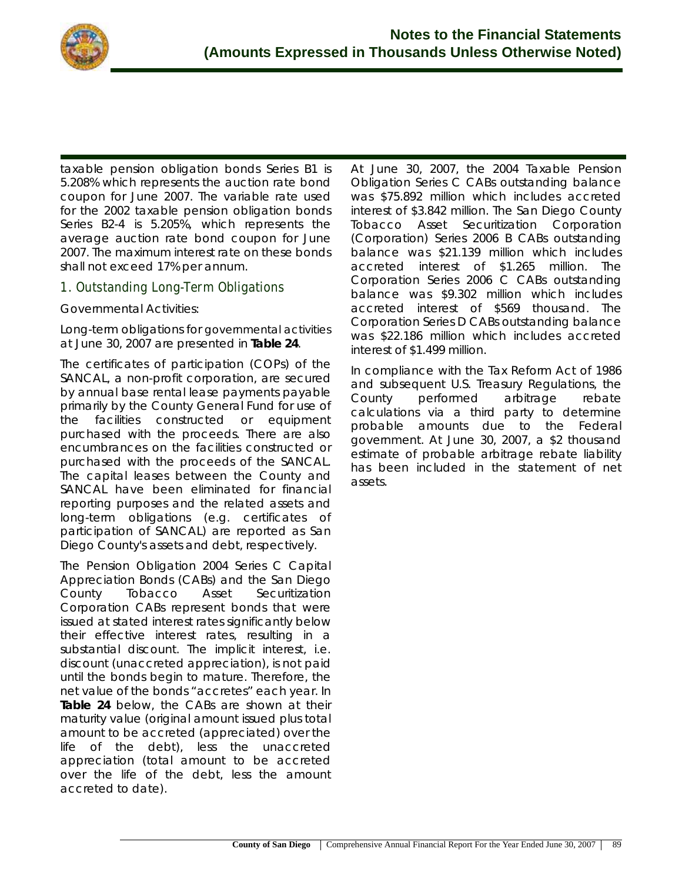taxable pension obligation bonds Series B1 is 5.208% which represents the auction rate bond coupon for June 2007. The variable rate used for the 2002 taxable pension obligation bonds Series B2-4 is 5.205%, which represents the average auction rate bond coupon for June 2007. The maximum interest rate on these bonds shall not exceed 17% per annum.

## 1. Outstanding Long-Term Obligations

Governmental Activities:

Long-term obligations for governmental activities at June 30, 2007 are presented in **Table 24**.

The certificates of participation (COPs) of the SANCAL, a non-profit corporation, are secured by annual base rental lease payments payable primarily by the County General Fund for use of the facilities constructed or equipment purchased with the proceeds. There are also encumbrances on the facilities constructed or purchased with the proceeds of the SANCAL. The capital leases between the County and SANCAL have been eliminated for financial reporting purposes and the related assets and long-term obligations (e.g. certificates of participation of SANCAL) are reported as San Diego County's assets and debt, respectively.

The Pension Obligation 2004 Series C Capital Appreciation Bonds (CABs) and the San Diego County Tobacco Asset Securitization Corporation CABs represent bonds that were issued at stated interest rates significantly below their effective interest rates, resulting in a substantial discount. The implicit interest, i.e. discount (unaccreted appreciation), is not paid until the bonds begin to mature. Therefore, the net value of the bonds "accretes" each year. In **Table 24** below, the CABs are shown at their maturity value (original amount issued plus total amount to be accreted (appreciated) over the life of the debt), less the unaccreted appreciation (total amount to be accreted over the life of the debt, less the amount accreted to date).

At June 30, 2007, the 2004 Taxable Pension Obligation Series C CABs outstanding balance was $75.892 million which includes accreted interest of $3.842 million. The San Diego County Tobacco Asset Securitization Corporation (Corporation) Series 2006 B CABs outstanding balance was $21.139 million which includes accreted interest of $1.265 million. The Corporation Series 2006 C CABs outstanding balance was $9.302 million which includes accreted interest of $569 thousand. The Corporation Series D CABs outstanding balance was $22.186 million which includes accreted interest of $1.499 million.

In compliance with the Tax Reform Act of 1986 and subsequent U.S. Treasury Regulations, the County performed arbitrage rebate calculations via a third party to determine probable amounts due to the Federal government. At June 30, 2007, a $2 thousand estimate of probable arbitrage rebate liability has been included in the statement of net assets.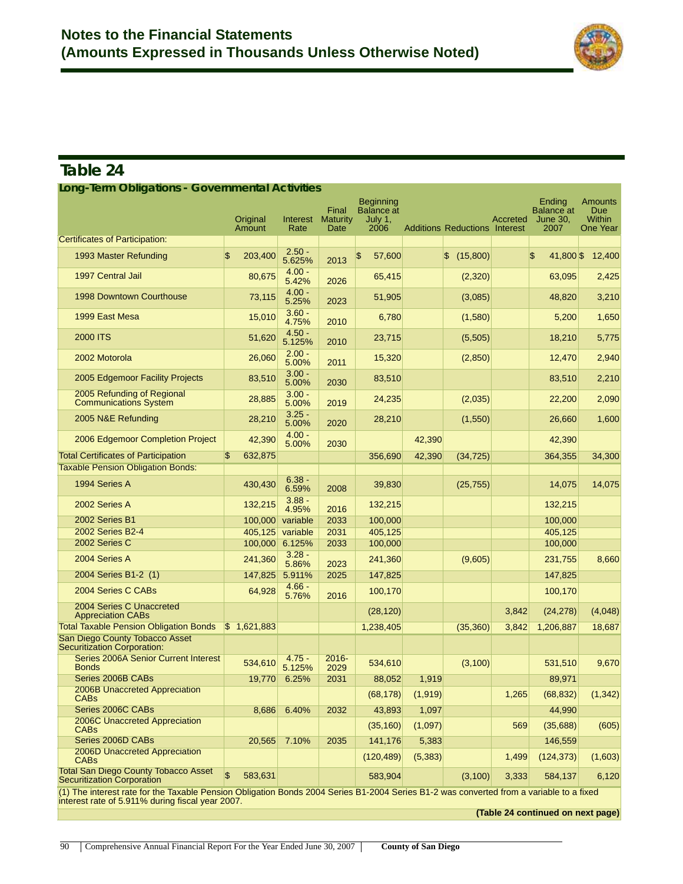# Notes to the Financial Statements
## (Amounts Expressed in Thousands Unless Otherwise Noted)

## Table 24

### Long-Term Obligations - Governmental Activities

| | Original Amount | Interest Rate | Final Maturity Date | Beginning Balance at July 1, 2006 | Additions | Reductions | Accreted Interest | Ending Balance at June 30, 2007 | Amounts Due Within One Year |
|---|---|---|---|---|---|---|---|---|---|
| Certificates of Participation: | | | | | | | | | |
| 1993 Master Refunding | $ 203,400 | 2.50 - 5.625% | 2013 | $ 57,600 | | $ (15,800) | | $ 41,800 | $ 12,400 |
| 1997 Central Jail | 80,675 | 4.00 - 5.42% | 2026 | 65,415 | | (2,320) | | 63,095 | 2,425 |
| 1998 Downtown Courthouse | 73,115 | 4.00 - 5.25% | 2023 | 51,905 | | (3,085) | | 48,820 | 3,210 |
| 1999 East Mesa | 15,010 | 3.60 - 4.75% | 2010 | 6,780 | | (1,580) | | 5,200 | 1,650 |
| 2000 ITS | 51,620 | 4.50 - 5.125% | 2010 | 23,715 | | (5,505) | | 18,210 | 5,775 |
| 2002 Motorola | 26,060 | 2.00 - 5.00% | 2011 | 15,320 | | (2,850) | | 12,470 | 2,940 |
| 2005 Edgemoor Facility Projects | 83,510 | 3.00 - 5.00% | 2030 | 83,510 | | | | 83,510 | 2,210 |
| 2005 Refunding of Regional Communications System | 28,885 | 3.00 - 5.00% | 2019 | 24,235 | | (2,035) | | 22,200 | 2,090 |
| 2005 N&E Refunding | 28,210 | 3.25 - 5.00% | 2020 | 28,210 | | (1,550) | | 26,660 | 1,600 |
| 2006 Edgemoor Completion Project | 42,390 | 4.00 - 5.00% | 2030 | | 42,390 | | | 42,390 | |
| Total Certificates of Participation | $ 632,875 | | | 356,690 | 42,390 | (34,725) | | 364,355 | 34,300 |
| Taxable Pension Obligation Bonds: | | | | | | | | | |
| 1994 Series A | 430,430 | 6.38 - 6.59% | 2008 | 39,830 | | (25,755) | | 14,075 | 14,075 |
| 2002 Series A | 132,215 | 3.88 - 4.95% | 2016 | 132,215 | | | | 132,215 | |
| 2002 Series B1 | 100,000 | variable | 2033 | 100,000 | | | | 100,000 | |
| 2002 Series B2-4 | 405,125 | variable | 2031 | 405,125 | | | | 405,125 | |
| 2002 Series C | 100,000 | 6.125% | 2033 | 100,000 | | | | 100,000 | |
| 2004 Series A | 241,360 | 3.28 - 5.86% | 2023 | 241,360 | | (9,605) | | 231,755 | 8,660 |
| 2004 Series B1-2 (1) | 147,825 | 5.911% | 2025 | 147,825 | | | | 147,825 | |
| 2004 Series C CABs | 64,928 | 4.66 - 5.76% | 2016 | 100,170 | | | | 100,170 | |
| 2004 Series C Unaccreted Appreciation CABs | | | | (28,120) | | | 3,842 | (24,278) | (4,048) |
| Total Taxable Pension Obligation Bonds | $ 1,621,883 | | | 1,238,405 | | (35,360) | 3,842 | 1,206,887 | 18,687 |
| San Diego County Tobacco Asset Securitization Corporation: | | | | | | | | | |
| Series 2006A Senior Current Interest Bonds | 534,610 | 4.75 - 5.125% | 2016-2029 | 534,610 | | (3,100) | | 531,510 | 9,670 |
| Series 2006B CABs | 19,770 | 6.25% | 2031 | 88,052 | 1,919 | | | 89,971 | |
| 2006B Unaccreted Appreciation CABs | | | | (68,178) | (1,919) | | 1,265 | (68,832) | (1,342) |
| Series 2006C CABs | 8,686 | 6.40% | 2032 | 43,893 | 1,097 | | | 44,990 | |
| 2006C Unaccreted Appreciation CABs | | | | (35,160) | (1,097) | | 569 | (35,688) | (605) |
| Series 2006D CABs | 20,565 | 7.10% | 2035 | 141,176 | 5,383 | | | 146,559 | |
| 2006D Unaccreted Appreciation CABs | | | | (120,489) | (5,383) | | 1,499 | (124,373) | (1,603) |
| Total San Diego County Tobacco Asset Securitization Corporation | $ 583,631 | | | 583,904 | | (3,100) | 3,333 | 584,137 | 6,120 |

(1) The interest rate for the Taxable Pension Obligation Bonds 2004 Series B1-2004 Series B1-2 was converted from a variable to a fixed interest rate of 5.911% during fiscal year 2007.

**(Table 24 continued on next page)**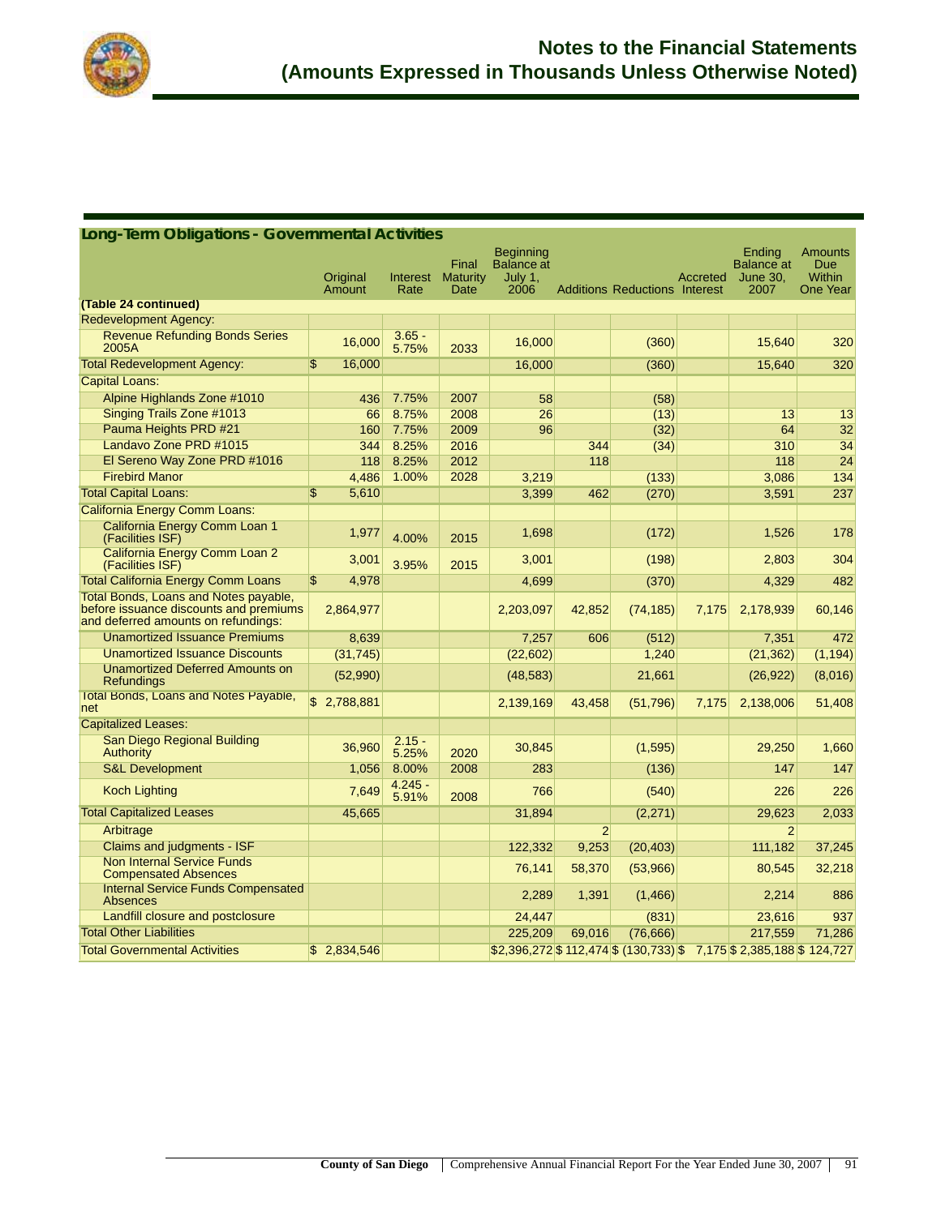# Notes to the Financial Statements
# (Amounts Expressed in Thousands Unless Otherwise Noted)

## Long-Term Obligations - Governmental Activities

| | Original Amount | Interest Rate | Final Maturity Date | Beginning Balance at July 1, 2006 | Additions | Reductions | Accreted Interest | Ending Balance at June 30, 2007 | Amounts Due Within One Year |
|---|---|---|---|---|---|---|---|---|---|
| **(Table 24 continued)** | | | | | | | | | |
| Redevelopment Agency: | | | | | | | | | |
| Revenue Refunding Bonds Series 2005A | 16,000 | 3.65 - 5.75% | 2033 | 16,000 | | (360) | | 15,640 | 320 |
| Total Redevelopment Agency: | $ 16,000 | | | 16,000 | | (360) | | 15,640 | 320 |
| Capital Loans: | | | | | | | | | |
| Alpine Highlands Zone #1010 | 436 | 7.75% | 2007 | 58 | | (58) | | | |
| Singing Trails Zone #1013 | 66 | 8.75% | 2008 | 26 | | (13) | | 13 | 13 |
| Pauma Heights PRD #21 | 160 | 7.75% | 2009 | 96 | | (32) | | 64 | 32 |
| Landavo Zone PRD #1015 | 344 | 8.25% | 2016 | | 344 | (34) | | 310 | 34 |
| El Sereno Way Zone PRD #1016 | 118 | 8.25% | 2012 | | 118 | | | 118 | 24 |
| Firebird Manor | 4,486 | 1.00% | 2028 | 3,219 | | (133) | | 3,086 | 134 |
| Total Capital Loans: | $ 5,610 | | | 3,399 | 462 | (270) | | 3,591 | 237 |
| California Energy Comm Loans: | | | | | | | | | |
| California Energy Comm Loan 1 (Facilities ISF) | 1,977 | 4.00% | 2015 | 1,698 | | (172) | | 1,526 | 178 |
| California Energy Comm Loan 2 (Facilities ISF) | 3,001 | 3.95% | 2015 | 3,001 | | (198) | | 2,803 | 304 |
| Total California Energy Comm Loans | $ 4,978 | | | 4,699 | | (370) | | 4,329 | 482 |
| Total Bonds, Loans and Notes payable, before issuance discounts and premiums and deferred amounts on refundings: | 2,864,977 | | | 2,203,097 | 42,852 | (74,185) | 7,175 | 2,178,939 | 60,146 |
| Unamortized Issuance Premiums | 8,639 | | | 7,257 | 606 | (512) | | 7,351 | 472 |
| Unamortized Issuance Discounts | (31,745) | | | (22,602) | | 1,240 | | (21,362) | (1,194) |
| Unamortized Deferred Amounts on Refundings | (52,990) | | | (48,583) | | 21,661 | | (26,922) | (8,016) |
| Total Bonds, Loans and Notes Payable, net | $ 2,788,881 | | | 2,139,169 | 43,458 | (51,796) | 7,175 | 2,138,006 | 51,408 |
| Capitalized Leases: | | | | | | | | | |
| San Diego Regional Building Authority | 36,960 | 2.15 - 5.25% | 2020 | 30,845 | | (1,595) | | 29,250 | 1,660 |
| S&L Development | 1,056 | 8.00% | 2008 | 283 | | (136) | | 147 | 147 |
| Koch Lighting | 7,649 | 4.245 - 5.91% | 2008 | 766 | | (540) | | 226 | 226 |
| Total Capitalized Leases | 45,665 | | | 31,894 | | (2,271) | | 29,623 | 2,033 |
| Arbitrage | | | | | 2 | | | 2 | |
| Claims and judgments - ISF | | | | 122,332 | 9,253 | (20,403) | | 111,182 | 37,245 |
| Non Internal Service Funds Compensated Absences | | | | 76,141 | 58,370 | (53,966) | | 80,545 | 32,218 |
| Internal Service Funds Compensated Absences | | | | 2,289 | 1,391 | (1,466) | | 2,214 | 886 |
| Landfill closure and postclosure | | | | 24,447 | | (831) | | 23,616 | 937 |
| Total Other Liabilities | | | | 225,209 | 69,016 | (76,666) | | 217,559 | 71,286 |
| Total Governmental Activities | $ 2,834,546 | | | $2,396,272 | $ 112,474 | $ (130,733) | $ 7,175 | $ 2,385,188 | $ 124,727 |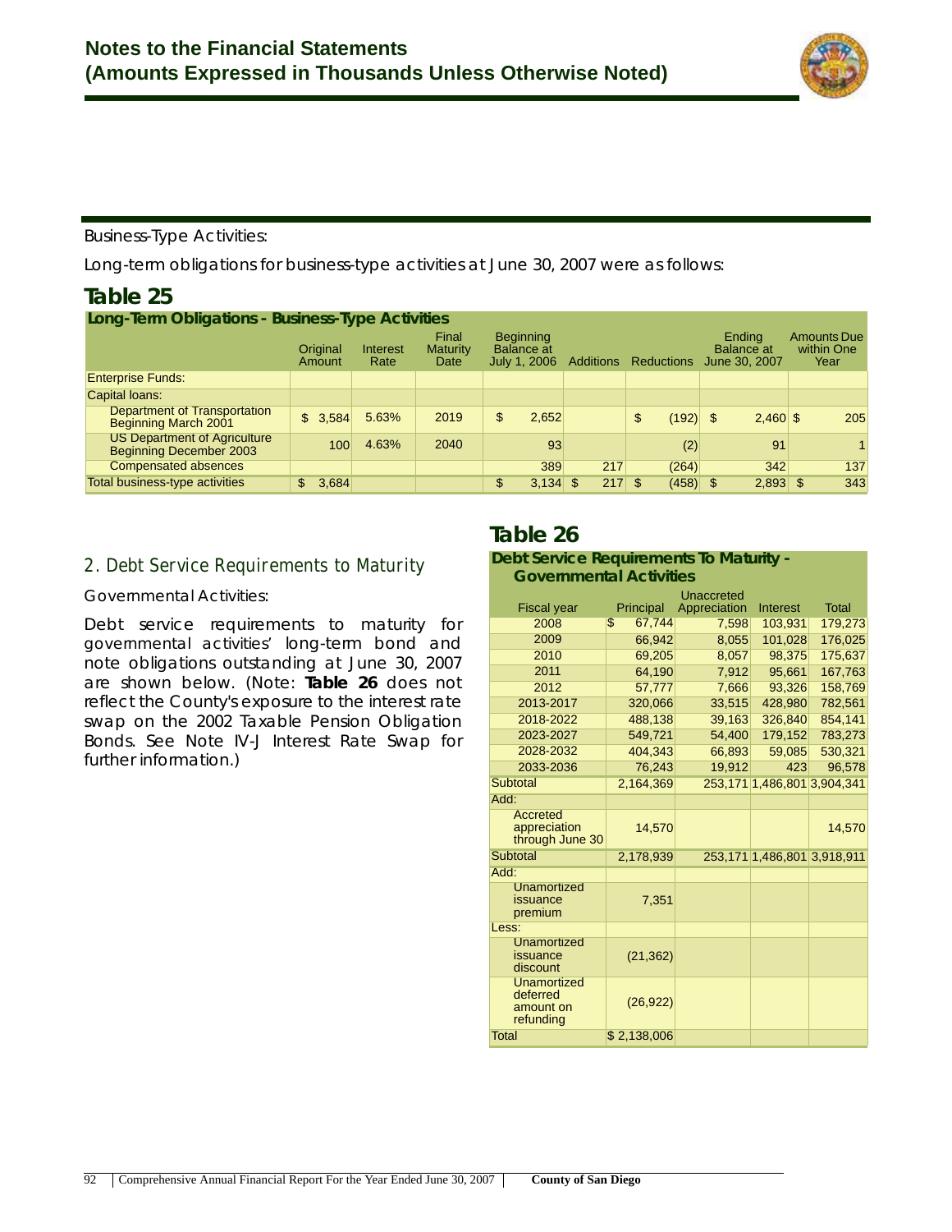Business-Type Activities:

Long-term obligations for business-type activities at June 30, 2007 were as follows:

## Table 25

**Long-Term Obligations - Business-Type Activities**

| | Original Amount | Interest Rate | Final Maturity Date | Beginning Balance at July 1, 2006 | Additions | Reductions | Ending Balance at June 30, 2007 | Amounts Due within One Year |
|---|---|---|---|---|---|---|---|---|
| Enterprise Funds: | | | | | | | | |
| Capital loans: | | | | | | | | |
| Department of Transportation Beginning March 2001 | $ 3,584 | 5.63% | 2019 | $ 2,652 | | $ (192) | $ 2,460 | $ 205 |
| US Department of Agriculture Beginning December 2003 | 100 | 4.63% | 2040 | 93 | | (2) | 91 | 1 |
| Compensated absences | | | | 389 | 217 | (264) | 342 | 137 |
| Total business-type activities | $ 3,684 | | | $ 3,134 | $ 217 | $ (458) | $ 2,893 | $ 343 |

## 2. Debt Service Requirements to Maturity

Governmental Activities:

Debt service requirements to maturity for governmental activities' long-term bond and note obligations outstanding at June 30, 2007 are shown below. (Note: **Table 26** does not reflect the County's exposure to the interest rate swap on the 2002 Taxable Pension Obligation Bonds. See Note IV-J Interest Rate Swap for further information.)

## Table 26

**Debt Service Requirements To Maturity - Governmental Activities**

| Fiscal year | Principal | Unaccreted Appreciation | Interest | Total |
|---|---|---|---|---|
| 2008 | $ 67,744 | 7,598 | 103,931 | 179,273 |
| 2009 | 66,942 | 8,055 | 101,028 | 176,025 |
| 2010 | 69,205 | 8,057 | 98,375 | 175,637 |
| 2011 | 64,190 | 7,912 | 95,661 | 167,763 |
| 2012 | 57,777 | 7,666 | 93,326 | 158,769 |
| 2013-2017 | 320,066 | 33,515 | 428,980 | 782,561 |
| 2018-2022 | 488,138 | 39,163 | 326,840 | 854,141 |
| 2023-2027 | 549,721 | 54,400 | 179,152 | 783,273 |
| 2028-2032 | 404,343 | 66,893 | 59,085 | 530,321 |
| 2033-2036 | 76,243 | 19,912 | 423 | 96,578 |
| Subtotal | 2,164,369 | 253,171 | 1,486,801 | 3,904,341 |
| Add: | | | | |
| Accreted appreciation through June 30 | 14,570 | | | 14,570 |
| Subtotal | 2,178,939 | 253,171 | 1,486,801 | 3,918,911 |
| Add: | | | | |
| Unamortized issuance premium | 7,351 | | | |
| Less: | | | | |
| Unamortized issuance discount | (21,362) | | | |
| Unamortized deferred amount on refunding | (26,922) | | | |
| Total | $ 2,138,006 | | | |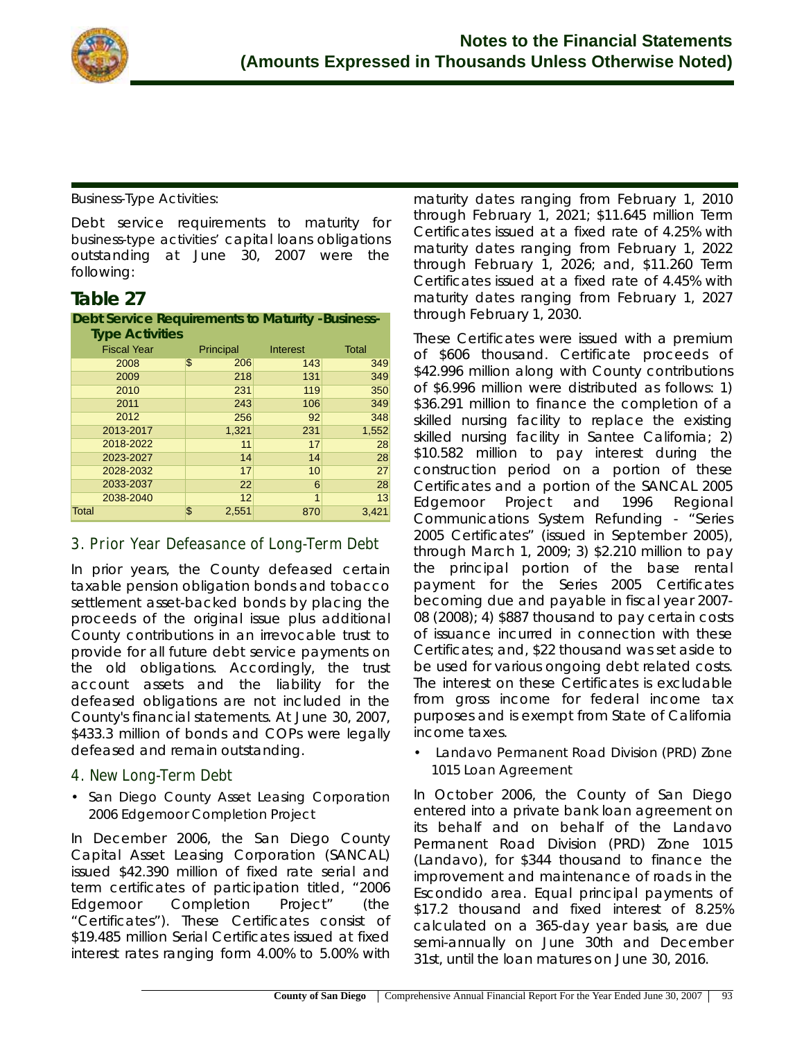Business-Type Activities:

Debt service requirements to maturity for business-type activities' capital loans obligations outstanding at June 30, 2007 were the following:

## Table 27

**Debt Service Requirements to Maturity -Business-Type Activities**

| Fiscal Year | Principal | Interest | Total |
|---|---|---|---|
| 2008 | $ 206 | 143 | 349 |
| 2009 | 218 | 131 | 349 |
| 2010 | 231 | 119 | 350 |
| 2011 | 243 | 106 | 349 |
| 2012 | 256 | 92 | 348 |
| 2013-2017 | 1,321 | 231 | 1,552 |
| 2018-2022 | 11 | 17 | 28 |
| 2023-2027 | 14 | 14 | 28 |
| 2028-2032 | 17 | 10 | 27 |
| 2033-2037 | 22 | 6 | 28 |
| 2038-2040 | 12 | 1 | 13 |
| Total | $ 2,551 | 870 | 3,421 |

### 3. Prior Year Defeasance of Long-Term Debt

In prior years, the County defeased certain taxable pension obligation bonds and tobacco settlement asset-backed bonds by placing the proceeds of the original issue plus additional County contributions in an irrevocable trust to provide for all future debt service payments on the old obligations. Accordingly, the trust account assets and the liability for the defeased obligations are not included in the County's financial statements. At June 30, 2007, $433.3 million of bonds and COPs were legally defeased and remain outstanding.

### 4. New Long-Term Debt

- San Diego County Asset Leasing Corporation 2006 Edgemoor Completion Project

In December 2006, the San Diego County Capital Asset Leasing Corporation (SANCAL) issued $42.390 million of fixed rate serial and term certificates of participation titled, "2006 Edgemoor Completion Project" (the "Certificates"). These Certificates consist of $19.485 million Serial Certificates issued at fixed interest rates ranging form 4.00% to 5.00% with maturity dates ranging from February 1, 2010 through February 1, 2021; $11.645 million Term Certificates issued at a fixed rate of 4.25% with maturity dates ranging from February 1, 2022 through February 1, 2026; and, $11.260 Term Certificates issued at a fixed rate of 4.45% with maturity dates ranging from February 1, 2027 through February 1, 2030.

These Certificates were issued with a premium of $606 thousand. Certificate proceeds of $42.996 million along with County contributions of $6.996 million were distributed as follows: 1) $36.291 million to finance the completion of a skilled nursing facility to replace the existing skilled nursing facility in Santee California; 2) $10.582 million to pay interest during the construction period on a portion of these Certificates and a portion of the SANCAL 2005 Edgemoor Project and 1996 Regional Communications System Refunding - "Series 2005 Certificates" (issued in September 2005), through March 1, 2009; 3) $2.210 million to pay the principal portion of the base rental payment for the Series 2005 Certificates becoming due and payable in fiscal year 2007-08 (2008); 4) $887 thousand to pay certain costs of issuance incurred in connection with these Certificates; and, $22 thousand was set aside to be used for various ongoing debt related costs. The interest on these Certificates is excludable from gross income for federal income tax purposes and is exempt from State of California income taxes.

- Landavo Permanent Road Division (PRD) Zone 1015 Loan Agreement

In October 2006, the County of San Diego entered into a private bank loan agreement on its behalf and on behalf of the Landavo Permanent Road Division (PRD) Zone 1015 (Landavo), for $344 thousand to finance the improvement and maintenance of roads in the Escondido area. Equal principal payments of $17.2 thousand and fixed interest of 8.25% calculated on a 365-day year basis, are due semi-annually on June 30th and December 31st, until the loan matures on June 30, 2016.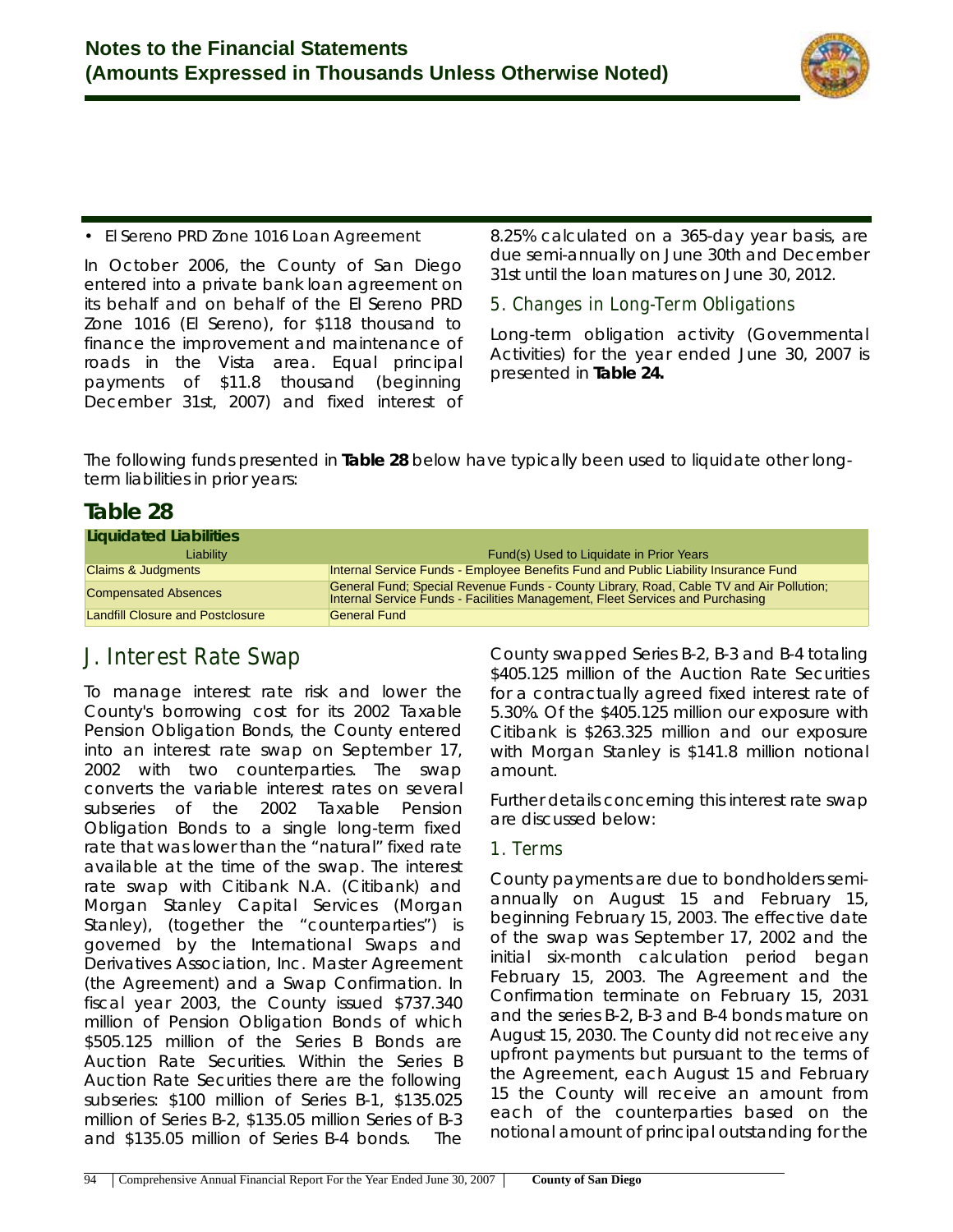- El Sereno PRD Zone 1016 Loan Agreement

In October 2006, the County of San Diego entered into a private bank loan agreement on its behalf and on behalf of the El Sereno PRD Zone 1016 (El Sereno), for $118 thousand to finance the improvement and maintenance of roads in the Vista area. Equal principal payments of $11.8 thousand (beginning December 31st, 2007) and fixed interest of 8.25% calculated on a 365-day year basis, are due semi-annually on June 30th and December 31st until the loan matures on June 30, 2012.

### 5. Changes in Long-Term Obligations

Long-term obligation activity (Governmental Activities) for the year ended June 30, 2007 is presented in **Table 24.**

The following funds presented in **Table 28** below have typically been used to liquidate other long-term liabilities in prior years:

## Table 28

**Liquidated Liabilities**

| Liability | Fund(s) Used to Liquidate in Prior Years |
|---|---|
| Claims & Judgments | Internal Service Funds - Employee Benefits Fund and Public Liability Insurance Fund |
| Compensated Absences | General Fund; Special Revenue Funds - County Library, Road, Cable TV and Air Pollution; Internal Service Funds - Facilities Management, Fleet Services and Purchasing |
| Landfill Closure and Postclosure | General Fund |

## J. Interest Rate Swap

To manage interest rate risk and lower the County's borrowing cost for its 2002 Taxable Pension Obligation Bonds, the County entered into an interest rate swap on September 17, 2002 with two counterparties. The swap converts the variable interest rates on several subseries of the 2002 Taxable Pension Obligation Bonds to a single long-term fixed rate that was lower than the "natural" fixed rate available at the time of the swap. The interest rate swap with Citibank N.A. (Citibank) and Morgan Stanley Capital Services (Morgan Stanley), (together the "counterparties") is governed by the International Swaps and Derivatives Association, Inc. Master Agreement (the Agreement) and a Swap Confirmation. In fiscal year 2003, the County issued $737.340 million of Pension Obligation Bonds of which $505.125 million of the Series B Bonds are Auction Rate Securities. Within the Series B Auction Rate Securities there are the following subseries: $100 million of Series B-1, $135.025 million of Series B-2, $135.05 million Series of B-3 and $135.05 million of Series B-4 bonds. The County swapped Series B-2, B-3 and B-4 totaling $405.125 million of the Auction Rate Securities for a contractually agreed fixed interest rate of 5.30%. Of the $405.125 million our exposure with Citibank is $263.325 million and our exposure with Morgan Stanley is $141.8 million notional amount.

Further details concerning this interest rate swap are discussed below:

### 1. Terms

County payments are due to bondholders semi-annually on August 15 and February 15, beginning February 15, 2003. The effective date of the swap was September 17, 2002 and the initial six-month calculation period began February 15, 2003. The Agreement and the Confirmation terminate on February 15, 2031 and the series B-2, B-3 and B-4 bonds mature on August 15, 2030. The County did not receive any upfront payments but pursuant to the terms of the Agreement, each August 15 and February 15 the County will receive an amount from each of the counterparties based on the notional amount of principal outstanding for the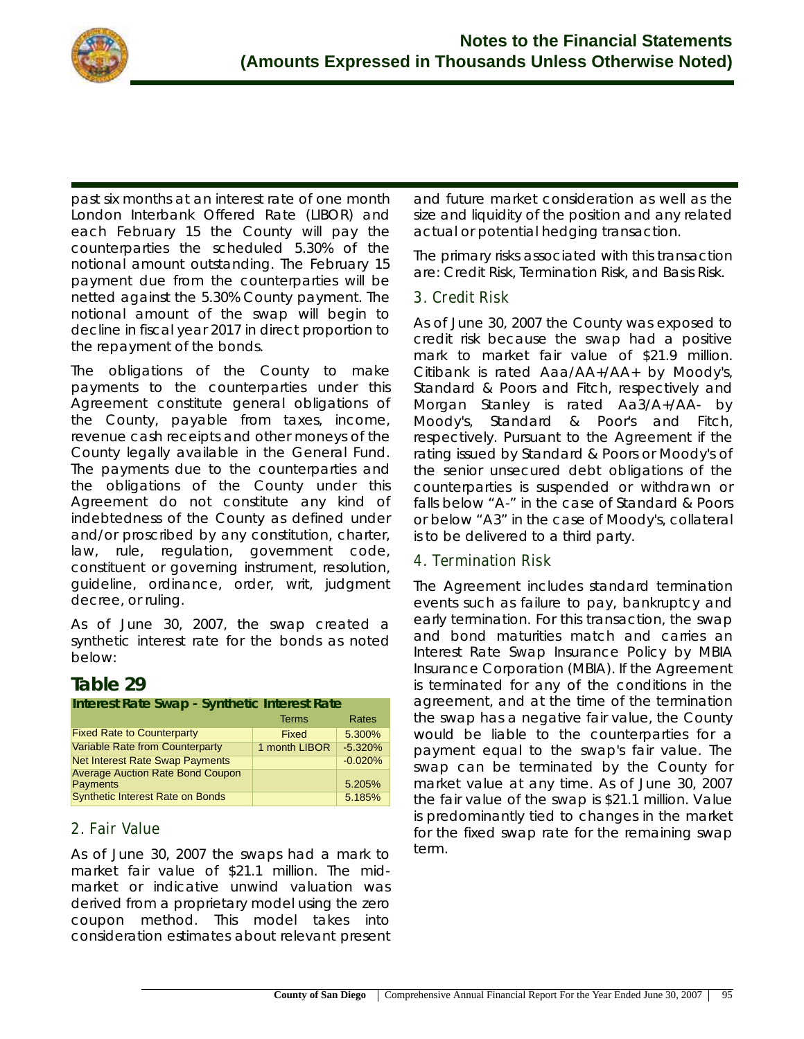past six months at an interest rate of one month London Interbank Offered Rate (LIBOR) and each February 15 the County will pay the counterparties the scheduled 5.30% of the notional amount outstanding. The February 15 payment due from the counterparties will be netted against the 5.30% County payment. The notional amount of the swap will begin to decline in fiscal year 2017 in direct proportion to the repayment of the bonds.

The obligations of the County to make payments to the counterparties under this Agreement constitute general obligations of the County, payable from taxes, income, revenue cash receipts and other moneys of the County legally available in the General Fund. The payments due to the counterparties and the obligations of the County under this Agreement do not constitute any kind of indebtedness of the County as defined under and/or proscribed by any constitution, charter, law, rule, regulation, government code, constituent or governing instrument, resolution, guideline, ordinance, order, writ, judgment decree, or ruling.

As of June 30, 2007, the swap created a synthetic interest rate for the bonds as noted below:

## Table 29

**Interest Rate Swap - Synthetic Interest Rate**

| | Terms | Rates |
|---|---|---|
| Fixed Rate to Counterparty | Fixed | 5.300% |
| Variable Rate from Counterparty | 1 month LIBOR | -5.320% |
| Net Interest Rate Swap Payments | | -0.020% |
| Average Auction Rate Bond Coupon Payments | | 5.205% |
| Synthetic Interest Rate on Bonds | | 5.185% |

### 2. Fair Value

As of June 30, 2007 the swaps had a mark to market fair value of $21.1 million. The mid-market or indicative unwind valuation was derived from a proprietary model using the zero coupon method. This model takes into consideration estimates about relevant present and future market consideration as well as the size and liquidity of the position and any related actual or potential hedging transaction.

The primary risks associated with this transaction are: Credit Risk, Termination Risk, and Basis Risk.

### 3. Credit Risk

As of June 30, 2007 the County was exposed to credit risk because the swap had a positive mark to market fair value of $21.9 million. Citibank is rated Aaa/AA+/AA+ by Moody's, Standard & Poors and Fitch, respectively and Morgan Stanley is rated Aa3/A+/AA- by Moody's, Standard & Poor's and Fitch, respectively. Pursuant to the Agreement if the rating issued by Standard & Poors or Moody's of the senior unsecured debt obligations of the counterparties is suspended or withdrawn or falls below "A-" in the case of Standard & Poors or below "A3" in the case of Moody's, collateral is to be delivered to a third party.

### 4. Termination Risk

The Agreement includes standard termination events such as failure to pay, bankruptcy and early termination. For this transaction, the swap and bond maturities match and carries an Interest Rate Swap Insurance Policy by MBIA Insurance Corporation (MBIA). If the Agreement is terminated for any of the conditions in the agreement, and at the time of the termination the swap has a negative fair value, the County would be liable to the counterparties for a payment equal to the swap's fair value. The swap can be terminated by the County for market value at any time. As of June 30, 2007 the fair value of the swap is $21.1 million. Value is predominantly tied to changes in the market for the fixed swap rate for the remaining swap term.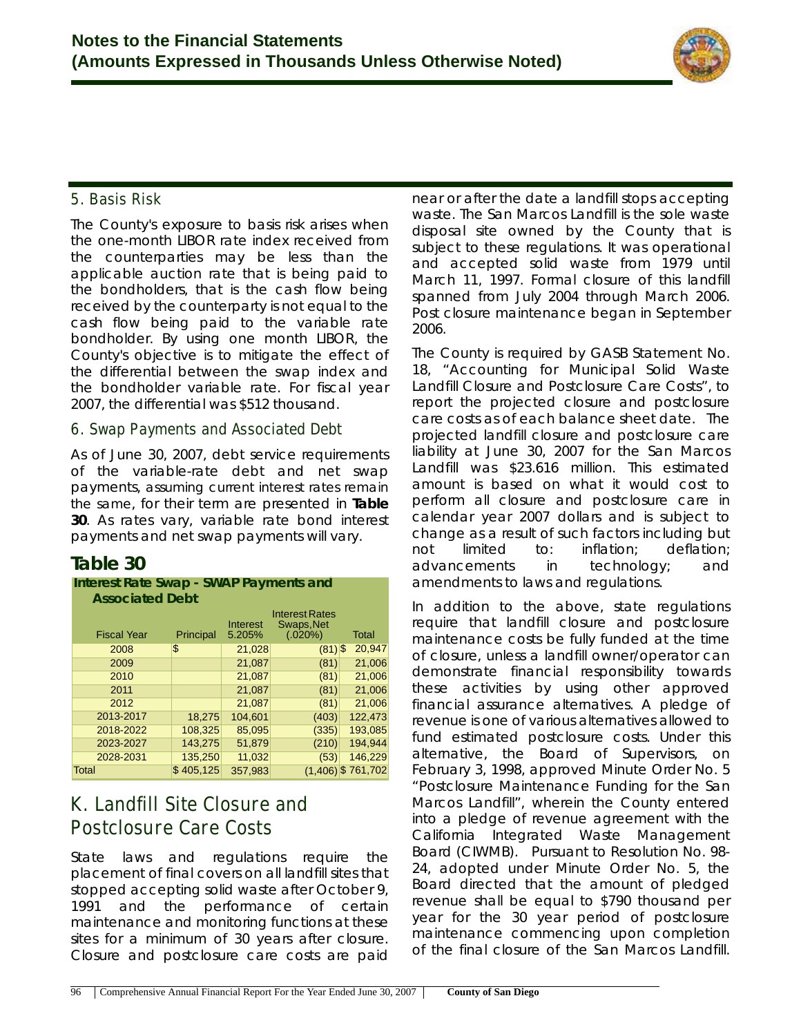### 5. Basis Risk

The County's exposure to basis risk arises when the one-month LIBOR rate index received from the counterparties may be less than the applicable auction rate that is being paid to the bondholders, that is the cash flow being received by the counterparty is not equal to the cash flow being paid to the variable rate bondholder. By using one month LIBOR, the County's objective is to mitigate the effect of the differential between the swap index and the bondholder variable rate. For fiscal year 2007, the differential was $512 thousand.

### 6. Swap Payments and Associated Debt

As of June 30, 2007, debt service requirements of the variable-rate debt and net swap payments, assuming current interest rates remain the same, for their term are presented in **Table 30**. As rates vary, variable rate bond interest payments and net swap payments will vary.

## Table 30

**Interest Rate Swap - SWAP Payments and Associated Debt**

| Fiscal Year | Principal | Interest 5.205% | Interest Rates Swaps,Net (.020%) | Total |
|---|---|---|---|---|
| 2008 | $ | 21,028 | (81) | $ 20,947 |
| 2009 | | 21,087 | (81) | 21,006 |
| 2010 | | 21,087 | (81) | 21,006 |
| 2011 | | 21,087 | (81) | 21,006 |
| 2012 | | 21,087 | (81) | 21,006 |
| 2013-2017 | 18,275 | 104,601 | (403) | 122,473 |
| 2018-2022 | 108,325 | 85,095 | (335) | 193,085 |
| 2023-2027 | 143,275 | 51,879 | (210) | 194,944 |
| 2028-2031 | 135,250 | 11,032 | (53) | 146,229 |
| Total | $ 405,125 | 357,983 | (1,406) | $ 761,702 |

## K. Landfill Site Closure and Postclosure Care Costs

State laws and regulations require the placement of final covers on all landfill sites that stopped accepting solid waste after October 9, 1991 and the performance of certain maintenance and monitoring functions at these sites for a minimum of 30 years after closure. Closure and postclosure care costs are paid near or after the date a landfill stops accepting waste. The San Marcos Landfill is the sole waste disposal site owned by the County that is subject to these regulations. It was operational and accepted solid waste from 1979 until March 11, 1997. Formal closure of this landfill spanned from July 2004 through March 2006. Post closure maintenance began in September 2006.

The County is required by GASB Statement No. 18, "Accounting for Municipal Solid Waste Landfill Closure and Postclosure Care Costs", to report the projected closure and postclosure care costs as of each balance sheet date. The projected landfill closure and postclosure care liability at June 30, 2007 for the San Marcos Landfill was $23.616 million. This estimated amount is based on what it would cost to perform all closure and postclosure care in calendar year 2007 dollars and is subject to change as a result of such factors including but not limited to: inflation; deflation; advancements in technology; and amendments to laws and regulations.

In addition to the above, state regulations require that landfill closure and postclosure maintenance costs be fully funded at the time of closure, unless a landfill owner/operator can demonstrate financial responsibility towards these activities by using other approved financial assurance alternatives. A pledge of revenue is one of various alternatives allowed to fund estimated postclosure costs. Under this alternative, the Board of Supervisors, on February 3, 1998, approved Minute Order No. 5 "Postclosure Maintenance Funding for the San Marcos Landfill", wherein the County entered into a pledge of revenue agreement with the California Integrated Waste Management Board (CIWMB). Pursuant to Resolution No. 98-24, adopted under Minute Order No. 5, the Board directed that the amount of pledged revenue shall be equal to $790 thousand per year for the 30 year period of postclosure maintenance commencing upon completion of the final closure of the San Marcos Landfill.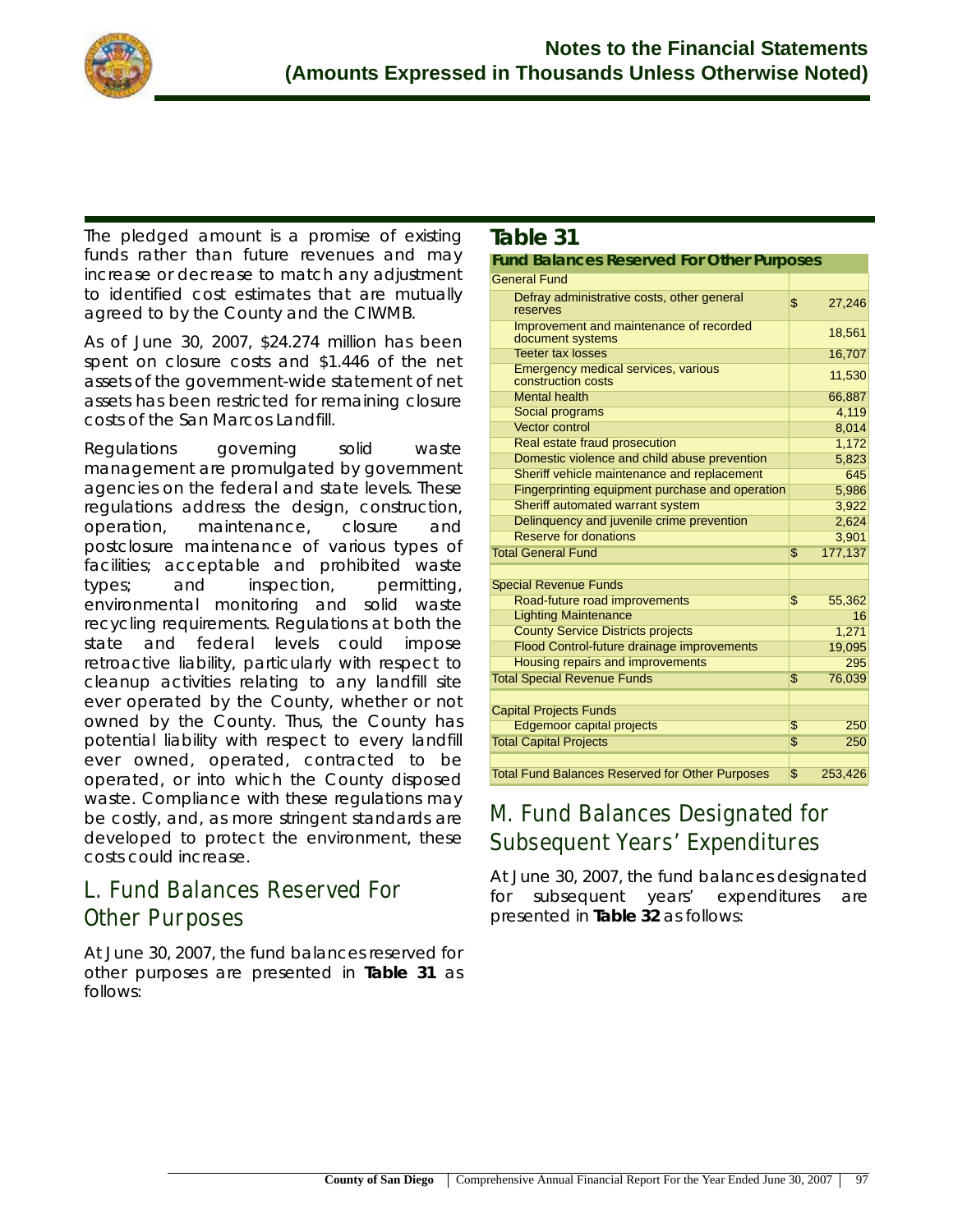The pledged amount is a promise of existing funds rather than future revenues and may increase or decrease to match any adjustment to identified cost estimates that are mutually agreed to by the County and the CIWMB.

As of June 30, 2007, $24.274 million has been spent on closure costs and $1.446 of the net assets of the government-wide statement of net assets has been restricted for remaining closure costs of the San Marcos Landfill.

Regulations governing solid waste management are promulgated by government agencies on the federal and state levels. These regulations address the design, construction, operation, maintenance, closure and postclosure maintenance of various types of facilities; acceptable and prohibited waste types; and inspection, permitting, environmental monitoring and solid waste recycling requirements. Regulations at both the state and federal levels could impose retroactive liability, particularly with respect to cleanup activities relating to any landfill site ever operated by the County, whether or not owned by the County. Thus, the County has potential liability with respect to every landfill ever owned, operated, contracted to be operated, or into which the County disposed waste. Compliance with these regulations may be costly, and, as more stringent standards are developed to protect the environment, these costs could increase.

## L. Fund Balances Reserved For Other Purposes

At June 30, 2007, the fund balances reserved for other purposes are presented in **Table 31** as follows:

### Table 31

| Fund Balances Reserved For Other Purposes | | |
|---|---|---|
| General Fund | | |
| Defray administrative costs, other general reserves | $ | 27,246 |
| Improvement and maintenance of recorded document systems | | 18,561 |
| Teeter tax losses | | 16,707 |
| Emergency medical services, various construction costs | | 11,530 |
| Mental health | | 66,887 |
| Social programs | | 4,119 |
| Vector control | | 8,014 |
| Real estate fraud prosecution | | 1,172 |
| Domestic violence and child abuse prevention | | 5,823 |
| Sheriff vehicle maintenance and replacement | | 645 |
| Fingerprinting equipment purchase and operation | | 5,986 |
| Sheriff automated warrant system | | 3,922 |
| Delinquency and juvenile crime prevention | | 2,624 |
| Reserve for donations | | 3,901 |
| Total General Fund | $ | 177,137 |
| | | |
| Special Revenue Funds | | |
| Road-future road improvements | $ | 55,362 |
| Lighting Maintenance | | 16 |
| County Service Districts projects | | 1,271 |
| Flood Control-future drainage improvements | | 19,095 |
| Housing repairs and improvements | | 295 |
| Total Special Revenue Funds | $ | 76,039 |
| | | |
| Capital Projects Funds | | |
| Edgemoor capital projects | $ | 250 |
| Total Capital Projects | $ | 250 |
| | | |
| Total Fund Balances Reserved for Other Purposes | $ | 253,426 |

## M. Fund Balances Designated for Subsequent Years' Expenditures

At June 30, 2007, the fund balances designated for subsequent years' expenditures are presented in **Table 32** as follows: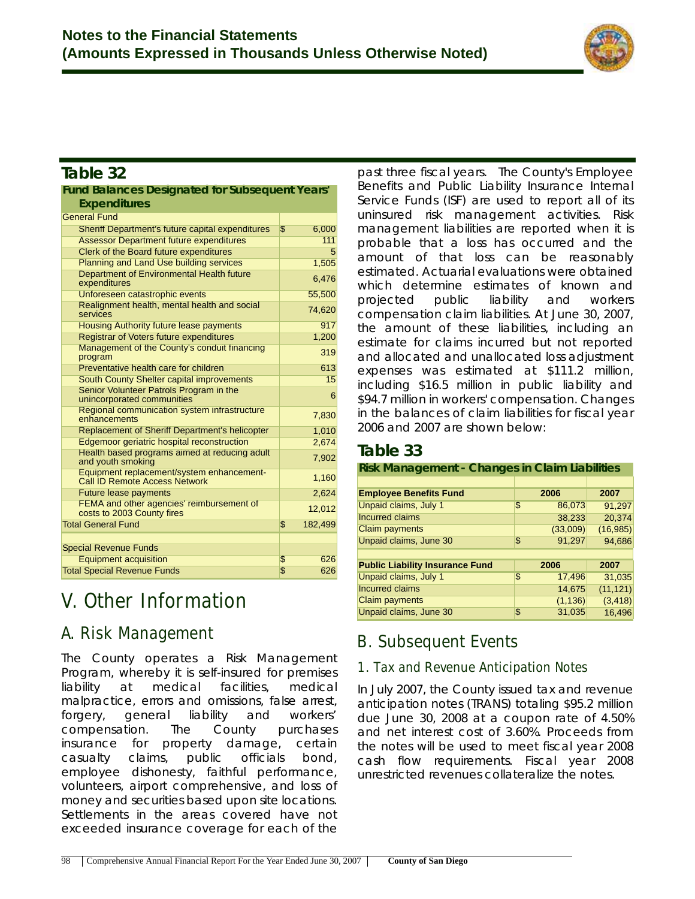## Table 32

**Fund Balances Designated for Subsequent Years' Expenditures**

| | | |
|---|---|---|
| General Fund | | |
| Sheriff Department's future capital expenditures | $ | 6,000 |
| Assessor Department future expenditures | | 111 |
| Clerk of the Board future expenditures | | 5 |
| Planning and Land Use building services | | 1,505 |
| Department of Environmental Health future expenditures | | 6,476 |
| Unforeseen catastrophic events | | 55,500 |
| Realignment health, mental health and social services | | 74,620 |
| Housing Authority future lease payments | | 917 |
| Registrar of Voters future expenditures | | 1,200 |
| Management of the County's conduit financing program | | 319 |
| Preventative health care for children | | 613 |
| South County Shelter capital improvements | | 15 |
| Senior Volunteer Patrols Program in the unincorporated communities | | 6 |
| Regional communication system infrastructure enhancements | | 7,830 |
| Replacement of Sheriff Department's helicopter | | 1,010 |
| Edgemoor geriatric hospital reconstruction | | 2,674 |
| Health based programs aimed at reducing adult and youth smoking | | 7,902 |
| Equipment replacement/system enhancement-Call ID Remote Access Network | | 1,160 |
| Future lease payments | | 2,624 |
| FEMA and other agencies' reimbursement of costs to 2003 County fires | | 12,012 |
| Total General Fund | $ | 182,499 |
| | | |
| Special Revenue Funds | | |
| Equipment acquisition | $ | 626 |
| Total Special Revenue Funds | $ | 626 |

# V. Other Information

## A. Risk Management

The County operates a Risk Management Program, whereby it is self-insured for premises liability at medical facilities, medical malpractice, errors and omissions, false arrest, forgery, general liability and workers' compensation. The County purchases insurance for property damage, certain casualty claims, public officials bond, employee dishonesty, faithful performance, volunteers, airport comprehensive, and loss of money and securities based upon site locations. Settlements in the areas covered have not exceeded insurance coverage for each of the past three fiscal years. The County's Employee Benefits and Public Liability Insurance Internal Service Funds (ISF) are used to report all of its uninsured risk management activities. Risk management liabilities are reported when it is probable that a loss has occurred and the amount of that loss can be reasonably estimated. Actuarial evaluations were obtained which determine estimates of known and projected public liability and workers compensation claim liabilities. At June 30, 2007, the amount of these liabilities, including an estimate for claims incurred but not reported and allocated and unallocated loss adjustment expenses was estimated at $111.2 million, including $16.5 million in public liability and $94.7 million in workers' compensation. Changes in the balances of claim liabilities for fiscal year 2006 and 2007 are shown below:

## Table 33

**Risk Management - Changes in Claim Liabilities**

| Employee Benefits Fund | | 2006 | 2007 |
|---|---|---|---|
| Unpaid claims, July 1 | $ | 86,073 | 91,297 |
| Incurred claims | | 38,233 | 20,374 |
| Claim payments | | (33,009) | (16,985) |
| Unpaid claims, June 30 | $ | 91,297 | 94,686 |
| | | | |
| **Public Liability Insurance Fund** | | **2006** | **2007** |
| Unpaid claims, July 1 | $ | 17,496 | 31,035 |
| Incurred claims | | 14,675 | (11,121) |
| Claim payments | | (1,136) | (3,418) |
| Unpaid claims, June 30 | $ | 31,035 | 16,496 |

## B. Subsequent Events

### 1. Tax and Revenue Anticipation Notes

In July 2007, the County issued tax and revenue anticipation notes (TRANS) totaling $95.2 million due June 30, 2008 at a coupon rate of 4.50% and net interest cost of 3.60%. Proceeds from the notes will be used to meet fiscal year 2008 cash flow requirements. Fiscal year 2008 unrestricted revenues collateralize the notes.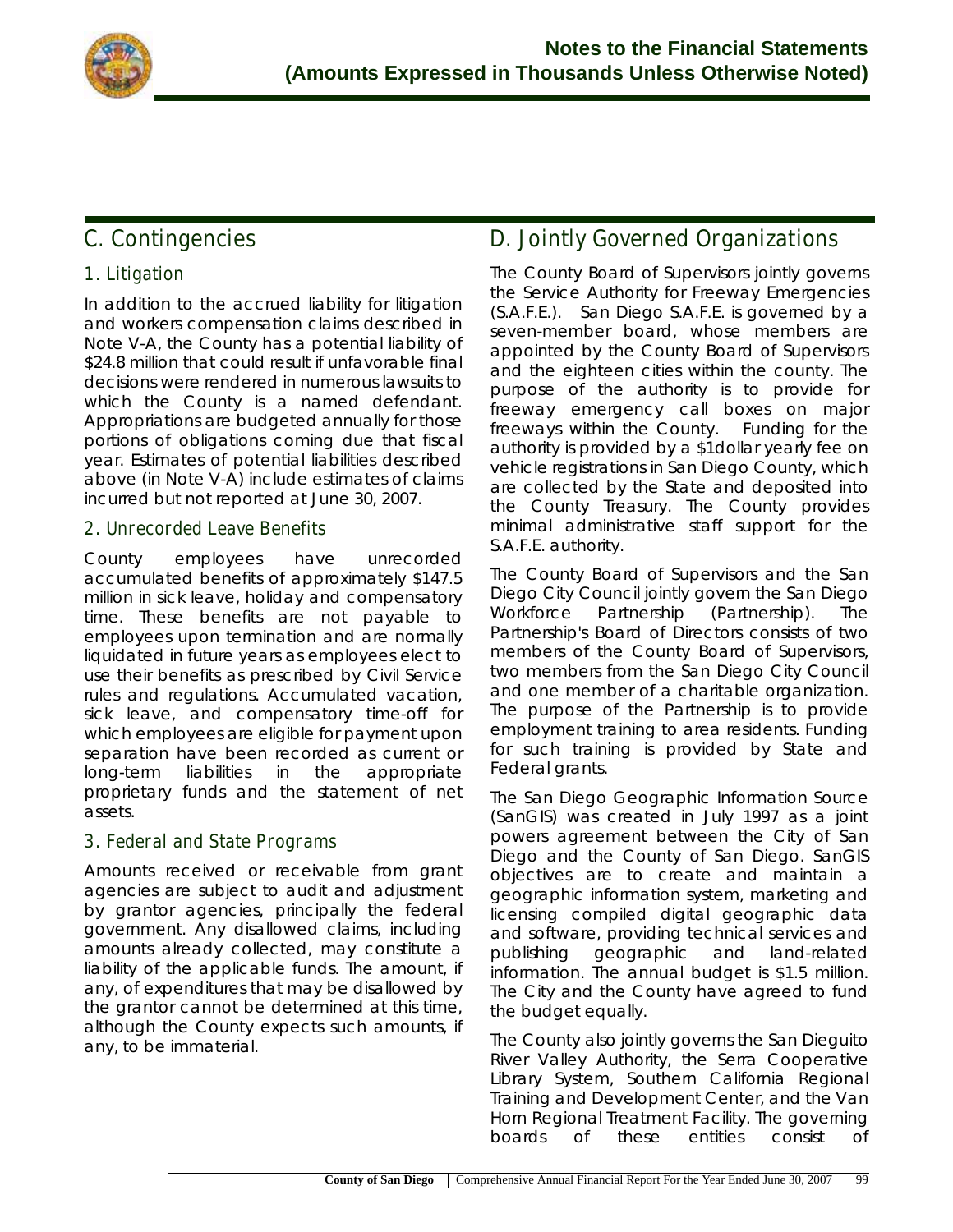## C. Contingencies

### 1. Litigation

In addition to the accrued liability for litigation and workers compensation claims described in Note V-A, the County has a potential liability of $24.8 million that could result if unfavorable final decisions were rendered in numerous lawsuits to which the County is a named defendant. Appropriations are budgeted annually for those portions of obligations coming due that fiscal year. Estimates of potential liabilities described above (in Note V-A) include estimates of claims incurred but not reported at June 30, 2007.

### 2. Unrecorded Leave Benefits

County employees have unrecorded accumulated benefits of approximately $147.5 million in sick leave, holiday and compensatory time. These benefits are not payable to employees upon termination and are normally liquidated in future years as employees elect to use their benefits as prescribed by Civil Service rules and regulations. Accumulated vacation, sick leave, and compensatory time-off for which employees are eligible for payment upon separation have been recorded as current or long-term liabilities in the appropriate proprietary funds and the statement of net assets.

### 3. Federal and State Programs

Amounts received or receivable from grant agencies are subject to audit and adjustment by grantor agencies, principally the federal government. Any disallowed claims, including amounts already collected, may constitute a liability of the applicable funds. The amount, if any, of expenditures that may be disallowed by the grantor cannot be determined at this time, although the County expects such amounts, if any, to be immaterial.

## D. Jointly Governed Organizations

The County Board of Supervisors jointly governs the Service Authority for Freeway Emergencies (S.A.F.E.). San Diego S.A.F.E. is governed by a seven-member board, whose members are appointed by the County Board of Supervisors and the eighteen cities within the county. The purpose of the authority is to provide for freeway emergency call boxes on major freeways within the County. Funding for the authority is provided by a $1dollar yearly fee on vehicle registrations in San Diego County, which are collected by the State and deposited into the County Treasury. The County provides minimal administrative staff support for the S.A.F.E. authority.

The County Board of Supervisors and the San Diego City Council jointly govern the San Diego Workforce Partnership (Partnership). The Partnership's Board of Directors consists of two members of the County Board of Supervisors, two members from the San Diego City Council and one member of a charitable organization. The purpose of the Partnership is to provide employment training to area residents. Funding for such training is provided by State and Federal grants.

The San Diego Geographic Information Source (SanGIS) was created in July 1997 as a joint powers agreement between the City of San Diego and the County of San Diego. SanGIS objectives are to create and maintain a geographic information system, marketing and licensing compiled digital geographic data and software, providing technical services and publishing geographic and land-related information. The annual budget is $1.5 million. The City and the County have agreed to fund the budget equally.

The County also jointly governs the San Dieguito River Valley Authority, the Serra Cooperative Library System, Southern California Regional Training and Development Center, and the Van Horn Regional Treatment Facility. The governing boards of these entities consist of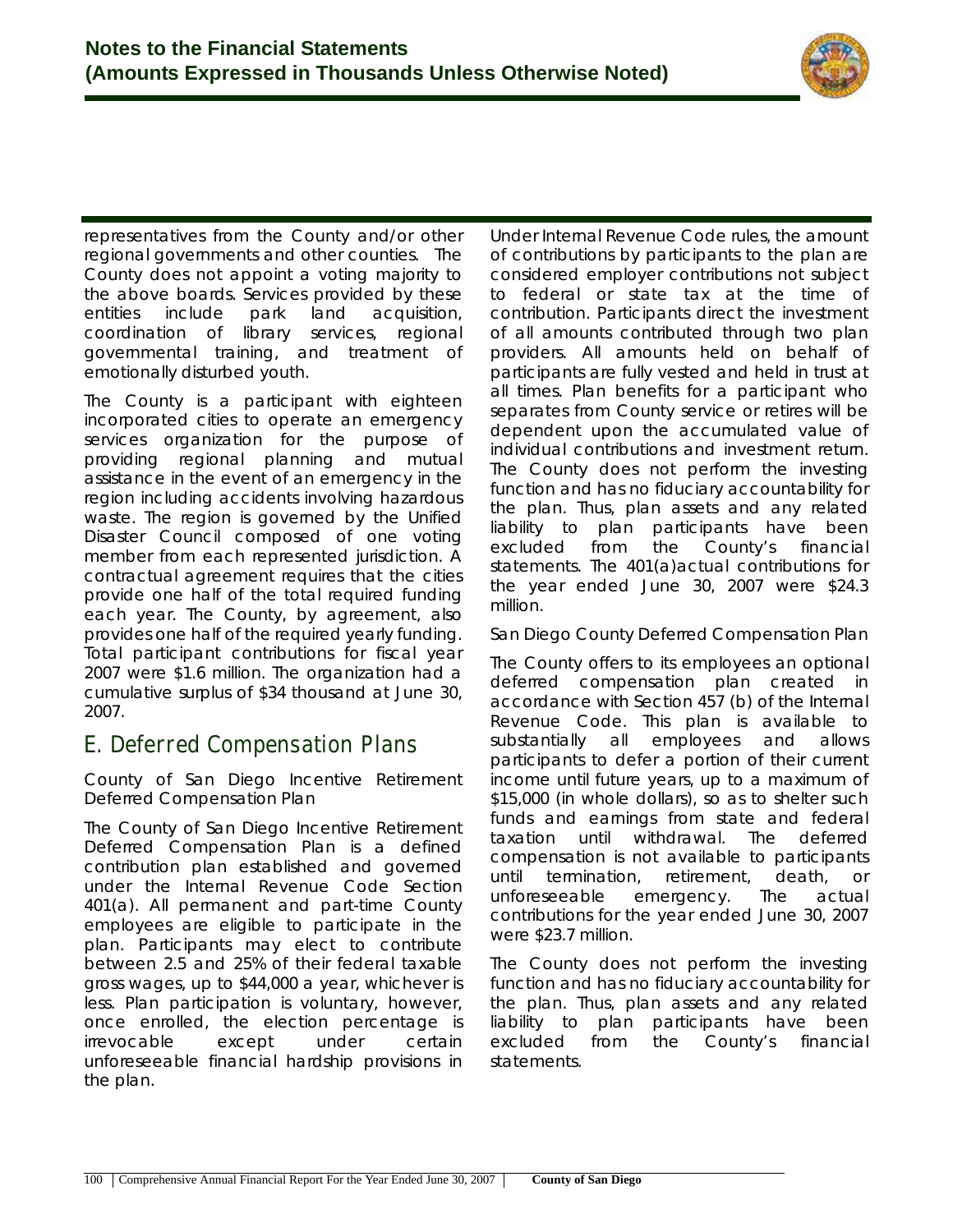representatives from the County and/or other regional governments and other counties. The County does not appoint a voting majority to the above boards. Services provided by these entities include park land acquisition, coordination of library services, regional governmental training, and treatment of emotionally disturbed youth.

The County is a participant with eighteen incorporated cities to operate an emergency services organization for the purpose of providing regional planning and mutual assistance in the event of an emergency in the region including accidents involving hazardous waste. The region is governed by the Unified Disaster Council composed of one voting member from each represented jurisdiction. A contractual agreement requires that the cities provide one half of the total required funding each year. The County, by agreement, also provides one half of the required yearly funding. Total participant contributions for fiscal year 2007 were $1.6 million. The organization had a cumulative surplus of $34 thousand at June 30, 2007.

## E. Deferred Compensation Plans

County of San Diego Incentive Retirement Deferred Compensation Plan

The County of San Diego Incentive Retirement Deferred Compensation Plan is a defined contribution plan established and governed under the Internal Revenue Code Section 401(a). All permanent and part-time County employees are eligible to participate in the plan. Participants may elect to contribute between 2.5 and 25% of their federal taxable gross wages, up to $44,000 a year, whichever is less. Plan participation is voluntary, however, once enrolled, the election percentage is irrevocable except under certain unforeseeable financial hardship provisions in the plan.

Under Internal Revenue Code rules, the amount of contributions by participants to the plan are considered employer contributions not subject to federal or state tax at the time of contribution. Participants direct the investment of all amounts contributed through two plan providers. All amounts held on behalf of participants are fully vested and held in trust at all times. Plan benefits for a participant who separates from County service or retires will be dependent upon the accumulated value of individual contributions and investment return. The County does not perform the investing function and has no fiduciary accountability for the plan. Thus, plan assets and any related liability to plan participants have been excluded from the County's financial statements. The 401(a)actual contributions for the year ended June 30, 2007 were $24.3 million.

San Diego County Deferred Compensation Plan

The County offers to its employees an optional deferred compensation plan created in accordance with Section 457 (b) of the Internal Revenue Code. This plan is available to substantially all employees and allows participants to defer a portion of their current income until future years, up to a maximum of $15,000 (in whole dollars), so as to shelter such funds and earnings from state and federal taxation until withdrawal. The deferred compensation is not available to participants until termination, retirement, death, or unforeseeable emergency. The actual contributions for the year ended June 30, 2007 were $23.7 million.

The County does not perform the investing function and has no fiduciary accountability for the plan. Thus, plan assets and any related liability to plan participants have been excluded from the County's financial statements.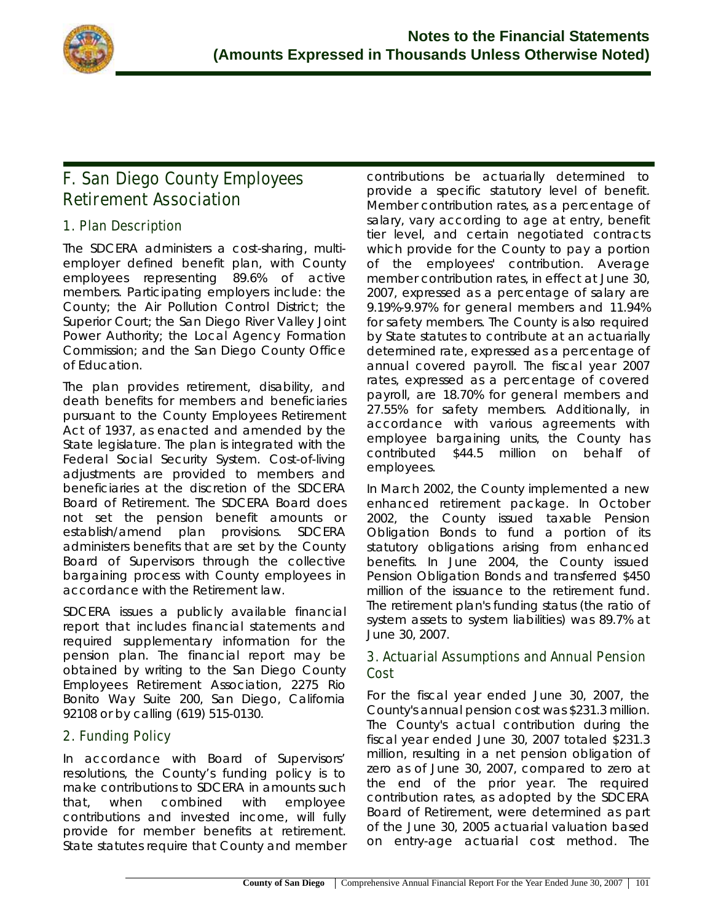## F. San Diego County Employees Retirement Association

### 1. Plan Description

The SDCERA administers a cost-sharing, multi-employer defined benefit plan, with County employees representing 89.6% of active members. Participating employers include: the County; the Air Pollution Control District; the Superior Court; the San Diego River Valley Joint Power Authority; the Local Agency Formation Commission; and the San Diego County Office of Education.

The plan provides retirement, disability, and death benefits for members and beneficiaries pursuant to the County Employees Retirement Act of 1937, as enacted and amended by the State legislature. The plan is integrated with the Federal Social Security System. Cost-of-living adjustments are provided to members and beneficiaries at the discretion of the SDCERA Board of Retirement. The SDCERA Board does not set the pension benefit amounts or establish/amend plan provisions. SDCERA administers benefits that are set by the County Board of Supervisors through the collective bargaining process with County employees in accordance with the Retirement law.

SDCERA issues a publicly available financial report that includes financial statements and required supplementary information for the pension plan. The financial report may be obtained by writing to the San Diego County Employees Retirement Association, 2275 Rio Bonito Way Suite 200, San Diego, California 92108 or by calling (619) 515-0130.

### 2. Funding Policy

In accordance with Board of Supervisors' resolutions, the County's funding policy is to make contributions to SDCERA in amounts such that, when combined with employee contributions and invested income, will fully provide for member benefits at retirement. State statutes require that County and member contributions be actuarially determined to provide a specific statutory level of benefit. Member contribution rates, as a percentage of salary, vary according to age at entry, benefit tier level, and certain negotiated contracts which provide for the County to pay a portion of the employees' contribution. Average member contribution rates, in effect at June 30, 2007, expressed as a percentage of salary are 9.19%-9.97% for general members and 11.94% for safety members. The County is also required by State statutes to contribute at an actuarially determined rate, expressed as a percentage of annual covered payroll. The fiscal year 2007 rates, expressed as a percentage of covered payroll, are 18.70% for general members and 27.55% for safety members. Additionally, in accordance with various agreements with employee bargaining units, the County has contributed $44.5 million on behalf of employees.

In March 2002, the County implemented a new enhanced retirement package. In October 2002, the County issued taxable Pension Obligation Bonds to fund a portion of its statutory obligations arising from enhanced benefits. In June 2004, the County issued Pension Obligation Bonds and transferred $450 million of the issuance to the retirement fund. The retirement plan's funding status (the ratio of system assets to system liabilities) was 89.7% at June 30, 2007.

### 3. Actuarial Assumptions and Annual Pension Cost

For the fiscal year ended June 30, 2007, the County's annual pension cost was $231.3 million. The County's actual contribution during the fiscal year ended June 30, 2007 totaled $231.3 million, resulting in a net pension obligation of zero as of June 30, 2007, compared to zero at the end of the prior year. The required contribution rates, as adopted by the SDCERA Board of Retirement, were determined as part of the June 30, 2005 actuarial valuation based on entry-age actuarial cost method. The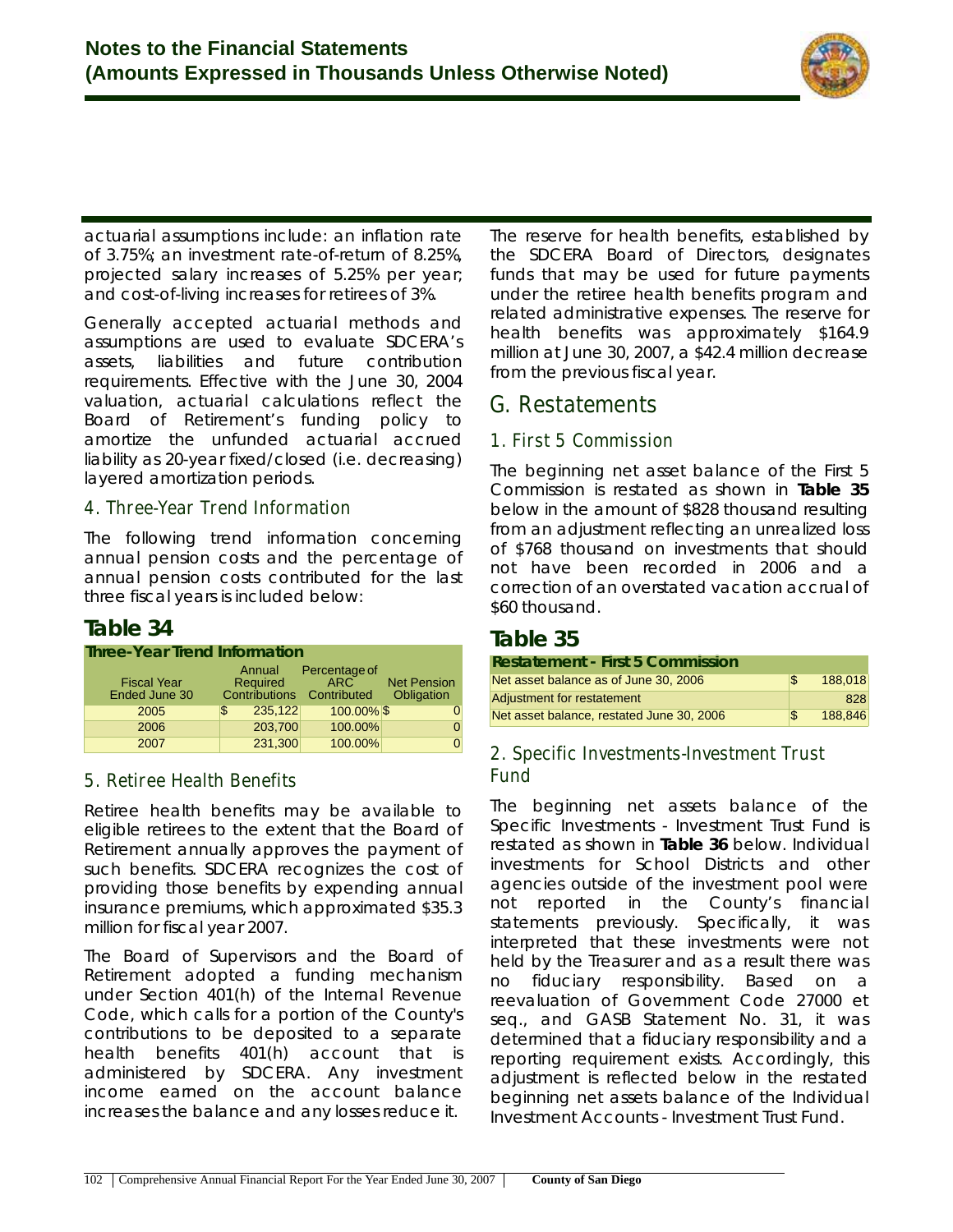actuarial assumptions include: an inflation rate of 3.75%; an investment rate-of-return of 8.25%, projected salary increases of 5.25% per year; and cost-of-living increases for retirees of 3%.

Generally accepted actuarial methods and assumptions are used to evaluate SDCERA's assets, liabilities and future contribution requirements. Effective with the June 30, 2004 valuation, actuarial calculations reflect the Board of Retirement's funding policy to amortize the unfunded actuarial accrued liability as 20-year fixed/closed (i.e. decreasing) layered amortization periods.

### 4. Three-Year Trend Information

The following trend information concerning annual pension costs and the percentage of annual pension costs contributed for the last three fiscal years is included below:

## Table 34

**Three-Year Trend Information**

| Fiscal Year Ended June 30 | Annual Required Contributions | Percentage of ARC Contributed | Net Pension Obligation |
|---|---|---|---|
| 2005 | $ 235,122 | 100.00% | $ 0 |
| 2006 | 203,700 | 100.00% | 0 |
| 2007 | 231,300 | 100.00% | 0 |

### 5. Retiree Health Benefits

Retiree health benefits may be available to eligible retirees to the extent that the Board of Retirement annually approves the payment of such benefits. SDCERA recognizes the cost of providing those benefits by expending annual insurance premiums, which approximated $35.3 million for fiscal year 2007.

The Board of Supervisors and the Board of Retirement adopted a funding mechanism under Section 401(h) of the Internal Revenue Code, which calls for a portion of the County's contributions to be deposited to a separate health benefits 401(h) account that is administered by SDCERA. Any investment income earned on the account balance increases the balance and any losses reduce it.

The reserve for health benefits, established by the SDCERA Board of Directors, designates funds that may be used for future payments under the retiree health benefits program and related administrative expenses. The reserve for health benefits was approximately $164.9 million at June 30, 2007, a $42.4 million decrease from the previous fiscal year.

## G. Restatements

### 1. First 5 Commission

The beginning net asset balance of the First 5 Commission is restated as shown in **Table 35** below in the amount of $828 thousand resulting from an adjustment reflecting an unrealized loss of $768 thousand on investments that should not have been recorded in 2006 and a correction of an overstated vacation accrual of $60 thousand.

## Table 35

**Restatement - First 5 Commission**

| | |
|---|---|
| Net asset balance as of June 30, 2006 | $ 188,018 |
| Adjustment for restatement | 828 |
| Net asset balance, restated June 30, 2006 | $ 188,846 |

### 2. Specific Investments-Investment Trust Fund

The beginning net assets balance of the Specific Investments - Investment Trust Fund is restated as shown in **Table 36** below. Individual investments for School Districts and other agencies outside of the investment pool were not reported in the County's financial statements previously. Specifically, it was interpreted that these investments were not held by the Treasurer and as a result there was no fiduciary responsibility. Based on a reevaluation of Government Code 27000 et seq., and GASB Statement No. 31, it was determined that a fiduciary responsibility and a reporting requirement exists. Accordingly, this adjustment is reflected below in the restated beginning net assets balance of the Individual Investment Accounts - Investment Trust Fund.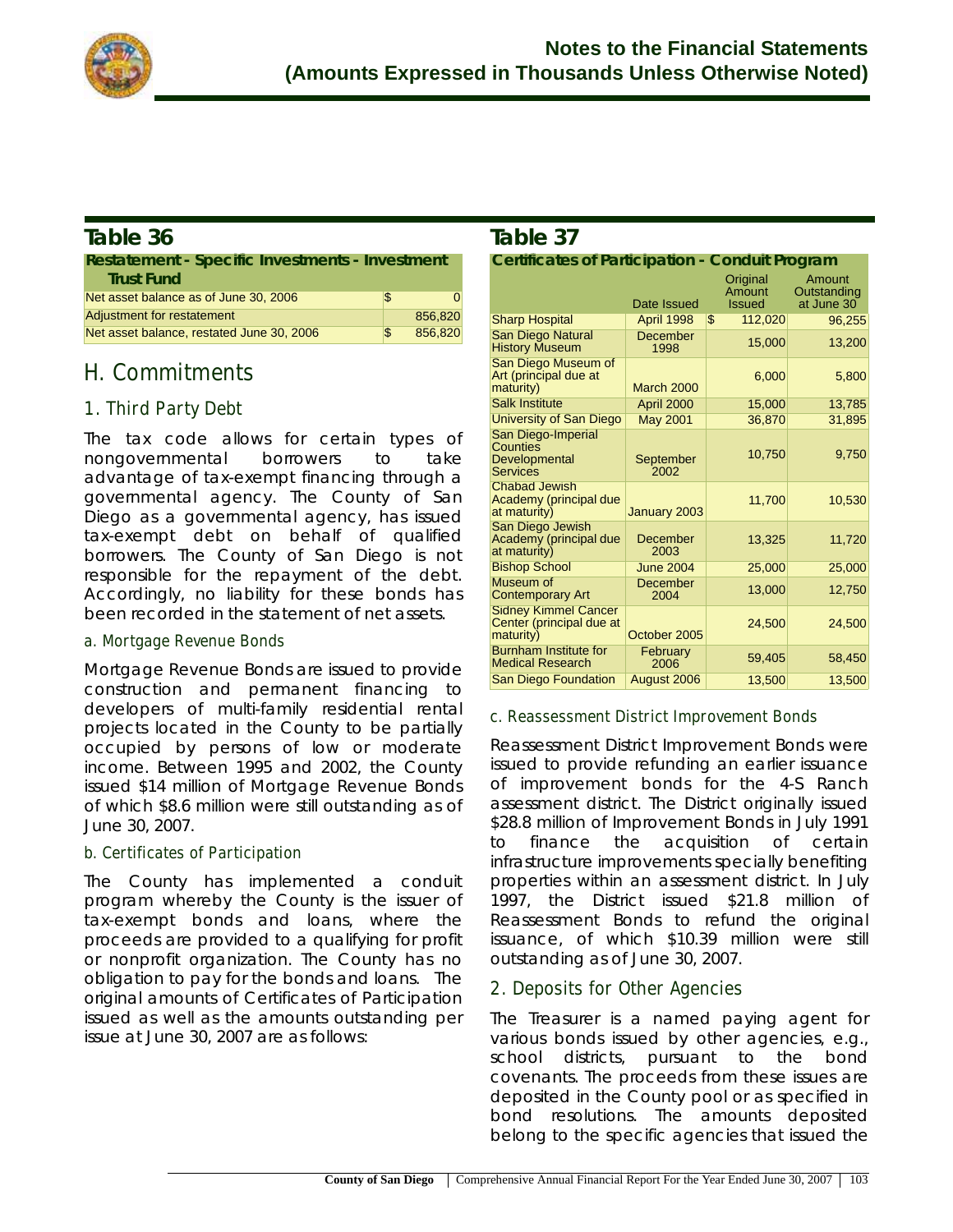## Table 36

**Restatement - Specific Investments - Investment Trust Fund**

| | | |
|---|---|---|
| Net asset balance as of June 30, 2006 | $ | 0 |
| Adjustment for restatement | | 856,820 |
| Net asset balance, restated June 30, 2006 | $ | 856,820 |

# H. Commitments

## 1. Third Party Debt

The tax code allows for certain types of nongovernmental borrowers to take advantage of tax-exempt financing through a governmental agency. The County of San Diego as a governmental agency, has issued tax-exempt debt on behalf of qualified borrowers. The County of San Diego is not responsible for the repayment of the debt. Accordingly, no liability for these bonds has been recorded in the statement of net assets.

### a. Mortgage Revenue Bonds

Mortgage Revenue Bonds are issued to provide construction and permanent financing to developers of multi-family residential rental projects located in the County to be partially occupied by persons of low or moderate income. Between 1995 and 2002, the County issued $14 million of Mortgage Revenue Bonds of which $8.6 million were still outstanding as of June 30, 2007.

### b. Certificates of Participation

The County has implemented a conduit program whereby the County is the issuer of tax-exempt bonds and loans, where the proceeds are provided to a qualifying for profit or nonprofit organization. The County has no obligation to pay for the bonds and loans. The original amounts of Certificates of Participation issued as well as the amounts outstanding per issue at June 30, 2007 are as follows:

## Table 37

**Certificates of Participation - Conduit Program**

| | Date Issued | Original Amount Issued | Amount Outstanding at June 30 |
|---|---|---|---|
| Sharp Hospital | April 1998 | $ 112,020 | 96,255 |
| San Diego Natural History Museum | December 1998 | 15,000 | 13,200 |
| San Diego Museum of Art (principal due at maturity) | March 2000 | 6,000 | 5,800 |
| Salk Institute | April 2000 | 15,000 | 13,785 |
| University of San Diego | May 2001 | 36,870 | 31,895 |
| San Diego-Imperial Counties Developmental Services | September 2002 | 10,750 | 9,750 |
| Chabad Jewish Academy (principal due at maturity) | January 2003 | 11,700 | 10,530 |
| San Diego Jewish Academy (principal due at maturity) | December 2003 | 13,325 | 11,720 |
| Bishop School | June 2004 | 25,000 | 25,000 |
| Museum of Contemporary Art | December 2004 | 13,000 | 12,750 |
| Sidney Kimmel Cancer Center (principal due at maturity) | October 2005 | 24,500 | 24,500 |
| Burnham Institute for Medical Research | February 2006 | 59,405 | 58,450 |
| San Diego Foundation | August 2006 | 13,500 | 13,500 |

### c. Reassessment District Improvement Bonds

Reassessment District Improvement Bonds were issued to provide refunding an earlier issuance of improvement bonds for the 4-S Ranch assessment district. The District originally issued $28.8 million of Improvement Bonds in July 1991 to finance the acquisition of certain infrastructure improvements specially benefiting properties within an assessment district. In July 1997, the District issued $21.8 million of Reassessment Bonds to refund the original issuance, of which $10.39 million were still outstanding as of June 30, 2007.

## 2. Deposits for Other Agencies

The Treasurer is a named paying agent for various bonds issued by other agencies, e.g., school districts, pursuant to the bond covenants. The proceeds from these issues are deposited in the County pool or as specified in bond resolutions. The amounts deposited belong to the specific agencies that issued the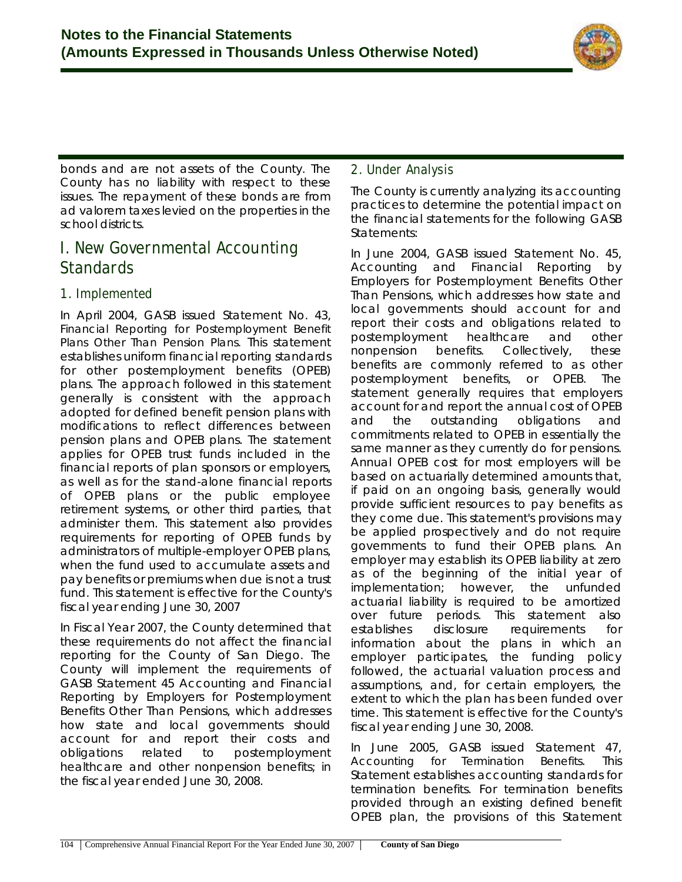bonds and are not assets of the County. The County has no liability with respect to these issues. The repayment of these bonds are from ad valorem taxes levied on the properties in the school districts.

## I. New Governmental Accounting Standards

### 1. Implemented

In April 2004, GASB issued Statement No. 43, *Financial Reporting for Postemployment Benefit Plans Other Than Pension Plans*. This statement establishes uniform financial reporting standards for other postemployment benefits (OPEB) plans. The approach followed in this statement generally is consistent with the approach adopted for defined benefit pension plans with modifications to reflect differences between pension plans and OPEB plans. The statement applies for OPEB trust funds included in the financial reports of plan sponsors or employers, as well as for the stand-alone financial reports of OPEB plans or the public employee retirement systems, or other third parties, that administer them. This statement also provides requirements for reporting of OPEB funds by administrators of multiple-employer OPEB plans, when the fund used to accumulate assets and pay benefits or premiums when due is not a trust fund. This statement is effective for the County's fiscal year ending June 30, 2007

In Fiscal Year 2007, the County determined that these requirements do not affect the financial reporting for the County of San Diego. The County will implement the requirements of GASB Statement 45 Accounting and Financial Reporting by Employers for Postemployment Benefits Other Than Pensions, which addresses how state and local governments should account for and report their costs and obligations related to postemployment healthcare and other nonpension benefits; in the fiscal year ended June 30, 2008.

### 2. Under Analysis

The County is currently analyzing its accounting practices to determine the potential impact on the financial statements for the following GASB Statements:

In June 2004, GASB issued Statement No. 45, *Accounting and Financial Reporting by Employers for Postemployment Benefits Other Than Pensions*, which addresses how state and local governments should account for and report their costs and obligations related to postemployment healthcare and other nonpension benefits. Collectively, these benefits are commonly referred to as other postemployment benefits, or OPEB. The statement generally requires that employers account for and report the annual cost of OPEB and the outstanding obligations and commitments related to OPEB in essentially the same manner as they currently do for pensions. Annual OPEB cost for most employers will be based on actuarially determined amounts that, if paid on an ongoing basis, generally would provide sufficient resources to pay benefits as they come due. This statement's provisions may be applied prospectively and do not require governments to fund their OPEB plans. An employer may establish its OPEB liability at zero as of the beginning of the initial year of implementation; however, the unfunded actuarial liability is required to be amortized over future periods. This statement also establishes disclosure requirements for information about the plans in which an employer participates, the funding policy followed, the actuarial valuation process and assumptions, and, for certain employers, the extent to which the plan has been funded over time. This statement is effective for the County's fiscal year ending June 30, 2008.

In June 2005, GASB issued Statement 47, *Accounting for Termination Benefits*. This Statement establishes accounting standards for termination benefits. For termination benefits provided through an existing defined benefit OPEB plan, the provisions of this Statement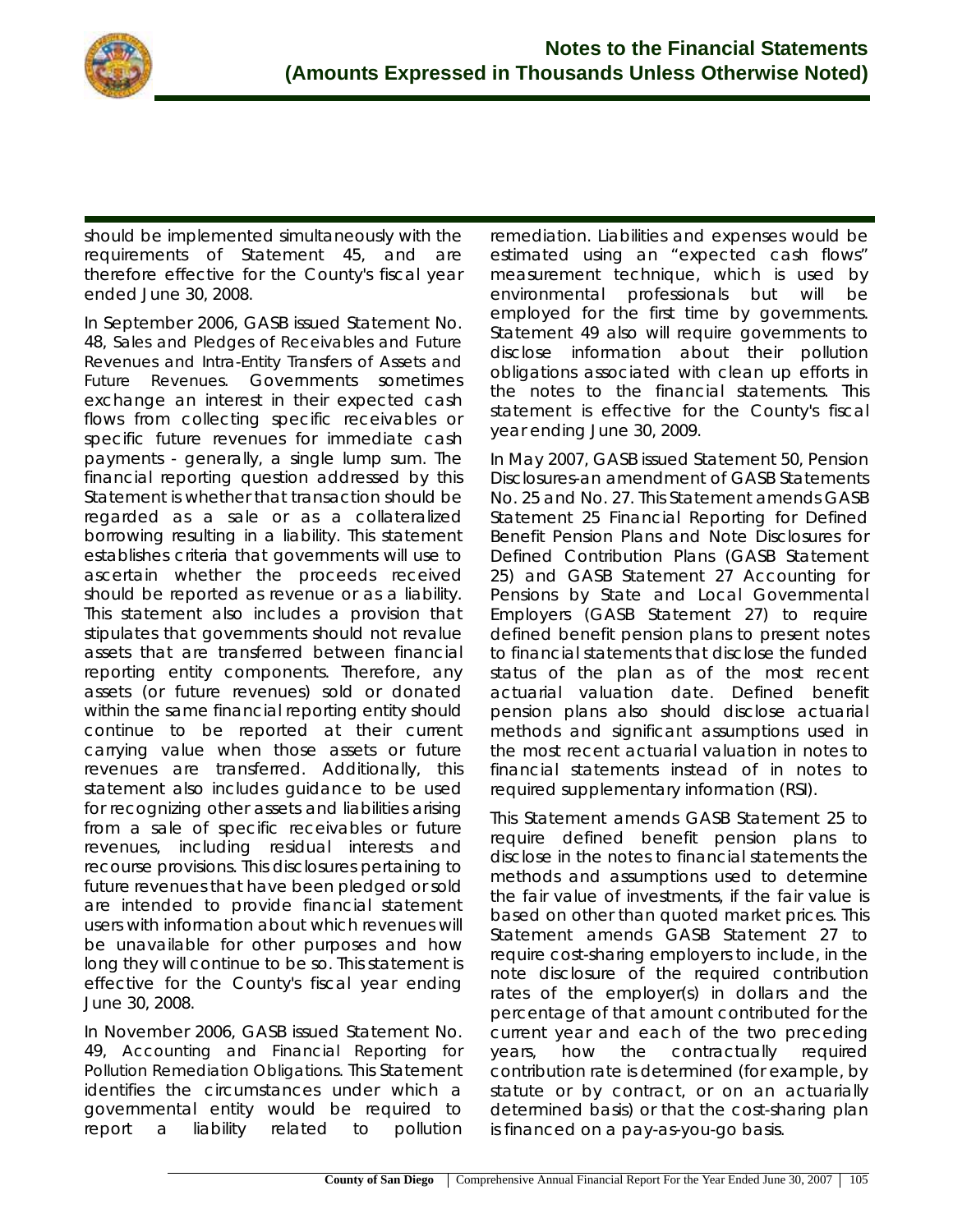should be implemented simultaneously with the requirements of Statement 45, and are therefore effective for the County's fiscal year ended June 30, 2008.

In September 2006, GASB issued Statement No. 48, *Sales and Pledges of Receivables and Future Revenues and Intra-Entity Transfers of Assets and Future Revenues*. Governments sometimes exchange an interest in their expected cash flows from collecting specific receivables or specific future revenues for immediate cash payments - generally, a single lump sum. The financial reporting question addressed by this Statement is whether that transaction should be regarded as a sale or as a collateralized borrowing resulting in a liability. This statement establishes criteria that governments will use to ascertain whether the proceeds received should be reported as revenue or as a liability. This statement also includes a provision that stipulates that governments should not revalue assets that are transferred between financial reporting entity components. Therefore, any assets (or future revenues) sold or donated within the same financial reporting entity should continue to be reported at their current carrying value when those assets or future revenues are transferred. Additionally, this statement also includes guidance to be used for recognizing other assets and liabilities arising from a sale of specific receivables or future revenues, including residual interests and recourse provisions. This disclosures pertaining to future revenues that have been pledged or sold are intended to provide financial statement users with information about which revenues will be unavailable for other purposes and how long they will continue to be so. This statement is effective for the County's fiscal year ending June 30, 2008.

In November 2006, GASB issued Statement No. 49, *Accounting and Financial Reporting for Pollution Remediation Obligations*. This Statement identifies the circumstances under which a governmental entity would be required to report a liability related to pollution remediation. Liabilities and expenses would be estimated using an "expected cash flows" measurement technique, which is used by environmental professionals but will be employed for the first time by governments. Statement 49 also will require governments to disclose information about their pollution obligations associated with clean up efforts in the notes to the financial statements. This statement is effective for the County's fiscal year ending June 30, 2009.

In May 2007, GASB issued Statement 50, Pension Disclosures-an amendment of GASB Statements No. 25 and No. 27. This Statement amends GASB Statement 25 Financial Reporting for Defined Benefit Pension Plans and Note Disclosures for Defined Contribution Plans (GASB Statement 25) and GASB Statement 27 Accounting for Pensions by State and Local Governmental Employers (GASB Statement 27) to require defined benefit pension plans to present notes to financial statements that disclose the funded status of the plan as of the most recent actuarial valuation date. Defined benefit pension plans also should disclose actuarial methods and significant assumptions used in the most recent actuarial valuation in notes to financial statements instead of in notes to required supplementary information (RSI).

This Statement amends GASB Statement 25 to require defined benefit pension plans to disclose in the notes to financial statements the methods and assumptions used to determine the fair value of investments, if the fair value is based on other than quoted market prices. This Statement amends GASB Statement 27 to require cost-sharing employers to include, in the note disclosure of the required contribution rates of the employer(s) in dollars and the percentage of that amount contributed for the current year and each of the two preceding years, how the contractually required contribution rate is determined (for example, by statute or by contract, or on an actuarially determined basis) or that the cost-sharing plan is financed on a pay-as-you-go basis.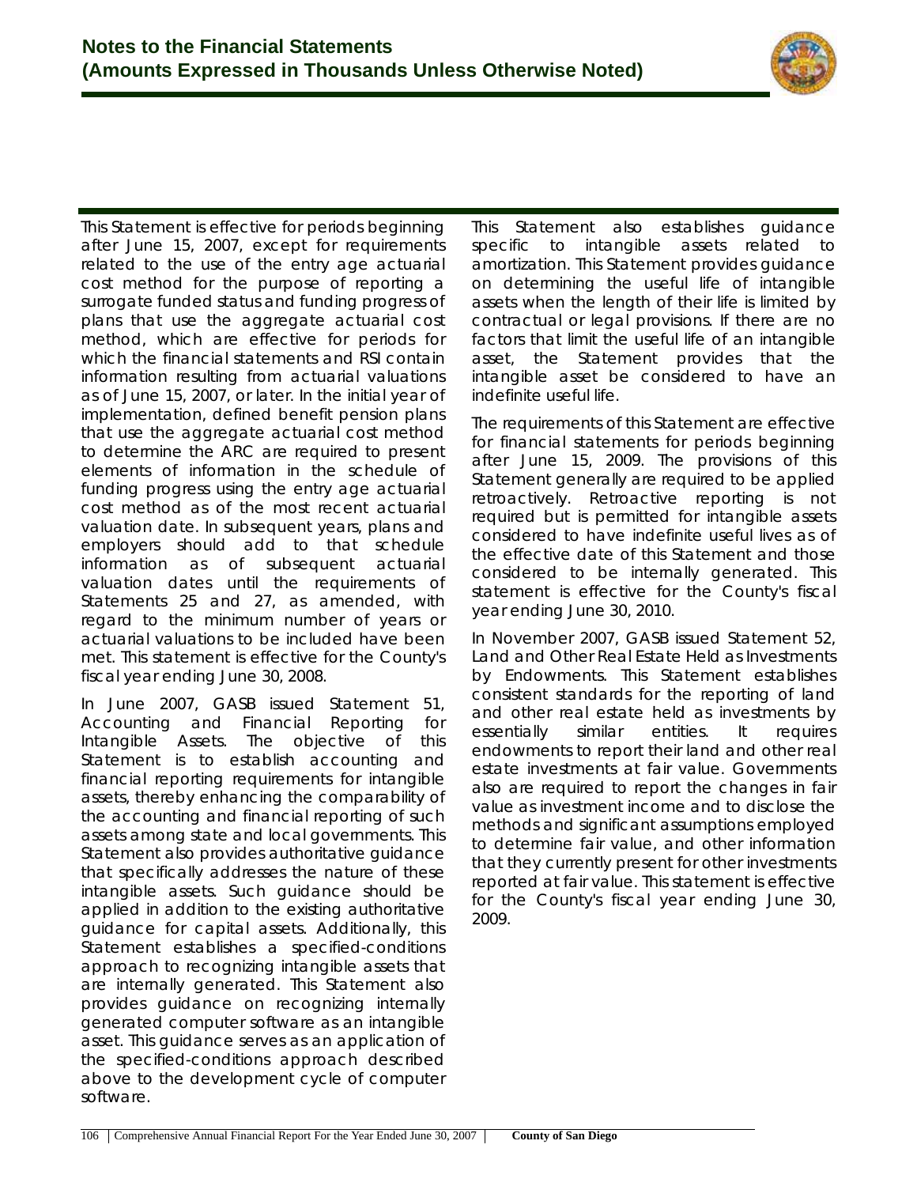This Statement is effective for periods beginning after June 15, 2007, except for requirements related to the use of the entry age actuarial cost method for the purpose of reporting a surrogate funded status and funding progress of plans that use the aggregate actuarial cost method, which are effective for periods for which the financial statements and RSI contain information resulting from actuarial valuations as of June 15, 2007, or later. In the initial year of implementation, defined benefit pension plans that use the aggregate actuarial cost method to determine the ARC are required to present elements of information in the schedule of funding progress using the entry age actuarial cost method as of the most recent actuarial valuation date. In subsequent years, plans and employers should add to that schedule information as of subsequent actuarial valuation dates until the requirements of Statements 25 and 27, as amended, with regard to the minimum number of years or actuarial valuations to be included have been met. This statement is effective for the County's fiscal year ending June 30, 2008.

In June 2007, GASB issued Statement 51, Accounting and Financial Reporting for Intangible Assets. The objective of this Statement is to establish accounting and financial reporting requirements for intangible assets, thereby enhancing the comparability of the accounting and financial reporting of such assets among state and local governments. This Statement also provides authoritative guidance that specifically addresses the nature of these intangible assets. Such guidance should be applied in addition to the existing authoritative guidance for capital assets. Additionally, this Statement establishes a specified-conditions approach to recognizing intangible assets that are internally generated. This Statement also provides guidance on recognizing internally generated computer software as an intangible asset. This guidance serves as an application of the specified-conditions approach described above to the development cycle of computer software.

This Statement also establishes guidance specific to intangible assets related to amortization. This Statement provides guidance on determining the useful life of intangible assets when the length of their life is limited by contractual or legal provisions. If there are no factors that limit the useful life of an intangible asset, the Statement provides that the intangible asset be considered to have an indefinite useful life.

The requirements of this Statement are effective for financial statements for periods beginning after June 15, 2009. The provisions of this Statement generally are required to be applied retroactively. Retroactive reporting is not required but is permitted for intangible assets considered to have indefinite useful lives as of the effective date of this Statement and those considered to be internally generated. This statement is effective for the County's fiscal year ending June 30, 2010.

In November 2007, GASB issued Statement 52, Land and Other Real Estate Held as Investments by Endowments. This Statement establishes consistent standards for the reporting of land and other real estate held as investments by essentially similar entities. It requires endowments to report their land and other real estate investments at fair value. Governments also are required to report the changes in fair value as investment income and to disclose the methods and significant assumptions employed to determine fair value, and other information that they currently present for other investments reported at fair value. This statement is effective for the County's fiscal year ending June 30, 2009.